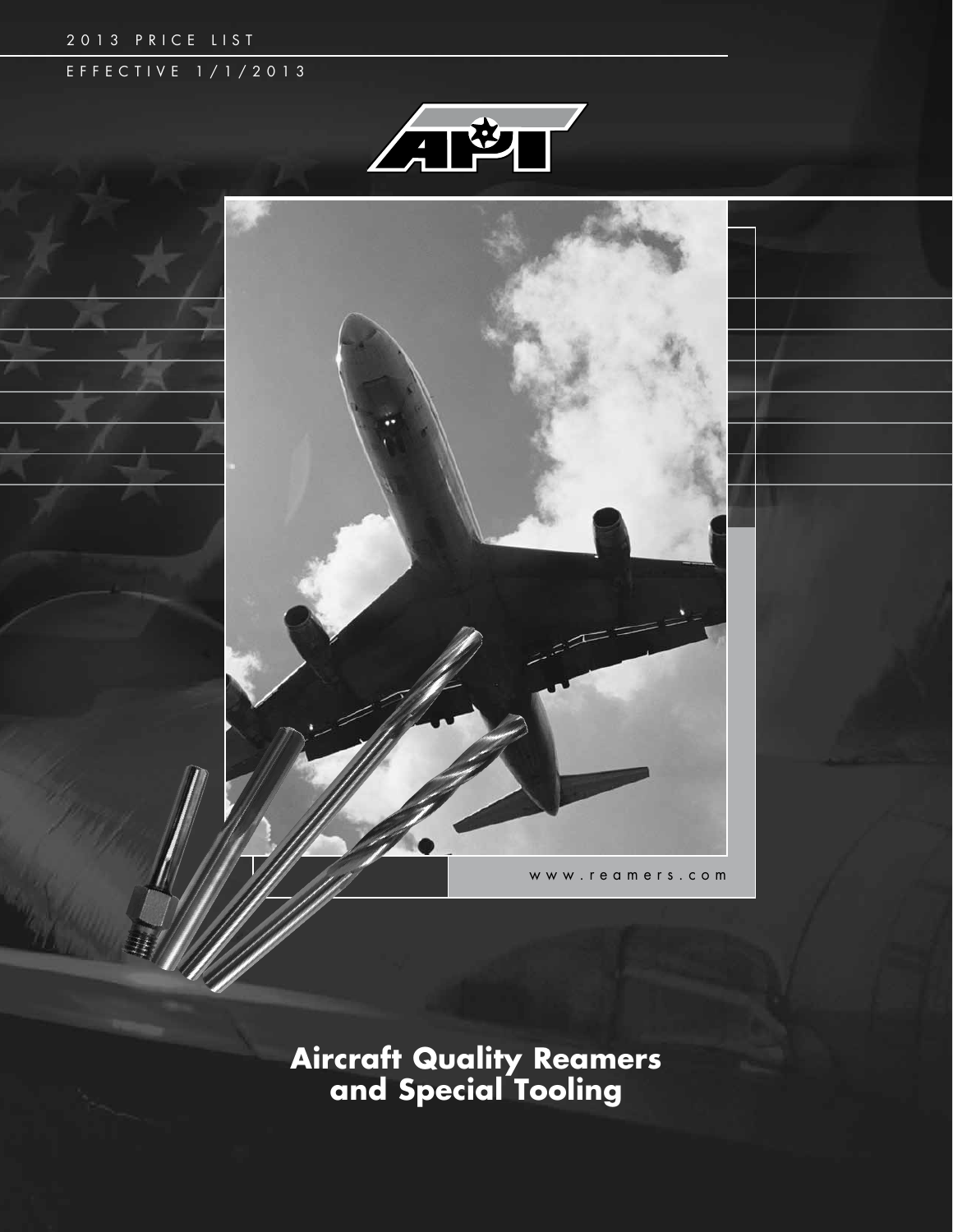2013 PRICE LIST

EFFECTIVE 1/1/2013

www.reamers.com

# Aircraft Quality Reamers and Special Tooling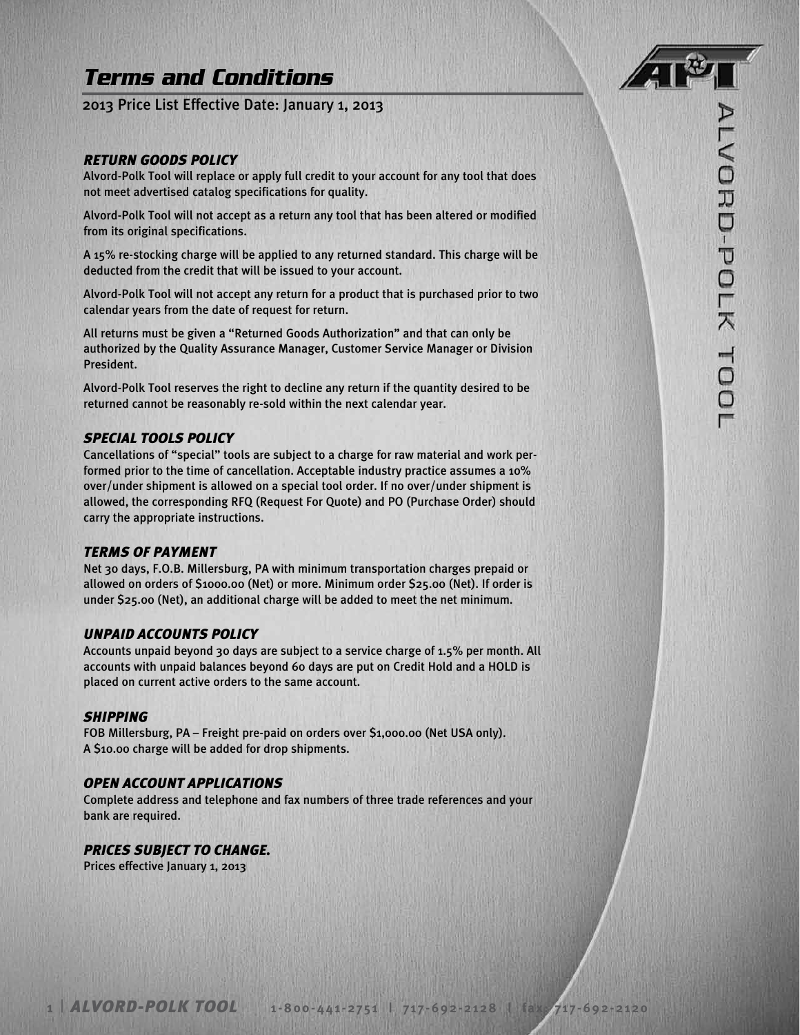# Terms and Conditions

2013 Price List Effective Date: January 1, 2013

### *RETURN GOODS POLICY*

Alvord-Polk Tool will replace or apply full credit to your account for any tool that does not meet advertised catalog specifications for quality.

Alvord-Polk Tool will not accept as a return any tool that has been altered or modified from its original specifications.

A 15% re-stocking charge will be applied to any returned standard. This charge will be deducted from the credit that will be issued to your account.

Alvord-Polk Tool will not accept any return for a product that is purchased prior to two calendar years from the date of request for return.

All returns must be given a "Returned Goods Authorization" and that can only be authorized by the Quality Assurance Manager, Customer Service Manager or Division President.

Alvord-Polk Tool reserves the right to decline any return if the quantity desired to be returned cannot be reasonably re-sold within the next calendar year.

### *SPECIAL TOOLS POLICY*

Cancellations of "special" tools are subject to a charge for raw material and work performed prior to the time of cancellation. Acceptable industry practice assumes a 10% over/under shipment is allowed on a special tool order. If no over/under shipment is allowed, the corresponding RFQ (Request For Quote) and PO (Purchase Order) should carry the appropriate instructions.

### *TERMS OF PAYMENT*

Net 30 days, F.O.B. Millersburg, PA with minimum transportation charges prepaid or allowed on orders of $1000.00 (Net) or more. Minimum order $25.00 (Net). If order is under $25.00 (Net), an additional charge will be added to meet the net minimum.

### *UNPAID ACCOUNTS POLICY*

Accounts unpaid beyond 30 days are subject to a service charge of 1.5% per month. All accounts with unpaid balances beyond 60 days are put on Credit Hold and a HOLD is placed on current active orders to the same account.

### *SHIPPING*

FOB Millersburg, PA – Freight pre-paid on orders over $1,000.00 (Net USA only).
A $10.00 charge will be added for drop shipments.

### *OPEN ACCOUNT APPLICATIONS*

Complete address and telephone and fax numbers of three trade references and your bank are required.

### *PRICES SUBJECT TO CHANGE.*

Prices effective January 1, 2013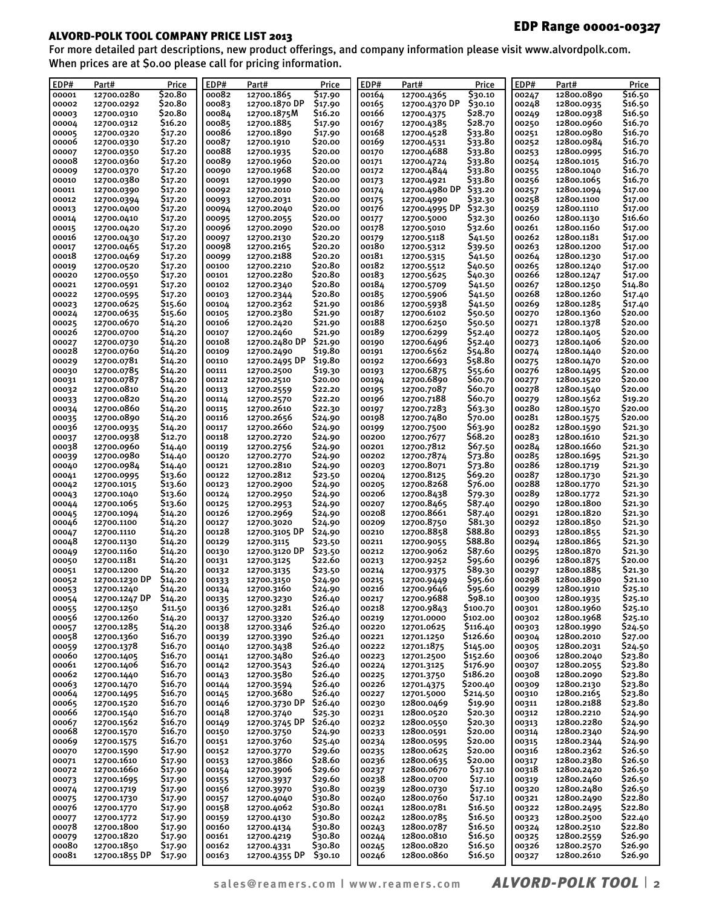## ALVORD-POLK TOOL COMPANY PRICE LIST 2013

**EDP Range 00001-00327**

For more detailed part descriptions, new product offerings, and company information please visit www.alvordpolk.com.
When prices are at $0.00 please call for pricing information.

| EDP# | Part# | Price |
|---|---|---|
| 00001 | 12700.0280 | $20.80 |
| 00002 | 12700.0292 | $20.80 |
| 00003 | 12700.0310 | $20.80 |
| 00004 | 12700.0312 | $16.20 |
| 00005 | 12700.0320 | $17.20 |
| 00006 | 12700.0330 | $17.20 |
| 00007 | 12700.0350 | $17.20 |
| 00008 | 12700.0360 | $17.20 |
| 00009 | 12700.0370 | $17.20 |
| 00010 | 12700.0380 | $17.20 |
| 00011 | 12700.0390 | $17.20 |
| 00012 | 12700.0394 | $17.20 |
| 00013 | 12700.0400 | $17.20 |
| 00014 | 12700.0410 | $17.20 |
| 00015 | 12700.0420 | $17.20 |
| 00016 | 12700.0430 | $17.20 |
| 00017 | 12700.0465 | $17.20 |
| 00018 | 12700.0469 | $17.20 |
| 00019 | 12700.0520 | $17.20 |
| 00020 | 12700.0550 | $17.20 |
| 00021 | 12700.0591 | $17.20 |
| 00022 | 12700.0595 | $17.20 |
| 00023 | 12700.0625 | $15.60 |
| 00024 | 12700.0635 | $15.60 |
| 00025 | 12700.0670 | $14.20 |
| 00026 | 12700.0700 | $14.20 |
| 00027 | 12700.0730 | $14.20 |
| 00028 | 12700.0760 | $14.20 |
| 00029 | 12700.0781 | $14.20 |
| 00030 | 12700.0785 | $14.20 |
| 00031 | 12700.0787 | $14.20 |
| 00032 | 12700.0810 | $14.20 |
| 00033 | 12700.0820 | $14.20 |
| 00034 | 12700.0860 | $14.20 |
| 00035 | 12700.0890 | $14.20 |
| 00036 | 12700.0935 | $14.20 |
| 00037 | 12700.0938 | $12.70 |
| 00038 | 12700.0960 | $14.40 |
| 00039 | 12700.0980 | $14.40 |
| 00040 | 12700.0984 | $14.40 |
| 00041 | 12700.0995 | $13.60 |
| 00042 | 12700.1015 | $13.60 |
| 00043 | 12700.1040 | $13.60 |
| 00044 | 12700.1065 | $13.60 |
| 00045 | 12700.1094 | $14.20 |
| 00046 | 12700.1100 | $14.20 |
| 00047 | 12700.1110 | $14.20 |
| 00048 | 12700.1130 | $14.20 |
| 00049 | 12700.1160 | $14.20 |
| 00050 | 12700.1181 | $14.20 |
| 00051 | 12700.1200 | $14.20 |
| 00052 | 12700.1230 DP | $14.20 |
| 00053 | 12700.1240 | $14.20 |
| 00054 | 12700.1247 DP | $14.20 |
| 00055 | 12700.1250 | $11.50 |
| 00056 | 12700.1260 | $14.20 |
| 00057 | 12700.1285 | $14.20 |
| 00058 | 12700.1360 | $16.70 |
| 00059 | 12700.1378 | $16.70 |
| 00060 | 12700.1405 | $16.70 |
| 00061 | 12700.1406 | $16.70 |
| 00062 | 12700.1440 | $16.70 |
| 00063 | 12700.1470 | $16.70 |
| 00064 | 12700.1495 | $16.70 |
| 00065 | 12700.1520 | $16.70 |
| 00066 | 12700.1540 | $16.70 |
| 00067 | 12700.1562 | $16.70 |
| 00068 | 12700.1570 | $16.70 |
| 00069 | 12700.1575 | $16.70 |
| 00070 | 12700.1590 | $17.90 |
| 00071 | 12700.1610 | $17.90 |
| 00072 | 12700.1660 | $17.90 |
| 00073 | 12700.1695 | $17.90 |
| 00074 | 12700.1719 | $17.90 |
| 00075 | 12700.1730 | $17.90 |
| 00076 | 12700.1770 | $17.90 |
| 00077 | 12700.1772 | $17.90 |
| 00078 | 12700.1800 | $17.90 |
| 00079 | 12700.1820 | $17.90 |
| 00080 | 12700.1850 | $17.90 |
| 00081 | 12700.1855 DP | $17.90 |
| 00082 | 12700.1865 | $17.90 |
| 00083 | 12700.1870 DP | $17.90 |
| 00084 | 12700.1875M | $16.20 |
| 00085 | 12700.1885 | $17.90 |
| 00086 | 12700.1890 | $17.90 |
| 00087 | 12700.1910 | $20.00 |
| 00088 | 12700.1935 | $20.00 |
| 00089 | 12700.1960 | $20.00 |
| 00090 | 12700.1968 | $20.00 |
| 00091 | 12700.1990 | $20.00 |
| 00092 | 12700.2010 | $20.00 |
| 00093 | 12700.2031 | $20.00 |
| 00094 | 12700.2040 | $20.00 |
| 00095 | 12700.2055 | $20.00 |
| 00096 | 12700.2090 | $20.00 |
| 00097 | 12700.2130 | $20.20 |
| 00098 | 12700.2165 | $20.20 |
| 00099 | 12700.2188 | $20.20 |
| 00100 | 12700.2210 | $20.80 |
| 00101 | 12700.2280 | $20.80 |
| 00102 | 12700.2340 | $20.80 |
| 00103 | 12700.2344 | $20.80 |
| 00104 | 12700.2362 | $21.90 |
| 00105 | 12700.2380 | $21.90 |
| 00106 | 12700.2420 | $21.90 |
| 00107 | 12700.2460 | $21.90 |
| 00108 | 12700.2480 DP | $21.90 |
| 00109 | 12700.2490 | $19.80 |
| 00110 | 12700.2495 DP | $19.80 |
| 00111 | 12700.2500 | $19.30 |
| 00112 | 12700.2510 | $20.00 |
| 00113 | 12700.2559 | $22.20 |
| 00114 | 12700.2570 | $22.20 |
| 00115 | 12700.2610 | $22.30 |
| 00116 | 12700.2656 | $24.90 |
| 00117 | 12700.2660 | $24.90 |
| 00118 | 12700.2720 | $24.90 |
| 00119 | 12700.2756 | $24.90 |
| 00120 | 12700.2770 | $24.90 |
| 00121 | 12700.2810 | $24.90 |
| 00122 | 12700.2812 | $23.50 |
| 00123 | 12700.2900 | $24.90 |
| 00124 | 12700.2950 | $24.90 |
| 00125 | 12700.2953 | $24.90 |
| 00126 | 12700.2969 | $24.90 |
| 00127 | 12700.3020 | $24.90 |
| 00128 | 12700.3105 DP | $24.90 |
| 00129 | 12700.3115 | $23.50 |
| 00130 | 12700.3120 DP | $23.50 |
| 00131 | 12700.3125 | $22.60 |
| 00132 | 12700.3135 | $23.50 |
| 00133 | 12700.3150 | $24.90 |
| 00134 | 12700.3160 | $24.90 |
| 00135 | 12700.3230 | $26.40 |
| 00136 | 12700.3281 | $26.40 |
| 00137 | 12700.3320 | $26.40 |
| 00138 | 12700.3346 | $26.40 |
| 00139 | 12700.3390 | $26.40 |
| 00140 | 12700.3438 | $26.40 |
| 00141 | 12700.3480 | $26.40 |
| 00142 | 12700.3543 | $26.40 |
| 00143 | 12700.3580 | $26.40 |
| 00144 | 12700.3594 | $26.40 |
| 00145 | 12700.3680 | $26.40 |
| 00146 | 12700.3730 DP | $26.40 |
| 00148 | 12700.3740 | $25.30 |
| 00149 | 12700.3745 DP | $26.40 |
| 00150 | 12700.3750 | $24.90 |
| 00151 | 12700.3760 | $25.40 |
| 00152 | 12700.3770 | $29.60 |
| 00153 | 12700.3860 | $28.60 |
| 00154 | 12700.3906 | $29.60 |
| 00155 | 12700.3937 | $29.60 |
| 00156 | 12700.3970 | $30.80 |
| 00157 | 12700.4040 | $30.80 |
| 00158 | 12700.4062 | $30.80 |
| 00159 | 12700.4130 | $30.80 |
| 00160 | 12700.4134 | $30.80 |
| 00161 | 12700.4219 | $30.80 |
| 00162 | 12700.4331 | $30.80 |
| 00163 | 12700.4355 DP | $30.10 |
| 00164 | 12700.4365 | $30.10 |
| 00165 | 12700.4370 DP | $30.10 |
| 00166 | 12700.4375 | $28.70 |
| 00167 | 12700.4385 | $28.70 |
| 00168 | 12700.4528 | $33.80 |
| 00169 | 12700.4531 | $33.80 |
| 00170 | 12700.4688 | $33.80 |
| 00171 | 12700.4724 | $33.80 |
| 00172 | 12700.4844 | $33.80 |
| 00173 | 12700.4921 | $33.80 |
| 00174 | 12700.4980 DP | $33.20 |
| 00175 | 12700.4990 | $32.30 |
| 00176 | 12700.4995 DP | $32.30 |
| 00177 | 12700.5000 | $32.30 |
| 00178 | 12700.5010 | $32.60 |
| 00179 | 12700.5118 | $41.50 |
| 00180 | 12700.5312 | $39.50 |
| 00181 | 12700.5315 | $41.50 |
| 00182 | 12700.5512 | $40.50 |
| 00183 | 12700.5625 | $40.30 |
| 00184 | 12700.5709 | $41.50 |
| 00185 | 12700.5906 | $41.50 |
| 00186 | 12700.5938 | $41.50 |
| 00187 | 12700.6102 | $50.50 |
| 00188 | 12700.6250 | $50.50 |
| 00189 | 12700.6299 | $52.40 |
| 00190 | 12700.6496 | $52.40 |
| 00191 | 12700.6562 | $54.80 |
| 00192 | 12700.6693 | $58.80 |
| 00193 | 12700.6875 | $55.60 |
| 00194 | 12700.6890 | $60.70 |
| 00195 | 12700.7087 | $60.70 |
| 00196 | 12700.7188 | $60.70 |
| 00197 | 12700.7283 | $63.30 |
| 00198 | 12700.7480 | $70.00 |
| 00199 | 12700.7500 | $63.90 |
| 00200 | 12700.7677 | $68.20 |
| 00201 | 12700.7812 | $67.50 |
| 00202 | 12700.7874 | $73.80 |
| 00203 | 12700.8071 | $73.80 |
| 00204 | 12700.8125 | $69.20 |
| 00205 | 12700.8268 | $76.00 |
| 00206 | 12700.8438 | $79.30 |
| 00207 | 12700.8465 | $87.40 |
| 00208 | 12700.8661 | $87.40 |
| 00209 | 12700.8750 | $81.30 |
| 00210 | 12700.8858 | $88.80 |
| 00211 | 12700.9055 | $88.80 |
| 00212 | 12700.9062 | $87.60 |
| 00213 | 12700.9252 | $95.60 |
| 00214 | 12700.9375 | $89.30 |
| 00215 | 12700.9449 | $95.60 |
| 00216 | 12700.9646 | $95.60 |
| 00217 | 12700.9688 | $98.10 |
| 00218 | 12700.9843 | $100.70 |
| 00219 | 12701.0000 | $102.00 |
| 00220 | 12701.0625 | $116.40 |
| 00221 | 12701.1250 | $126.60 |
| 00222 | 12701.1875 | $145.00 |
| 00223 | 12701.2500 | $152.60 |
| 00224 | 12701.3125 | $176.90 |
| 00225 | 12701.3750 | $186.20 |
| 00226 | 12701.4375 | $200.40 |
| 00227 | 12701.5000 | $214.50 |
| 00230 | 12800.0469 | $19.90 |
| 00231 | 12800.0520 | $20.30 |
| 00232 | 12800.0550 | $20.30 |
| 00233 | 12800.0591 | $20.00 |
| 00234 | 12800.0595 | $20.00 |
| 00235 | 12800.0625 | $20.00 |
| 00236 | 12800.0635 | $20.00 |
| 00237 | 12800.0670 | $17.10 |
| 00238 | 12800.0700 | $17.10 |
| 00239 | 12800.0730 | $17.10 |
| 00240 | 12800.0760 | $17.10 |
| 00241 | 12800.0781 | $16.50 |
| 00242 | 12800.0785 | $16.50 |
| 00243 | 12800.0787 | $16.50 |
| 00244 | 12800.0810 | $16.50 |
| 00245 | 12800.0820 | $16.50 |
| 00246 | 12800.0860 | $16.50 |
| 00247 | 12800.0890 | $16.50 |
| 00248 | 12800.0935 | $16.50 |
| 00249 | 12800.0938 | $16.50 |
| 00250 | 12800.0960 | $16.70 |
| 00251 | 12800.0980 | $16.70 |
| 00252 | 12800.0984 | $16.70 |
| 00253 | 12800.0995 | $16.70 |
| 00254 | 12800.1015 | $16.70 |
| 00255 | 12800.1040 | $16.70 |
| 00256 | 12800.1065 | $16.70 |
| 00257 | 12800.1094 | $17.00 |
| 00258 | 12800.1100 | $17.00 |
| 00259 | 12800.1110 | $17.00 |
| 00260 | 12800.1130 | $16.60 |
| 00261 | 12800.1160 | $17.00 |
| 00262 | 12800.1181 | $17.00 |
| 00263 | 12800.1200 | $17.00 |
| 00264 | 12800.1230 | $17.00 |
| 00265 | 12800.1240 | $17.00 |
| 00266 | 12800.1247 | $17.00 |
| 00267 | 12800.1250 | $14.80 |
| 00268 | 12800.1260 | $17.40 |
| 00269 | 12800.1285 | $17.40 |
| 00270 | 12800.1360 | $20.00 |
| 00271 | 12800.1378 | $20.00 |
| 00272 | 12800.1405 | $20.00 |
| 00273 | 12800.1406 | $20.00 |
| 00274 | 12800.1440 | $20.00 |
| 00275 | 12800.1470 | $20.00 |
| 00276 | 12800.1495 | $20.00 |
| 00277 | 12800.1520 | $20.00 |
| 00278 | 12800.1540 | $20.00 |
| 00279 | 12800.1562 | $19.20 |
| 00280 | 12800.1570 | $20.00 |
| 00281 | 12800.1575 | $20.00 |
| 00282 | 12800.1590 | $21.30 |
| 00283 | 12800.1610 | $21.30 |
| 00284 | 12800.1660 | $21.30 |
| 00285 | 12800.1695 | $21.30 |
| 00286 | 12800.1719 | $21.30 |
| 00287 | 12800.1730 | $21.30 |
| 00288 | 12800.1770 | $21.30 |
| 00289 | 12800.1772 | $21.30 |
| 00290 | 12800.1800 | $21.30 |
| 00291 | 12800.1820 | $21.30 |
| 00292 | 12800.1850 | $21.30 |
| 00293 | 12800.1855 | $21.30 |
| 00294 | 12800.1865 | $21.30 |
| 00295 | 12800.1870 | $21.30 |
| 00296 | 12800.1875 | $20.00 |
| 00297 | 12800.1885 | $21.30 |
| 00298 | 12800.1890 | $21.10 |
| 00299 | 12800.1910 | $25.10 |
| 00300 | 12800.1935 | $25.10 |
| 00301 | 12800.1960 | $25.10 |
| 00302 | 12800.1968 | $25.10 |
| 00303 | 12800.1990 | $24.50 |
| 00304 | 12800.2010 | $27.00 |
| 00305 | 12800.2031 | $24.50 |
| 00306 | 12800.2040 | $23.80 |
| 00307 | 12800.2055 | $23.80 |
| 00308 | 12800.2090 | $23.80 |
| 00309 | 12800.2130 | $23.80 |
| 00310 | 12800.2165 | $23.80 |
| 00311 | 12800.2188 | $23.80 |
| 00312 | 12800.2210 | $24.90 |
| 00313 | 12800.2280 | $24.90 |
| 00314 | 12800.2340 | $24.90 |
| 00315 | 12800.2344 | $24.90 |
| 00316 | 12800.2362 | $26.50 |
| 00317 | 12800.2380 | $26.50 |
| 00318 | 12800.2420 | $26.50 |
| 00319 | 12800.2460 | $26.50 |
| 00320 | 12800.2480 | $26.50 |
| 00321 | 12800.2490 | $22.80 |
| 00322 | 12800.2495 | $22.80 |
| 00323 | 12800.2500 | $22.40 |
| 00324 | 12800.2510 | $22.80 |
| 00325 | 12800.2559 | $26.90 |
| 00326 | 12800.2570 | $26.90 |
| 00327 | 12800.2610 | $26.90 |

sales@reamers.com | www.reamers.com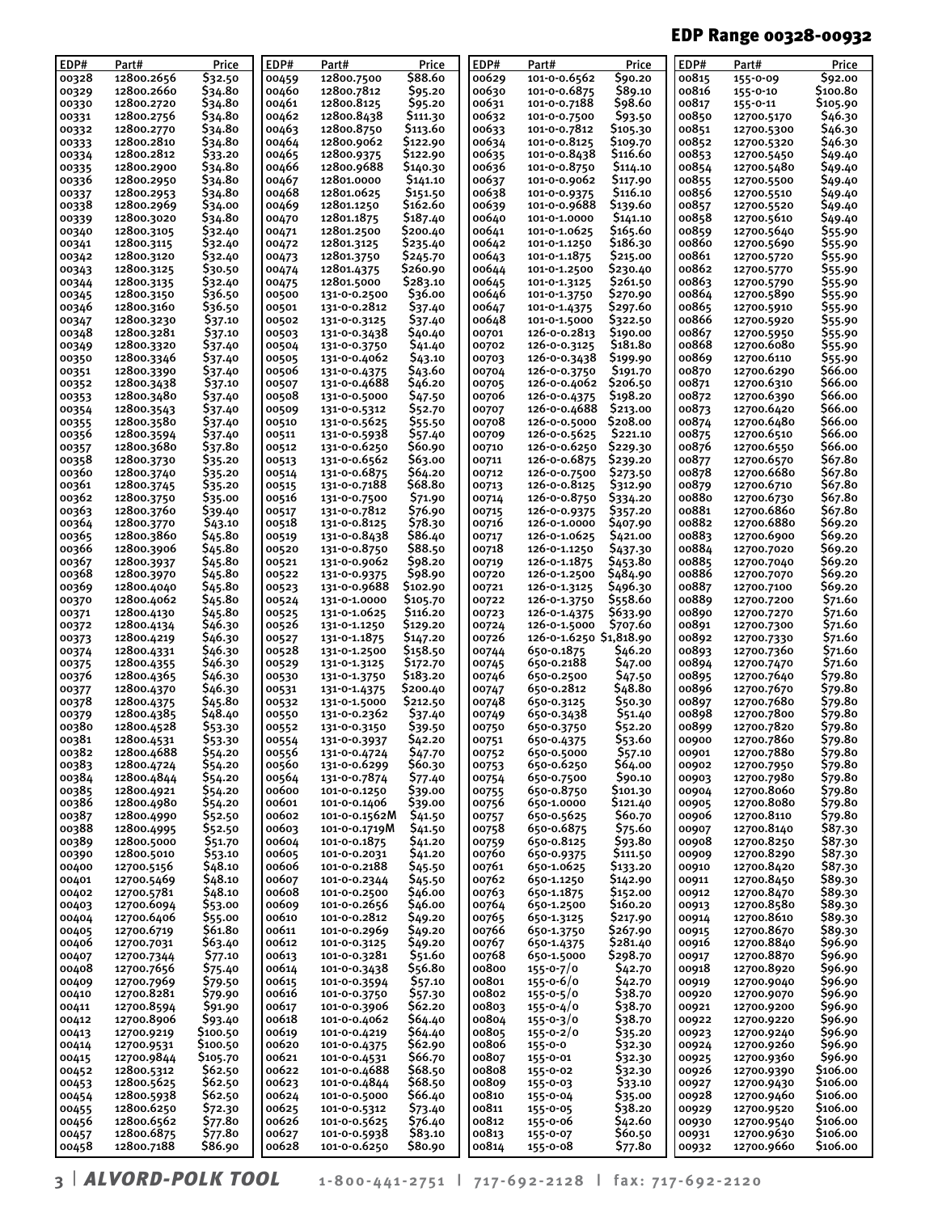## EDP Range 00328-00932

| EDP# | Part# | Price |
|---|---|---|
| 00328 | 12800.2656 | $32.50 |
| 00329 | 12800.2660 | $34.80 |
| 00330 | 12800.2720 | $34.80 |
| 00331 | 12800.2756 | $34.80 |
| 00332 | 12800.2770 | $34.80 |
| 00333 | 12800.2810 | $34.80 |
| 00334 | 12800.2812 | $33.20 |
| 00335 | 12800.2900 | $34.80 |
| 00336 | 12800.2950 | $34.80 |
| 00337 | 12800.2953 | $34.80 |
| 00338 | 12800.2969 | $34.00 |
| 00339 | 12800.3020 | $34.80 |
| 00340 | 12800.3105 | $32.40 |
| 00341 | 12800.3115 | $32.40 |
| 00342 | 12800.3120 | $32.40 |
| 00343 | 12800.3125 | $30.50 |
| 00344 | 12800.3135 | $32.40 |
| 00345 | 12800.3150 | $36.50 |
| 00346 | 12800.3160 | $36.50 |
| 00347 | 12800.3230 | $37.10 |
| 00348 | 12800.3281 | $37.10 |
| 00349 | 12800.3320 | $37.40 |
| 00350 | 12800.3346 | $37.40 |
| 00351 | 12800.3390 | $37.40 |
| 00352 | 12800.3438 | $37.10 |
| 00353 | 12800.3480 | $37.40 |
| 00354 | 12800.3543 | $37.40 |
| 00355 | 12800.3580 | $37.40 |
| 00356 | 12800.3594 | $37.40 |
| 00357 | 12800.3680 | $37.80 |
| 00358 | 12800.3730 | $35.20 |
| 00360 | 12800.3740 | $35.20 |
| 00361 | 12800.3745 | $35.20 |
| 00362 | 12800.3750 | $35.00 |
| 00363 | 12800.3760 | $39.40 |
| 00364 | 12800.3770 | $43.10 |
| 00365 | 12800.3860 | $45.80 |
| 00366 | 12800.3906 | $45.80 |
| 00367 | 12800.3937 | $45.80 |
| 00368 | 12800.3970 | $45.80 |
| 00369 | 12800.4040 | $45.80 |
| 00370 | 12800.4062 | $45.80 |
| 00371 | 12800.4130 | $45.80 |
| 00372 | 12800.4134 | $46.30 |
| 00373 | 12800.4219 | $46.30 |
| 00374 | 12800.4331 | $46.30 |
| 00375 | 12800.4355 | $46.30 |
| 00376 | 12800.4365 | $46.30 |
| 00377 | 12800.4370 | $46.30 |
| 00378 | 12800.4375 | $45.80 |
| 00379 | 12800.4385 | $48.40 |
| 00380 | 12800.4528 | $53.30 |
| 00381 | 12800.4531 | $53.30 |
| 00382 | 12800.4688 | $54.20 |
| 00383 | 12800.4724 | $54.20 |
| 00384 | 12800.4844 | $54.20 |
| 00385 | 12800.4921 | $54.20 |
| 00386 | 12800.4980 | $54.20 |
| 00387 | 12800.4990 | $52.50 |
| 00388 | 12800.4995 | $52.50 |
| 00389 | 12800.5000 | $51.70 |
| 00390 | 12800.5010 | $53.10 |
| 00400 | 12700.5156 | $48.10 |
| 00401 | 12700.5469 | $48.10 |
| 00402 | 12700.5781 | $48.10 |
| 00403 | 12700.6094 | $53.00 |
| 00404 | 12700.6406 | $55.00 |
| 00405 | 12700.6719 | $61.80 |
| 00406 | 12700.7031 | $63.40 |
| 00407 | 12700.7344 | $77.10 |
| 00408 | 12700.7656 | $75.40 |
| 00409 | 12700.7969 | $79.50 |
| 00410 | 12700.8281 | $79.90 |
| 00411 | 12700.8594 | $91.90 |
| 00412 | 12700.8906 | $93.40 |
| 00413 | 12700.9219 | $100.50 |
| 00414 | 12700.9531 | $100.50 |
| 00415 | 12700.9844 | $105.70 |
| 00452 | 12800.5312 | $62.50 |
| 00453 | 12800.5625 | $62.50 |
| 00454 | 12800.5938 | $62.50 |
| 00455 | 12800.6250 | $72.30 |
| 00456 | 12800.6562 | $77.80 |
| 00457 | 12800.6875 | $77.80 |
| 00458 | 12800.7188 | $86.90 |
| 00459 | 12800.7500 | $88.60 |
| 00460 | 12800.7812 | $95.20 |
| 00461 | 12800.8125 | $95.20 |
| 00462 | 12800.8438 | $111.30 |
| 00463 | 12800.8750 | $113.60 |
| 00464 | 12800.9062 | $122.90 |
| 00465 | 12800.9375 | $122.90 |
| 00466 | 12800.9688 | $140.30 |
| 00467 | 12801.0000 | $141.10 |
| 00468 | 12801.0625 | $151.50 |
| 00469 | 12801.1250 | $162.60 |
| 00470 | 12801.1875 | $187.40 |
| 00471 | 12801.2500 | $200.40 |
| 00472 | 12801.3125 | $235.40 |
| 00473 | 12801.3750 | $245.70 |
| 00474 | 12801.4375 | $260.90 |
| 00475 | 12801.5000 | $283.10 |
| 00500 | 131-0-0.2500 | $36.00 |
| 00501 | 131-0-0.2812 | $37.40 |
| 00502 | 131-0-0.3125 | $37.40 |
| 00503 | 131-0-0.3438 | $40.40 |
| 00504 | 131-0-0.3750 | $41.40 |
| 00505 | 131-0-0.4062 | $43.10 |
| 00506 | 131-0-0.4375 | $43.60 |
| 00507 | 131-0-0.4688 | $46.20 |
| 00508 | 131-0-0.5000 | $47.50 |
| 00509 | 131-0-0.5312 | $52.70 |
| 00510 | 131-0-0.5625 | $55.50 |
| 00511 | 131-0-0.5938 | $57.40 |
| 00512 | 131-0-0.6250 | $60.90 |
| 00513 | 131-0-0.6562 | $63.00 |
| 00514 | 131-0-0.6875 | $64.20 |
| 00515 | 131-0-0.7188 | $68.80 |
| 00516 | 131-0-0.7500 | $71.90 |
| 00517 | 131-0-0.7812 | $76.90 |
| 00518 | 131-0-0.8125 | $78.30 |
| 00519 | 131-0-0.8438 | $86.40 |
| 00520 | 131-0-0.8750 | $88.50 |
| 00521 | 131-0-0.9062 | $98.20 |
| 00522 | 131-0-0.9375 | $98.90 |
| 00523 | 131-0-0.9688 | $102.90 |
| 00524 | 131-0-1.0000 | $105.70 |
| 00525 | 131-0-1.0625 | $116.20 |
| 00526 | 131-0-1.1250 | $129.20 |
| 00527 | 131-0-1.1875 | $147.20 |
| 00528 | 131-0-1.2500 | $158.50 |
| 00529 | 131-0-1.3125 | $172.70 |
| 00530 | 131-0-1.3750 | $183.20 |
| 00531 | 131-0-1.4375 | $200.40 |
| 00532 | 131-0-1.5000 | $212.50 |
| 00550 | 131-0-0.2362 | $37.40 |
| 00552 | 131-0-0.3150 | $39.50 |
| 00554 | 131-0-0.3937 | $42.20 |
| 00556 | 131-0-0.4724 | $47.70 |
| 00560 | 131-0-0.6299 | $60.30 |
| 00564 | 131-0-0.7874 | $77.40 |
| 00600 | 101-0-0.1250 | $39.00 |
| 00601 | 101-0-0.1406 | $39.00 |
| 00602 | 101-0-0.1562M | $41.50 |
| 00603 | 101-0-0.1719M | $41.50 |
| 00604 | 101-0-0.1875 | $41.20 |
| 00605 | 101-0-0.2031 | $41.20 |
| 00606 | 101-0-0.2188 | $45.50 |
| 00607 | 101-0-0.2344 | $45.50 |
| 00608 | 101-0-0.2500 | $46.00 |
| 00609 | 101-0-0.2656 | $46.00 |
| 00610 | 101-0-0.2812 | $49.20 |
| 00611 | 101-0-0.2969 | $49.20 |
| 00612 | 101-0-0.3125 | $49.20 |
| 00613 | 101-0-0.3281 | $51.60 |
| 00614 | 101-0-0.3438 | $56.80 |
| 00615 | 101-0-0.3594 | $57.10 |
| 00616 | 101-0-0.3750 | $57.30 |
| 00617 | 101-0-0.3906 | $62.20 |
| 00618 | 101-0-0.4062 | $64.40 |
| 00619 | 101-0-0.4219 | $64.40 |
| 00620 | 101-0-0.4375 | $62.90 |
| 00621 | 101-0-0.4531 | $66.70 |
| 00622 | 101-0-0.4688 | $68.50 |
| 00623 | 101-0-0.4844 | $68.50 |
| 00624 | 101-0-0.5000 | $66.40 |
| 00625 | 101-0-0.5312 | $73.40 |
| 00626 | 101-0-0.5625 | $76.40 |
| 00627 | 101-0-0.5938 | $83.10 |
| 00628 | 101-0-0.6250 | $80.90 |
| 00629 | 101-0-0.6562 | $90.20 |
| 00630 | 101-0-0.6875 | $89.10 |
| 00631 | 101-0-0.7188 | $98.60 |
| 00632 | 101-0-0.7500 | $93.50 |
| 00633 | 101-0-0.7812 | $105.30 |
| 00634 | 101-0-0.8125 | $109.70 |
| 00635 | 101-0-0.8438 | $116.60 |
| 00636 | 101-0-0.8750 | $114.10 |
| 00637 | 101-0-0.9062 | $117.90 |
| 00638 | 101-0-0.9375 | $116.10 |
| 00639 | 101-0-0.9688 | $139.60 |
| 00640 | 101-0-1.0000 | $141.10 |
| 00641 | 101-0-1.0625 | $165.60 |
| 00642 | 101-0-1.1250 | $186.30 |
| 00643 | 101-0-1.1875 | $215.00 |
| 00644 | 101-0-1.2500 | $230.40 |
| 00645 | 101-0-1.3125 | $261.50 |
| 00646 | 101-0-1.3750 | $270.90 |
| 00647 | 101-0-1.4375 | $297.60 |
| 00648 | 101-0-1.5000 | $322.50 |
| 00701 | 126-0-0.2813 | $190.00 |
| 00702 | 126-0-0.3125 | $181.80 |
| 00703 | 126-0-0.3438 | $199.90 |
| 00704 | 126-0-0.3750 | $191.70 |
| 00705 | 126-0-0.4062 | $206.50 |
| 00706 | 126-0-0.4375 | $198.20 |
| 00707 | 126-0-0.4688 | $213.00 |
| 00708 | 126-0-0.5000 | $208.00 |
| 00709 | 126-0-0.5625 | $221.10 |
| 00710 | 126-0-0.6250 | $229.30 |
| 00711 | 126-0-0.6875 | $239.20 |
| 00712 | 126-0-0.7500 | $273.50 |
| 00713 | 126-0-0.8125 | $312.90 |
| 00714 | 126-0-0.8750 | $334.20 |
| 00715 | 126-0-0.9375 | $357.20 |
| 00716 | 126-0-1.0000 | $407.90 |
| 00717 | 126-0-1.0625 | $421.00 |
| 00718 | 126-0-1.1250 | $437.30 |
| 00719 | 126-0-1.1875 | $453.80 |
| 00720 | 126-0-1.2500 | $484.90 |
| 00721 | 126-0-1.3125 | $496.30 |
| 00722 | 126-0-1.3750 | $558.60 |
| 00723 | 126-0-1.4375 | $633.90 |
| 00724 | 126-0-1.5000 | $707.60 |
| 00726 | 126-0-1.6250 | $1,818.90 |
| 00744 | 650-0.1875 | $46.20 |
| 00745 | 650-0.2188 | $47.00 |
| 00746 | 650-0.2500 | $47.50 |
| 00747 | 650-0.2812 | $48.80 |
| 00748 | 650-0.3125 | $50.30 |
| 00749 | 650-0.3438 | $51.40 |
| 00750 | 650-0.3750 | $52.20 |
| 00751 | 650-0.4375 | $53.60 |
| 00752 | 650-0.5000 | $57.10 |
| 00753 | 650-0.6250 | $64.00 |
| 00754 | 650-0.7500 | $90.10 |
| 00755 | 650-0.8750 | $101.30 |
| 00756 | 650-1.0000 | $121.40 |
| 00757 | 650-0.5625 | $60.70 |
| 00758 | 650-0.6875 | $75.60 |
| 00759 | 650-0.8125 | $93.80 |
| 00760 | 650-0.9375 | $111.50 |
| 00761 | 650-1.0625 | $133.20 |
| 00762 | 650-1.1250 | $142.90 |
| 00763 | 650-1.1875 | $152.00 |
| 00764 | 650-1.2500 | $160.20 |
| 00765 | 650-1.3125 | $217.90 |
| 00766 | 650-1.3750 | $267.90 |
| 00767 | 650-1.4375 | $281.40 |
| 00768 | 650-1.5000 | $298.70 |
| 00800 | 155-0-7/0 | $42.70 |
| 00801 | 155-0-6/0 | $42.70 |
| 00802 | 155-0-5/0 | $38.70 |
| 00803 | 155-0-4/0 | $38.70 |
| 00804 | 155-0-3/0 | $38.70 |
| 00805 | 155-0-2/0 | $35.20 |
| 00806 | 155-0-0 | $32.30 |
| 00807 | 155-0-01 | $32.30 |
| 00808 | 155-0-02 | $32.30 |
| 00809 | 155-0-03 | $33.10 |
| 00810 | 155-0-04 | $35.00 |
| 00811 | 155-0-05 | $38.20 |
| 00812 | 155-0-06 | $42.60 |
| 00813 | 155-0-07 | $60.50 |
| 00814 | 155-0-08 | $77.80 |
| 00815 | 155-0-09 | $92.00 |
| 00816 | 155-0-10 | $100.80 |
| 00817 | 155-0-11 | $105.90 |
| 00850 | 12700.5170 | $46.30 |
| 00851 | 12700.5300 | $46.30 |
| 00852 | 12700.5320 | $46.30 |
| 00853 | 12700.5450 | $49.40 |
| 00854 | 12700.5480 | $49.40 |
| 00855 | 12700.5500 | $49.40 |
| 00856 | 12700.5510 | $49.40 |
| 00857 | 12700.5520 | $49.40 |
| 00858 | 12700.5610 | $49.40 |
| 00859 | 12700.5640 | $55.90 |
| 00860 | 12700.5690 | $55.90 |
| 00861 | 12700.5720 | $55.90 |
| 00862 | 12700.5770 | $55.90 |
| 00863 | 12700.5790 | $55.90 |
| 00864 | 12700.5890 | $55.90 |
| 00865 | 12700.5910 | $55.90 |
| 00866 | 12700.5920 | $55.90 |
| 00867 | 12700.5950 | $55.90 |
| 00868 | 12700.6080 | $55.90 |
| 00869 | 12700.6110 | $55.90 |
| 00870 | 12700.6290 | $66.00 |
| 00871 | 12700.6310 | $66.00 |
| 00872 | 12700.6390 | $66.00 |
| 00873 | 12700.6420 | $66.00 |
| 00874 | 12700.6480 | $66.00 |
| 00875 | 12700.6510 | $66.00 |
| 00876 | 12700.6550 | $66.00 |
| 00877 | 12700.6570 | $67.80 |
| 00878 | 12700.6680 | $67.80 |
| 00879 | 12700.6710 | $67.80 |
| 00880 | 12700.6730 | $67.80 |
| 00881 | 12700.6860 | $67.80 |
| 00882 | 12700.6880 | $69.20 |
| 00883 | 12700.6900 | $69.20 |
| 00884 | 12700.7020 | $69.20 |
| 00885 | 12700.7040 | $69.20 |
| 00886 | 12700.7070 | $69.20 |
| 00887 | 12700.7100 | $69.20 |
| 00889 | 12700.7200 | $71.60 |
| 00890 | 12700.7270 | $71.60 |
| 00891 | 12700.7300 | $71.60 |
| 00892 | 12700.7330 | $71.60 |
| 00893 | 12700.7360 | $71.60 |
| 00894 | 12700.7470 | $71.60 |
| 00895 | 12700.7640 | $79.80 |
| 00896 | 12700.7670 | $79.80 |
| 00897 | 12700.7680 | $79.80 |
| 00898 | 12700.7800 | $79.80 |
| 00899 | 12700.7820 | $79.80 |
| 00900 | 12700.7860 | $79.80 |
| 00901 | 12700.7880 | $79.80 |
| 00902 | 12700.7950 | $79.80 |
| 00903 | 12700.7980 | $79.80 |
| 00904 | 12700.8060 | $79.80 |
| 00905 | 12700.8080 | $79.80 |
| 00906 | 12700.8110 | $79.80 |
| 00907 | 12700.8140 | $87.30 |
| 00908 | 12700.8250 | $87.30 |
| 00909 | 12700.8290 | $87.30 |
| 00910 | 12700.8420 | $87.30 |
| 00911 | 12700.8450 | $89.30 |
| 00912 | 12700.8470 | $89.30 |
| 00913 | 12700.8580 | $89.30 |
| 00914 | 12700.8610 | $89.30 |
| 00915 | 12700.8670 | $89.30 |
| 00916 | 12700.8840 | $96.90 |
| 00917 | 12700.8870 | $96.90 |
| 00918 | 12700.8920 | $96.90 |
| 00919 | 12700.9040 | $96.90 |
| 00920 | 12700.9070 | $96.90 |
| 00921 | 12700.9200 | $96.90 |
| 00922 | 12700.9220 | $96.90 |
| 00923 | 12700.9240 | $96.90 |
| 00924 | 12700.9260 | $96.90 |
| 00925 | 12700.9360 | $96.90 |
| 00926 | 12700.9390 | $106.00 |
| 00927 | 12700.9430 | $106.00 |
| 00928 | 12700.9460 | $106.00 |
| 00929 | 12700.9520 | $106.00 |
| 00930 | 12700.9540 | $106.00 |
| 00931 | 12700.9630 | $106.00 |
| 00932 | 12700.9660 | $106.00 |

**ALVORD-POLK TOOL** 1-800-441-2751 | 717-692-2128 | fax: 717-692-2120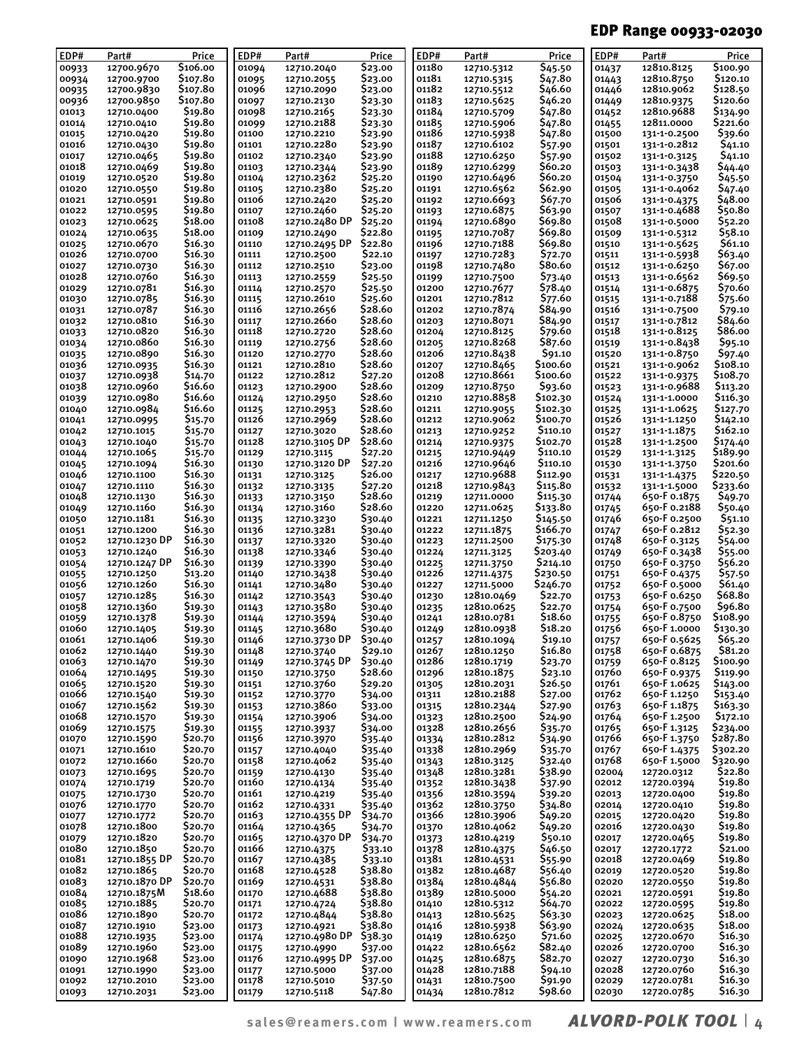## EDP Range 00933-02030

| EDP# | Part# | Price |
|---|---|---|
| 00933 | 12700.9670 | $106.00 |
| 00934 | 12700.9700 | $107.80 |
| 00935 | 12700.9830 | $107.80 |
| 00936 | 12700.9850 | $107.80 |
| 01013 | 12710.0400 | $19.80 |
| 01014 | 12710.0410 | $19.80 |
| 01015 | 12710.0420 | $19.80 |
| 01016 | 12710.0430 | $19.80 |
| 01017 | 12710.0465 | $19.80 |
| 01018 | 12710.0469 | $19.80 |
| 01019 | 12710.0520 | $19.80 |
| 01020 | 12710.0550 | $19.80 |
| 01021 | 12710.0591 | $19.80 |
| 01022 | 12710.0595 | $19.80 |
| 01023 | 12710.0625 | $18.00 |
| 01024 | 12710.0635 | $18.00 |
| 01025 | 12710.0670 | $16.30 |
| 01026 | 12710.0700 | $16.30 |
| 01027 | 12710.0730 | $16.30 |
| 01028 | 12710.0760 | $16.30 |
| 01029 | 12710.0781 | $16.30 |
| 01030 | 12710.0785 | $16.30 |
| 01031 | 12710.0787 | $16.30 |
| 01032 | 12710.0810 | $16.30 |
| 01033 | 12710.0820 | $16.30 |
| 01034 | 12710.0860 | $16.30 |
| 01035 | 12710.0890 | $16.30 |
| 01036 | 12710.0935 | $16.30 |
| 01037 | 12710.0938 | $14.70 |
| 01038 | 12710.0960 | $16.60 |
| 01039 | 12710.0980 | $16.60 |
| 01040 | 12710.0984 | $16.60 |
| 01041 | 12710.0995 | $15.70 |
| 01042 | 12710.1015 | $15.70 |
| 01043 | 12710.1040 | $15.70 |
| 01044 | 12710.1065 | $15.70 |
| 01045 | 12710.1094 | $16.30 |
| 01046 | 12710.1100 | $16.30 |
| 01047 | 12710.1110 | $16.30 |
| 01048 | 12710.1130 | $16.30 |
| 01049 | 12710.1160 | $16.30 |
| 01050 | 12710.1181 | $16.30 |
| 01051 | 12710.1200 | $16.30 |
| 01052 | 12710.1230 DP | $16.30 |
| 01053 | 12710.1240 | $16.30 |
| 01054 | 12710.1247 DP | $16.30 |
| 01055 | 12710.1250 | $13.20 |
| 01056 | 12710.1260 | $16.30 |
| 01057 | 12710.1285 | $16.30 |
| 01058 | 12710.1360 | $19.30 |
| 01059 | 12710.1378 | $19.30 |
| 01060 | 12710.1405 | $19.30 |
| 01061 | 12710.1406 | $19.30 |
| 01062 | 12710.1440 | $19.30 |
| 01063 | 12710.1470 | $19.30 |
| 01064 | 12710.1495 | $19.30 |
| 01065 | 12710.1520 | $19.30 |
| 01066 | 12710.1540 | $19.30 |
| 01067 | 12710.1562 | $19.30 |
| 01068 | 12710.1570 | $19.30 |
| 01069 | 12710.1575 | $19.30 |
| 01070 | 12710.1590 | $20.70 |
| 01071 | 12710.1610 | $20.70 |
| 01072 | 12710.1660 | $20.70 |
| 01073 | 12710.1695 | $20.70 |
| 01074 | 12710.1719 | $20.70 |
| 01075 | 12710.1730 | $20.70 |
| 01076 | 12710.1770 | $20.70 |
| 01077 | 12710.1772 | $20.70 |
| 01078 | 12710.1800 | $20.70 |
| 01079 | 12710.1820 | $20.70 |
| 01080 | 12710.1850 | $20.70 |
| 01081 | 12710.1855 DP | $20.70 |
| 01082 | 12710.1865 | $20.70 |
| 01083 | 12710.1870 DP | $20.70 |
| 01084 | 12710.1875M | $18.60 |
| 01085 | 12710.1885 | $20.70 |
| 01086 | 12710.1890 | $20.70 |
| 01087 | 12710.1910 | $23.00 |
| 01088 | 12710.1935 | $23.00 |
| 01089 | 12710.1960 | $23.00 |
| 01090 | 12710.1968 | $23.00 |
| 01091 | 12710.1990 | $23.00 |
| 01092 | 12710.2010 | $23.00 |
| 01093 | 12710.2031 | $23.00 |
| 01094 | 12710.2040 | $23.00 |
| 01095 | 12710.2055 | $23.00 |
| 01096 | 12710.2090 | $23.00 |
| 01097 | 12710.2130 | $23.30 |
| 01098 | 12710.2165 | $23.30 |
| 01099 | 12710.2188 | $23.30 |
| 01100 | 12710.2210 | $23.90 |
| 01101 | 12710.2280 | $23.90 |
| 01102 | 12710.2340 | $23.90 |
| 01103 | 12710.2344 | $23.90 |
| 01104 | 12710.2362 | $25.20 |
| 01105 | 12710.2380 | $25.20 |
| 01106 | 12710.2420 | $25.20 |
| 01107 | 12710.2460 | $25.20 |
| 01108 | 12710.2480 DP | $25.20 |
| 01109 | 12710.2490 | $22.80 |
| 01110 | 12710.2495 DP | $22.80 |
| 01111 | 12710.2500 | $22.10 |
| 01112 | 12710.2510 | $23.00 |
| 01113 | 12710.2559 | $25.50 |
| 01114 | 12710.2570 | $25.50 |
| 01115 | 12710.2610 | $25.60 |
| 01116 | 12710.2656 | $28.60 |
| 01117 | 12710.2660 | $28.60 |
| 01118 | 12710.2720 | $28.60 |
| 01119 | 12710.2756 | $28.60 |
| 01120 | 12710.2770 | $28.60 |
| 01121 | 12710.2810 | $28.60 |
| 01122 | 12710.2812 | $27.20 |
| 01123 | 12710.2900 | $28.60 |
| 01124 | 12710.2950 | $28.60 |
| 01125 | 12710.2953 | $28.60 |
| 01126 | 12710.2969 | $28.60 |
| 01127 | 12710.3020 | $28.60 |
| 01128 | 12710.3105 DP | $28.60 |
| 01129 | 12710.3115 | $27.20 |
| 01130 | 12710.3120 DP | $27.20 |
| 01131 | 12710.3125 | $26.00 |
| 01132 | 12710.3135 | $27.20 |
| 01133 | 12710.3150 | $28.60 |
| 01134 | 12710.3160 | $28.60 |
| 01135 | 12710.3230 | $30.40 |
| 01136 | 12710.3281 | $30.40 |
| 01137 | 12710.3320 | $30.40 |
| 01138 | 12710.3346 | $30.40 |
| 01139 | 12710.3390 | $30.40 |
| 01140 | 12710.3438 | $30.40 |
| 01141 | 12710.3480 | $30.40 |
| 01142 | 12710.3543 | $30.40 |
| 01143 | 12710.3580 | $30.40 |
| 01144 | 12710.3594 | $30.40 |
| 01145 | 12710.3680 | $30.40 |
| 01146 | 12710.3730 DP | $30.40 |
| 01148 | 12710.3740 | $29.10 |
| 01149 | 12710.3745 DP | $30.40 |
| 01150 | 12710.3750 | $28.60 |
| 01151 | 12710.3760 | $29.20 |
| 01152 | 12710.3770 | $34.00 |
| 01153 | 12710.3860 | $33.00 |
| 01154 | 12710.3906 | $34.00 |
| 01155 | 12710.3937 | $34.00 |
| 01156 | 12710.3970 | $35.40 |
| 01157 | 12710.4040 | $35.40 |
| 01158 | 12710.4062 | $35.40 |
| 01159 | 12710.4130 | $35.40 |
| 01160 | 12710.4134 | $35.40 |
| 01161 | 12710.4219 | $35.40 |
| 01162 | 12710.4331 | $35.40 |
| 01163 | 12710.4355 DP | $34.70 |
| 01164 | 12710.4365 | $34.70 |
| 01165 | 12710.4370 DP | $34.70 |
| 01166 | 12710.4375 | $33.10 |
| 01167 | 12710.4385 | $33.10 |
| 01168 | 12710.4528 | $38.80 |
| 01169 | 12710.4531 | $38.80 |
| 01170 | 12710.4688 | $38.80 |
| 01171 | 12710.4724 | $38.80 |
| 01172 | 12710.4844 | $38.80 |
| 01173 | 12710.4921 | $38.80 |
| 01174 | 12710.4980 DP | $38.30 |
| 01175 | 12710.4990 | $37.00 |
| 01176 | 12710.4995 DP | $37.00 |
| 01177 | 12710.5000 | $37.00 |
| 01178 | 12710.5010 | $37.50 |
| 01179 | 12710.5118 | $47.80 |
| 01180 | 12710.5312 | $45.50 |
| 01181 | 12710.5315 | $47.80 |
| 01182 | 12710.5512 | $46.60 |
| 01183 | 12710.5625 | $46.20 |
| 01184 | 12710.5709 | $47.80 |
| 01185 | 12710.5906 | $47.80 |
| 01186 | 12710.5938 | $47.80 |
| 01187 | 12710.6102 | $57.90 |
| 01188 | 12710.6250 | $57.90 |
| 01189 | 12710.6299 | $60.20 |
| 01190 | 12710.6496 | $60.20 |
| 01191 | 12710.6562 | $62.90 |
| 01192 | 12710.6693 | $67.70 |
| 01193 | 12710.6875 | $63.90 |
| 01194 | 12710.6890 | $69.80 |
| 01195 | 12710.7087 | $69.80 |
| 01196 | 12710.7188 | $69.80 |
| 01197 | 12710.7283 | $72.70 |
| 01198 | 12710.7480 | $80.60 |
| 01199 | 12710.7500 | $73.40 |
| 01200 | 12710.7677 | $78.40 |
| 01201 | 12710.7812 | $77.60 |
| 01202 | 12710.7874 | $84.90 |
| 01203 | 12710.8071 | $84.90 |
| 01204 | 12710.8125 | $79.60 |
| 01205 | 12710.8268 | $87.60 |
| 01206 | 12710.8438 | $91.10 |
| 01207 | 12710.8465 | $100.60 |
| 01208 | 12710.8661 | $100.60 |
| 01209 | 12710.8750 | $93.60 |
| 01210 | 12710.8858 | $102.30 |
| 01211 | 12710.9055 | $102.30 |
| 01212 | 12710.9062 | $100.70 |
| 01213 | 12710.9252 | $110.10 |
| 01214 | 12710.9375 | $102.70 |
| 01215 | 12710.9449 | $110.10 |
| 01216 | 12710.9646 | $110.10 |
| 01217 | 12710.9688 | $112.90 |
| 01218 | 12710.9843 | $115.80 |
| 01219 | 12711.0000 | $115.30 |
| 01220 | 12711.0625 | $133.80 |
| 01221 | 12711.1250 | $145.50 |
| 01222 | 12711.1875 | $166.70 |
| 01223 | 12711.2500 | $175.30 |
| 01224 | 12711.3125 | $203.40 |
| 01225 | 12711.3750 | $214.10 |
| 01226 | 12711.4375 | $230.50 |
| 01227 | 12711.5000 | $246.70 |
| 01230 | 12810.0469 | $22.70 |
| 01235 | 12810.0625 | $22.70 |
| 01241 | 12810.0781 | $18.60 |
| 01249 | 12810.0938 | $18.20 |
| 01257 | 12810.1094 | $19.10 |
| 01267 | 12810.1250 | $16.80 |
| 01286 | 12810.1719 | $23.70 |
| 01296 | 12810.1875 | $23.10 |
| 01305 | 12810.2031 | $26.50 |
| 01311 | 12810.2188 | $27.00 |
| 01315 | 12810.2344 | $27.90 |
| 01323 | 12810.2500 | $24.90 |
| 01328 | 12810.2656 | $35.70 |
| 01334 | 12810.2812 | $34.90 |
| 01338 | 12810.2969 | $35.70 |
| 01343 | 12810.3125 | $32.40 |
| 01348 | 12810.3281 | $38.90 |
| 01352 | 12810.3438 | $37.90 |
| 01356 | 12810.3594 | $39.20 |
| 01362 | 12810.3750 | $34.80 |
| 01366 | 12810.3906 | $49.20 |
| 01370 | 12810.4062 | $49.20 |
| 01373 | 12810.4219 | $50.10 |
| 01378 | 12810.4375 | $46.50 |
| 01381 | 12810.4531 | $55.90 |
| 01382 | 12810.4687 | $56.40 |
| 01384 | 12810.4844 | $56.80 |
| 01389 | 12810.5000 | $54.20 |
| 01410 | 12810.5312 | $64.70 |
| 01413 | 12810.5625 | $63.30 |
| 01416 | 12810.5938 | $63.90 |
| 01419 | 12810.6250 | $71.60 |
| 01422 | 12810.6562 | $82.40 |
| 01425 | 12810.6875 | $82.70 |
| 01428 | 12810.7188 | $94.10 |
| 01431 | 12810.7500 | $91.90 |
| 01434 | 12810.7812 | $98.60 |
| 01437 | 12810.8125 | $100.90 |
| 01443 | 12810.8750 | $120.10 |
| 01446 | 12810.9062 | $128.50 |
| 01449 | 12810.9375 | $120.60 |
| 01452 | 12810.9688 | $134.90 |
| 01455 | 12811.0000 | $221.60 |
| 01500 | 131-1-0.2500 | $39.60 |
| 01501 | 131-1-0.2812 | $41.10 |
| 01502 | 131-1-0.3125 | $41.10 |
| 01503 | 131-1-0.3438 | $44.40 |
| 01504 | 131-1-0.3750 | $45.50 |
| 01505 | 131-1-0.4062 | $47.40 |
| 01506 | 131-1-0.4375 | $48.00 |
| 01507 | 131-1-0.4688 | $50.80 |
| 01508 | 131-1-0.5000 | $52.20 |
| 01509 | 131-1-0.5312 | $58.10 |
| 01510 | 131-1-0.5625 | $61.10 |
| 01511 | 131-1-0.5938 | $63.40 |
| 01512 | 131-1-0.6250 | $67.00 |
| 01513 | 131-1-0.6562 | $69.50 |
| 01514 | 131-1-0.6875 | $70.60 |
| 01515 | 131-1-0.7188 | $75.60 |
| 01516 | 131-1-0.7500 | $79.10 |
| 01517 | 131-1-0.7812 | $84.60 |
| 01518 | 131-1-0.8125 | $86.00 |
| 01519 | 131-1-0.8438 | $95.10 |
| 01520 | 131-1-0.8750 | $97.40 |
| 01521 | 131-1-0.9062 | $108.10 |
| 01522 | 131-1-0.9375 | $108.70 |
| 01523 | 131-1-0.9688 | $113.20 |
| 01524 | 131-1-1.0000 | $116.30 |
| 01525 | 131-1-1.0625 | $127.70 |
| 01526 | 131-1-1.1250 | $142.10 |
| 01527 | 131-1-1.1875 | $162.10 |
| 01528 | 131-1-1.2500 | $174.40 |
| 01529 | 131-1-1.3125 | $189.90 |
| 01530 | 131-1-1.3750 | $201.60 |
| 01531 | 131-1-1.4375 | $220.50 |
| 01532 | 131-1-1.5000 | $233.60 |
| 01744 | 650-F 0.1875 | $49.70 |
| 01745 | 650-F 0.2188 | $50.40 |
| 01746 | 650-F 0.2500 | $51.10 |
| 01747 | 650-F 0.2812 | $52.30 |
| 01748 | 650-F 0.3125 | $54.00 |
| 01749 | 650-F 0.3438 | $55.00 |
| 01750 | 650-F 0.3750 | $56.20 |
| 01751 | 650-F 0.4375 | $57.50 |
| 01752 | 650-F 0.5000 | $61.40 |
| 01753 | 650-F 0.6250 | $68.80 |
| 01754 | 650-F 0.7500 | $96.80 |
| 01755 | 650-F 0.8750 | $108.90 |
| 01756 | 650-F 1.0000 | $130.30 |
| 01757 | 650-F 0.5625 | $65.20 |
| 01758 | 650-F 0.6875 | $81.20 |
| 01759 | 650-F 0.8125 | $100.90 |
| 01760 | 650-F 0.9375 | $119.90 |
| 01761 | 650-F 1.0625 | $143.00 |
| 01762 | 650-F 1.1250 | $153.40 |
| 01763 | 650-F 1.1875 | $163.30 |
| 01764 | 650-F 1.2500 | $172.10 |
| 01765 | 650-F 1.3125 | $234.00 |
| 01766 | 650-F 1.3750 | $287.80 |
| 01767 | 650-F 1.4375 | $302.20 |
| 01768 | 650-F 1.5000 | $320.90 |
| 02004 | 12720.0312 | $22.80 |
| 02012 | 12720.0394 | $19.80 |
| 02013 | 12720.0400 | $19.80 |
| 02014 | 12720.0410 | $19.80 |
| 02015 | 12720.0420 | $19.80 |
| 02016 | 12720.0430 | $19.80 |
| 02017 | 12720.0465 | $19.80 |
| 02017 | 12720.1772 | $21.00 |
| 02018 | 12720.0469 | $19.80 |
| 02019 | 12720.0520 | $19.80 |
| 02020 | 12720.0550 | $19.80 |
| 02021 | 12720.0591 | $19.80 |
| 02022 | 12720.0595 | $19.80 |
| 02023 | 12720.0625 | $18.00 |
| 02024 | 12720.0635 | $18.00 |
| 02025 | 12720.0670 | $16.30 |
| 02026 | 12720.0700 | $16.30 |
| 02027 | 12720.0730 | $16.30 |
| 02028 | 12720.0760 | $16.30 |
| 02029 | 12720.0781 | $16.30 |
| 02030 | 12720.0785 | $16.30 |

sales@reamers.com | www.reamers.com **ALVORD-POLK TOOL**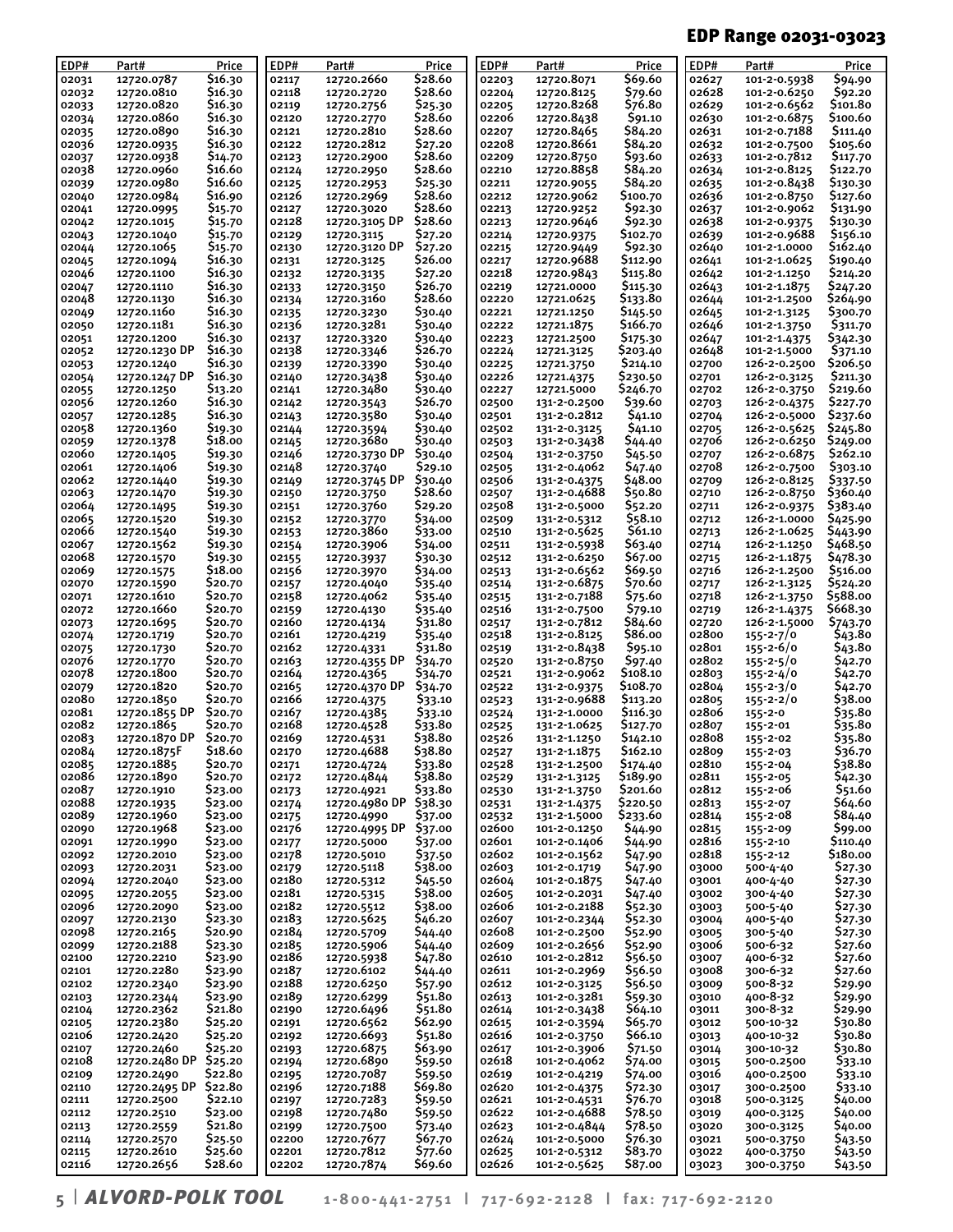## EDP Range 02031-03023

| EDP# | Part# | Price |
|---|---|---|
| 02031 | 12720.0787 | $16.30 |
| 02032 | 12720.0810 | $16.30 |
| 02033 | 12720.0820 | $16.30 |
| 02034 | 12720.0860 | $16.30 |
| 02035 | 12720.0890 | $16.30 |
| 02036 | 12720.0935 | $16.30 |
| 02037 | 12720.0938 | $14.70 |
| 02038 | 12720.0960 | $16.60 |
| 02039 | 12720.0980 | $16.60 |
| 02040 | 12720.0984 | $16.90 |
| 02041 | 12720.0995 | $15.70 |
| 02042 | 12720.1015 | $15.70 |
| 02043 | 12720.1040 | $15.70 |
| 02044 | 12720.1065 | $15.70 |
| 02045 | 12720.1094 | $16.30 |
| 02046 | 12720.1100 | $16.30 |
| 02047 | 12720.1110 | $16.30 |
| 02048 | 12720.1130 | $16.30 |
| 02049 | 12720.1160 | $16.30 |
| 02050 | 12720.1181 | $16.30 |
| 02051 | 12720.1200 | $16.30 |
| 02052 | 12720.1230 DP | $16.30 |
| 02053 | 12720.1240 | $16.30 |
| 02054 | 12720.1247 DP | $16.30 |
| 02055 | 12720.1250 | $13.20 |
| 02056 | 12720.1260 | $16.30 |
| 02057 | 12720.1285 | $16.30 |
| 02058 | 12720.1360 | $19.30 |
| 02059 | 12720.1378 | $18.00 |
| 02060 | 12720.1405 | $19.30 |
| 02061 | 12720.1406 | $19.30 |
| 02062 | 12720.1440 | $19.30 |
| 02063 | 12720.1470 | $19.30 |
| 02064 | 12720.1495 | $19.30 |
| 02065 | 12720.1520 | $19.30 |
| 02066 | 12720.1540 | $19.30 |
| 02067 | 12720.1562 | $19.30 |
| 02068 | 12720.1570 | $19.30 |
| 02069 | 12720.1575 | $18.00 |
| 02070 | 12720.1590 | $20.70 |
| 02071 | 12720.1610 | $20.70 |
| 02072 | 12720.1660 | $20.70 |
| 02073 | 12720.1695 | $20.70 |
| 02074 | 12720.1719 | $20.70 |
| 02075 | 12720.1730 | $20.70 |
| 02076 | 12720.1770 | $20.70 |
| 02078 | 12720.1800 | $20.70 |
| 02079 | 12720.1820 | $20.70 |
| 02080 | 12720.1850 | $20.70 |
| 02081 | 12720.1855 DP | $20.70 |
| 02082 | 12720.1865 | $20.70 |
| 02083 | 12720.1870 DP | $20.70 |
| 02084 | 12720.1875F | $18.60 |
| 02085 | 12720.1885 | $20.70 |
| 02086 | 12720.1890 | $20.70 |
| 02087 | 12720.1910 | $23.00 |
| 02088 | 12720.1935 | $23.00 |
| 02089 | 12720.1960 | $23.00 |
| 02090 | 12720.1968 | $23.00 |
| 02091 | 12720.1990 | $23.00 |
| 02092 | 12720.2010 | $23.00 |
| 02093 | 12720.2031 | $23.00 |
| 02094 | 12720.2040 | $23.00 |
| 02095 | 12720.2055 | $23.00 |
| 02096 | 12720.2090 | $23.00 |
| 02097 | 12720.2130 | $23.30 |
| 02098 | 12720.2165 | $20.90 |
| 02099 | 12720.2188 | $23.30 |
| 02100 | 12720.2210 | $23.90 |
| 02101 | 12720.2280 | $23.90 |
| 02102 | 12720.2340 | $23.90 |
| 02103 | 12720.2344 | $23.90 |
| 02104 | 12720.2362 | $21.80 |
| 02105 | 12720.2380 | $25.20 |
| 02106 | 12720.2420 | $25.20 |
| 02107 | 12720.2460 | $25.20 |
| 02108 | 12720.2480 DP | $25.20 |
| 02109 | 12720.2490 | $22.80 |
| 02110 | 12720.2495 DP | $22.80 |
| 02111 | 12720.2500 | $22.10 |
| 02112 | 12720.2510 | $23.00 |
| 02113 | 12720.2559 | $21.80 |
| 02114 | 12720.2570 | $25.50 |
| 02115 | 12720.2610 | $25.60 |
| 02116 | 12720.2656 | $28.60 |
| 02117 | 12720.2660 | $28.60 |
| 02118 | 12720.2720 | $28.60 |
| 02119 | 12720.2756 | $25.30 |
| 02120 | 12720.2770 | $28.60 |
| 02121 | 12720.2810 | $28.60 |
| 02122 | 12720.2812 | $27.20 |
| 02123 | 12720.2900 | $28.60 |
| 02124 | 12720.2950 | $28.60 |
| 02125 | 12720.2953 | $25.30 |
| 02126 | 12720.2969 | $28.60 |
| 02127 | 12720.3020 | $28.60 |
| 02128 | 12720.3105 DP | $28.60 |
| 02129 | 12720.3115 | $27.20 |
| 02130 | 12720.3120 DP | $27.20 |
| 02131 | 12720.3125 | $26.00 |
| 02132 | 12720.3135 | $27.20 |
| 02133 | 12720.3150 | $26.70 |
| 02134 | 12720.3160 | $28.60 |
| 02135 | 12720.3230 | $30.40 |
| 02136 | 12720.3281 | $30.40 |
| 02137 | 12720.3320 | $30.40 |
| 02138 | 12720.3346 | $26.70 |
| 02139 | 12720.3390 | $30.40 |
| 02140 | 12720.3438 | $30.40 |
| 02141 | 12720.3480 | $30.40 |
| 02142 | 12720.3543 | $26.70 |
| 02143 | 12720.3580 | $30.40 |
| 02144 | 12720.3594 | $30.40 |
| 02145 | 12720.3680 | $30.40 |
| 02146 | 12720.3730 DP | $30.40 |
| 02148 | 12720.3740 | $29.10 |
| 02149 | 12720.3745 DP | $30.40 |
| 02150 | 12720.3750 | $28.60 |
| 02151 | 12720.3760 | $29.20 |
| 02152 | 12720.3770 | $34.00 |
| 02153 | 12720.3860 | $33.00 |
| 02154 | 12720.3906 | $34.00 |
| 02155 | 12720.3937 | $30.30 |
| 02156 | 12720.3970 | $34.00 |
| 02157 | 12720.4040 | $35.40 |
| 02158 | 12720.4062 | $35.40 |
| 02159 | 12720.4130 | $35.40 |
| 02160 | 12720.4134 | $31.80 |
| 02161 | 12720.4219 | $35.40 |
| 02162 | 12720.4331 | $31.80 |
| 02163 | 12720.4355 DP | $34.70 |
| 02164 | 12720.4365 | $34.70 |
| 02165 | 12720.4370 DP | $34.70 |
| 02166 | 12720.4375 | $33.10 |
| 02167 | 12720.4385 | $33.10 |
| 02168 | 12720.4528 | $33.80 |
| 02169 | 12720.4531 | $38.80 |
| 02170 | 12720.4688 | $38.80 |
| 02171 | 12720.4724 | $33.80 |
| 02172 | 12720.4844 | $38.80 |
| 02173 | 12720.4921 | $33.80 |
| 02174 | 12720.4980 DP | $38.30 |
| 02175 | 12720.4990 | $37.00 |
| 02176 | 12720.4995 DP | $37.00 |
| 02177 | 12720.5000 | $37.00 |
| 02178 | 12720.5010 | $37.50 |
| 02179 | 12720.5118 | $38.00 |
| 02180 | 12720.5312 | $45.50 |
| 02181 | 12720.5315 | $38.00 |
| 02182 | 12720.5512 | $38.00 |
| 02183 | 12720.5625 | $46.20 |
| 02184 | 12720.5709 | $44.40 |
| 02185 | 12720.5906 | $44.40 |
| 02186 | 12720.5938 | $47.80 |
| 02187 | 12720.6102 | $44.40 |
| 02188 | 12720.6250 | $57.90 |
| 02189 | 12720.6299 | $51.80 |
| 02190 | 12720.6496 | $51.80 |
| 02191 | 12720.6562 | $62.90 |
| 02192 | 12720.6693 | $51.80 |
| 02193 | 12720.6875 | $63.90 |
| 02194 | 12720.6890 | $59.50 |
| 02195 | 12720.7087 | $59.50 |
| 02196 | 12720.7188 | $69.80 |
| 02197 | 12720.7283 | $59.50 |
| 02198 | 12720.7480 | $59.50 |
| 02199 | 12720.7500 | $73.40 |
| 02200 | 12720.7677 | $67.70 |
| 02201 | 12720.7812 | $77.60 |
| 02202 | 12720.7874 | $69.60 |
| 02203 | 12720.8071 | $69.60 |
| 02204 | 12720.8125 | $79.60 |
| 02205 | 12720.8268 | $76.80 |
| 02206 | 12720.8438 | $91.10 |
| 02207 | 12720.8465 | $84.20 |
| 02208 | 12720.8661 | $84.20 |
| 02209 | 12720.8750 | $93.60 |
| 02210 | 12720.8858 | $84.20 |
| 02211 | 12720.9055 | $84.20 |
| 02212 | 12720.9062 | $100.70 |
| 02213 | 12720.9252 | $92.30 |
| 02213 | 12720.9646 | $92.30 |
| 02214 | 12720.9375 | $102.70 |
| 02215 | 12720.9449 | $92.30 |
| 02217 | 12720.9688 | $112.90 |
| 02218 | 12720.9843 | $115.80 |
| 02219 | 12721.0000 | $115.30 |
| 02220 | 12721.0625 | $133.80 |
| 02221 | 12721.1250 | $145.50 |
| 02222 | 12721.1875 | $166.70 |
| 02223 | 12721.2500 | $175.30 |
| 02224 | 12721.3125 | $203.40 |
| 02225 | 12721.3750 | $214.10 |
| 02226 | 12721.4375 | $230.50 |
| 02227 | 12721.5000 | $246.70 |
| 02500 | 131-2-0.2500 | $39.60 |
| 02501 | 131-2-0.2812 | $41.10 |
| 02502 | 131-2-0.3125 | $41.10 |
| 02503 | 131-2-0.3438 | $44.40 |
| 02504 | 131-2-0.3750 | $45.50 |
| 02505 | 131-2-0.4062 | $47.40 |
| 02506 | 131-2-0.4375 | $48.00 |
| 02507 | 131-2-0.4688 | $50.80 |
| 02508 | 131-2-0.5000 | $52.20 |
| 02509 | 131-2-0.5312 | $58.10 |
| 02510 | 131-2-0.5625 | $61.10 |
| 02511 | 131-2-0.5938 | $63.40 |
| 02512 | 131-2-0.6250 | $67.00 |
| 02513 | 131-2-0.6562 | $69.50 |
| 02514 | 131-2-0.6875 | $70.60 |
| 02515 | 131-2-0.7188 | $75.60 |
| 02516 | 131-2-0.7500 | $79.10 |
| 02517 | 131-2-0.7812 | $84.60 |
| 02518 | 131-2-0.8125 | $86.00 |
| 02519 | 131-2-0.8438 | $95.10 |
| 02520 | 131-2-0.8750 | $97.40 |
| 02521 | 131-2-0.9062 | $108.10 |
| 02522 | 131-2-0.9375 | $108.70 |
| 02523 | 131-2-0.9688 | $113.20 |
| 02524 | 131-2-1.0000 | $116.30 |
| 02525 | 131-2-1.0625 | $127.70 |
| 02526 | 131-2-1.1250 | $142.10 |
| 02527 | 131-2-1.1875 | $162.10 |
| 02528 | 131-2-1.2500 | $174.40 |
| 02529 | 131-2-1.3125 | $189.90 |
| 02530 | 131-2-1.3750 | $201.60 |
| 02531 | 131-2-1.4375 | $220.50 |
| 02532 | 131-2-1.5000 | $233.60 |
| 02600 | 101-2-0.1250 | $44.90 |
| 02601 | 101-2-0.1406 | $44.90 |
| 02602 | 101-2-0.1562 | $47.90 |
| 02603 | 101-2-0.1719 | $47.90 |
| 02604 | 101-2-0.1875 | $47.40 |
| 02605 | 101-2-0.2031 | $47.40 |
| 02606 | 101-2-0.2188 | $52.30 |
| 02607 | 101-2-0.2344 | $52.30 |
| 02608 | 101-2-0.2500 | $52.90 |
| 02609 | 101-2-0.2656 | $52.90 |
| 02610 | 101-2-0.2812 | $56.50 |
| 02611 | 101-2-0.2969 | $56.50 |
| 02612 | 101-2-0.3125 | $56.50 |
| 02613 | 101-2-0.3281 | $59.30 |
| 02614 | 101-2-0.3438 | $64.10 |
| 02615 | 101-2-0.3594 | $65.70 |
| 02616 | 101-2-0.3750 | $66.10 |
| 02617 | 101-2-0.3906 | $71.50 |
| 02618 | 101-2-0.4062 | $74.00 |
| 02619 | 101-2-0.4219 | $74.00 |
| 02620 | 101-2-0.4375 | $72.30 |
| 02621 | 101-2-0.4531 | $76.70 |
| 02622 | 101-2-0.4688 | $78.50 |
| 02623 | 101-2-0.4844 | $78.50 |
| 02624 | 101-2-0.5000 | $76.30 |
| 02625 | 101-2-0.5312 | $83.70 |
| 02626 | 101-2-0.5625 | $87.00 |
| 02627 | 101-2-0.5938 | $94.90 |
| 02628 | 101-2-0.6250 | $92.20 |
| 02629 | 101-2-0.6562 | $101.80 |
| 02630 | 101-2-0.6875 | $100.60 |
| 02631 | 101-2-0.7188 | $111.40 |
| 02632 | 101-2-0.7500 | $105.60 |
| 02633 | 101-2-0.7812 | $117.70 |
| 02634 | 101-2-0.8125 | $122.70 |
| 02635 | 101-2-0.8438 | $130.30 |
| 02636 | 101-2-0.8750 | $127.60 |
| 02637 | 101-2-0.9062 | $131.90 |
| 02638 | 101-2-0.9375 | $130.30 |
| 02639 | 101-2-0.9688 | $156.10 |
| 02640 | 101-2-1.0000 | $162.40 |
| 02641 | 101-2-1.0625 | $190.40 |
| 02642 | 101-2-1.1250 | $214.20 |
| 02643 | 101-2-1.1875 | $247.20 |
| 02644 | 101-2-1.2500 | $264.90 |
| 02645 | 101-2-1.3125 | $300.70 |
| 02646 | 101-2-1.3750 | $311.70 |
| 02647 | 101-2-1.4375 | $342.30 |
| 02648 | 101-2-1.5000 | $371.10 |
| 02700 | 126-2-0.2500 | $206.50 |
| 02701 | 126-2-0.3125 | $211.30 |
| 02702 | 126-2-0.3750 | $219.60 |
| 02703 | 126-2-0.4375 | $227.70 |
| 02704 | 126-2-0.5000 | $237.60 |
| 02705 | 126-2-0.5625 | $245.80 |
| 02706 | 126-2-0.6250 | $249.00 |
| 02707 | 126-2-0.6875 | $262.10 |
| 02708 | 126-2-0.7500 | $303.10 |
| 02709 | 126-2-0.8125 | $337.50 |
| 02710 | 126-2-0.8750 | $360.40 |
| 02711 | 126-2-0.9375 | $383.40 |
| 02712 | 126-2-1.0000 | $425.90 |
| 02713 | 126-2-1.0625 | $443.90 |
| 02714 | 126-2-1.1250 | $468.50 |
| 02715 | 126-2-1.1875 | $478.30 |
| 02716 | 126-2-1.2500 | $516.00 |
| 02717 | 126-2-1.3125 | $524.20 |
| 02718 | 126-2-1.3750 | $588.00 |
| 02719 | 126-2-1.4375 | $668.30 |
| 02720 | 126-2-1.5000 | $743.70 |
| 02800 | 155-2-7/0 | $43.80 |
| 02801 | 155-2-6/0 | $43.80 |
| 02802 | 155-2-5/0 | $42.70 |
| 02803 | 155-2-4/0 | $42.70 |
| 02804 | 155-2-3/0 | $42.70 |
| 02805 | 155-2-2/0 | $38.00 |
| 02806 | 155-2-0 | $35.80 |
| 02807 | 155-2-01 | $35.80 |
| 02808 | 155-2-02 | $35.80 |
| 02809 | 155-2-03 | $36.70 |
| 02810 | 155-2-04 | $38.80 |
| 02811 | 155-2-05 | $42.30 |
| 02812 | 155-2-06 | $51.60 |
| 02813 | 155-2-07 | $64.60 |
| 02814 | 155-2-08 | $84.40 |
| 02815 | 155-2-09 | $99.00 |
| 02816 | 155-2-10 | $110.40 |
| 02818 | 155-2-12 | $180.00 |
| 03000 | 500-4-40 | $27.30 |
| 03001 | 400-4-40 | $27.30 |
| 03002 | 300-4-40 | $27.30 |
| 03003 | 500-5-40 | $27.30 |
| 03004 | 400-5-40 | $27.30 |
| 03005 | 300-5-40 | $27.30 |
| 03006 | 500-6-32 | $27.60 |
| 03007 | 400-6-32 | $27.60 |
| 03008 | 300-6-32 | $27.60 |
| 03009 | 500-8-32 | $29.90 |
| 03010 | 400-8-32 | $29.90 |
| 03011 | 300-8-32 | $29.90 |
| 03012 | 500-10-32 | $30.80 |
| 03013 | 400-10-32 | $30.80 |
| 03014 | 300-10-32 | $30.80 |
| 03015 | 500-0.2500 | $33.10 |
| 03016 | 400-0.2500 | $33.10 |
| 03017 | 300-0.2500 | $33.10 |
| 03018 | 500-0.3125 | $40.00 |
| 03019 | 400-0.3125 | $40.00 |
| 03020 | 300-0.3125 | $40.00 |
| 03021 | 500-0.3750 | $43.50 |
| 03022 | 400-0.3750 | $43.50 |
| 03023 | 300-0.3750 | $43.50 |

5 | *ALVORD-POLK TOOL* 1-800-441-2751 | 717-692-2128 | fax: 717-692-2120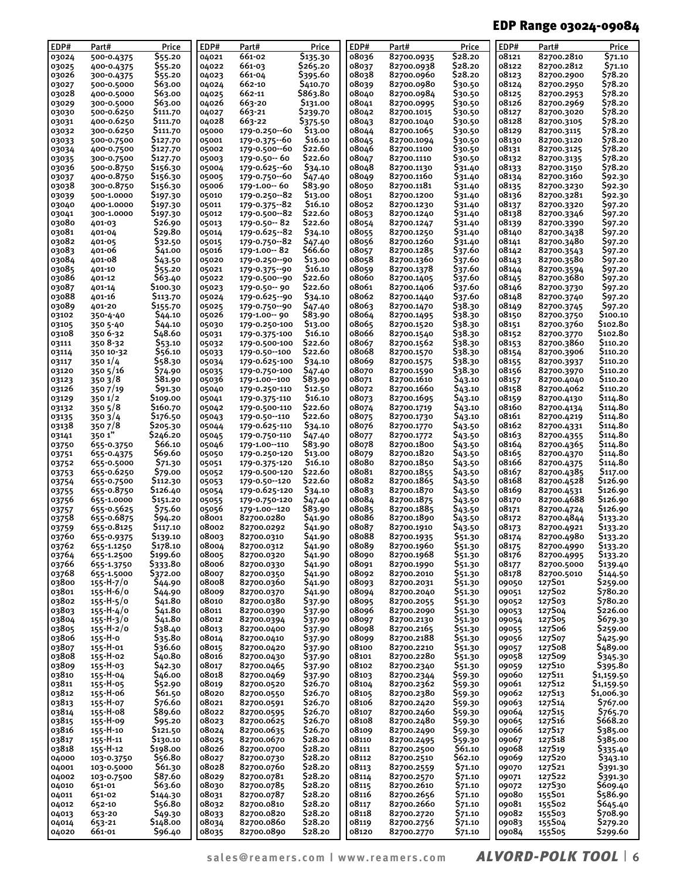## EDP Range 03024-09084

| EDP# | Part# | Price |
|---|---|---|
| 03024 | 500-0.4375 | $55.20 |
| 03025 | 400-0.4375 | $55.20 |
| 03026 | 300-0.4375 | $55.20 |
| 03027 | 500-0.5000 | $63.00 |
| 03028 | 400-0.5000 | $63.00 |
| 03029 | 300-0.5000 | $63.00 |
| 03030 | 500-0.6250 | $111.70 |
| 03031 | 400-0.6250 | $111.70 |
| 03032 | 300-0.6250 | $111.70 |
| 03033 | 500-0.7500 | $127.70 |
| 03034 | 400-0.7500 | $127.70 |
| 03035 | 300-0.7500 | $127.70 |
| 03036 | 500-0.8750 | $156.30 |
| 03037 | 400-0.8750 | $156.30 |
| 03038 | 300-0.8750 | $156.30 |
| 03039 | 500-1.0000 | $197.30 |
| 03040 | 400-1.0000 | $197.30 |
| 03041 | 300-1.0000 | $197.30 |
| 03080 | 401-03 | $26.90 |
| 03081 | 401-04 | $29.80 |
| 03082 | 401-05 | $32.50 |
| 03083 | 401-06 | $41.00 |
| 03084 | 401-08 | $43.50 |
| 03085 | 401-10 | $55.20 |
| 03086 | 401-12 | $63.40 |
| 03087 | 401-14 | $100.30 |
| 03088 | 401-16 | $113.70 |
| 03089 | 401-20 | $155.70 |
| 03102 | 350-4-40 | $44.10 |
| 03105 | 350 5-40 | $44.10 |
| 03108 | 350 6-32 | $48.60 |
| 03111 | 350 8-32 | $53.10 |
| 03114 | 350 10-32 | $56.10 |
| 03117 | 350 1/4 | $58.30 |
| 03120 | 350 5/16 | $74.90 |
| 03123 | 350 3/8 | $81.90 |
| 03126 | 350 7/19 | $91.30 |
| 03129 | 350 1/2 | $109.00 |
| 03132 | 350 5/8 | $160.70 |
| 03135 | 350 3/4 | $176.50 |
| 03138 | 350 7/8 | $205.30 |
| 03141 | 350 1" | $246.20 |
| 03750 | 655-0.3750 | $66.10 |
| 03751 | 655-0.4375 | $69.60 |
| 03752 | 655-0.5000 | $71.30 |
| 03753 | 655-0.6250 | $79.00 |
| 03754 | 655-0.7500 | $112.30 |
| 03755 | 655-0.8750 | $126.40 |
| 03756 | 655-1.0000 | $151.20 |
| 03757 | 655-0.5625 | $75.60 |
| 03758 | 655-0.6875 | $94.20 |
| 03759 | 655-0.8125 | $117.10 |
| 03760 | 655-0.9375 | $139.10 |
| 03762 | 655-1.1250 | $178.10 |
| 03764 | 655-1.2500 | $199.60 |
| 03766 | 655-1.3750 | $333.80 |
| 03768 | 655-1.5000 | $372.00 |
| 03800 | 155-H-7/0 | $44.90 |
| 03801 | 155-H-6/0 | $44.90 |
| 03802 | 155-H-5/0 | $41.80 |
| 03803 | 155-H-4/0 | $41.80 |
| 03804 | 155-H-3/0 | $41.80 |
| 03805 | 155-H-2/0 | $38.40 |
| 03806 | 155-H-0 | $35.80 |
| 03807 | 155-H-01 | $36.60 |
| 03808 | 155-H-02 | $40.80 |
| 03809 | 155-H-03 | $42.30 |
| 03810 | 155-H-04 | $46.00 |
| 03811 | 155-H-05 | $52.90 |
| 03812 | 155-H-06 | $61.50 |
| 03813 | 155-H-07 | $76.60 |
| 03814 | 155-H-08 | $89.60 |
| 03815 | 155-H-09 | $95.20 |
| 03816 | 155-H-10 | $121.50 |
| 03817 | 155-H-11 | $130.10 |
| 03818 | 155-H-12 | $198.00 |
| 04000 | 103-0.3750 | $56.80 |
| 04001 | 103-0.5000 | $61.30 |
| 04002 | 103-0.7500 | $87.60 |
| 04010 | 651-01 | $63.60 |
| 04011 | 651-02 | $144.30 |
| 04012 | 652-10 | $56.80 |
| 04013 | 653-20 | $49.30 |
| 04014 | 653-21 | $148.00 |
| 04020 | 661-01 | $96.40 |
| 04021 | 661-02 | $135.30 |
| 04022 | 661-03 | $265.20 |
| 04023 | 661-04 | $395.60 |
| 04024 | 662-10 | $410.70 |
| 04025 | 662-11 | $863.80 |
| 04026 | 663-20 | $131.00 |
| 04027 | 663-21 | $239.70 |
| 04028 | 663-22 | $375.50 |
| 05000 | 179-0.250--60 | $13.00 |
| 05001 | 179-0.375--60 | $16.10 |
| 05002 | 179-0.500--60 | $22.60 |
| 05003 | 179-0.50-- 60 | $22.60 |
| 05004 | 179-0.625--60 | $34.10 |
| 05005 | 179-0.750--60 | $47.40 |
| 05006 | 179-1.00-- 60 | $83.90 |
| 05010 | 179-0.250--82 | $13.00 |
| 05011 | 179-0.375--82 | $16.10 |
| 05012 | 179-0.500--82 | $22.60 |
| 05013 | 179-0.50-- 82 | $22.60 |
| 05014 | 179-0.625--82 | $34.10 |
| 05015 | 179-0.750--82 | $47.40 |
| 05016 | 179-1.00-- 82 | $66.60 |
| 05020 | 179-0.250--90 | $13.00 |
| 05021 | 179-0.375--90 | $16.10 |
| 05022 | 179-0.500--90 | $22.60 |
| 05023 | 179-0.50-- 90 | $22.60 |
| 05024 | 179-0.625--90 | $34.10 |
| 05025 | 179-0.750--90 | $47.40 |
| 05026 | 179-1.00-- 90 | $83.90 |
| 05030 | 179-0.250-100 | $13.00 |
| 05031 | 179-0.375-100 | $16.10 |
| 05032 | 179-0.500-100 | $22.60 |
| 05033 | 179-0.50--100 | $22.60 |
| 05034 | 179-0.625-100 | $34.10 |
| 05035 | 179-0.750-100 | $47.40 |
| 05036 | 179-1.00--100 | $83.90 |
| 05040 | 179-0.250-110 | $12.50 |
| 05041 | 179-0.375-110 | $16.10 |
| 05042 | 179-0.500-110 | $22.60 |
| 05043 | 179-0.50--110 | $22.60 |
| 05044 | 179-0.625-110 | $34.10 |
| 05045 | 179-0.750-110 | $47.40 |
| 05046 | 179-1.00--110 | $83.90 |
| 05050 | 179-0.250-120 | $13.00 |
| 05051 | 179-0.375-120 | $16.10 |
| 05052 | 179-0.500-120 | $22.60 |
| 05053 | 179-0.50--120 | $22.60 |
| 05054 | 179-0.625-120 | $34.10 |
| 05055 | 179-0.750-120 | $47.40 |
| 05056 | 179-1.00--120 | $83.90 |
| 08001 | 82700.0280 | $41.90 |
| 08002 | 82700.0292 | $41.90 |
| 08003 | 82700.0310 | $41.90 |
| 08004 | 82700.0312 | $41.90 |
| 08005 | 82700.0320 | $41.90 |
| 08006 | 82700.0330 | $41.90 |
| 08007 | 82700.0350 | $41.90 |
| 08008 | 82700.0360 | $41.90 |
| 08009 | 82700.0370 | $41.90 |
| 08010 | 82700.0380 | $37.90 |
| 08011 | 82700.0390 | $37.90 |
| 08012 | 82700.0394 | $37.90 |
| 08013 | 82700.0400 | $37.90 |
| 08014 | 82700.0410 | $37.90 |
| 08015 | 82700.0420 | $37.90 |
| 08016 | 82700.0430 | $37.90 |
| 08017 | 82700.0465 | $37.90 |
| 08018 | 82700.0469 | $37.90 |
| 08019 | 82700.0520 | $26.70 |
| 08020 | 82700.0550 | $26.70 |
| 08021 | 82700.0591 | $26.70 |
| 08022 | 82700.0595 | $26.70 |
| 08023 | 82700.0625 | $26.70 |
| 08024 | 82700.0635 | $26.70 |
| 08025 | 82700.0670 | $28.20 |
| 08026 | 82700.0700 | $28.20 |
| 08027 | 82700.0730 | $28.20 |
| 08028 | 82700.0760 | $28.20 |
| 08029 | 82700.0781 | $28.20 |
| 08030 | 82700.0785 | $28.20 |
| 08031 | 82700.0787 | $28.20 |
| 08032 | 82700.0810 | $28.20 |
| 08033 | 82700.0820 | $28.20 |
| 08034 | 82700.0860 | $28.20 |
| 08035 | 82700.0890 | $28.20 |
| 08036 | 82700.0935 | $28.20 |
| 08037 | 82700.0938 | $28.20 |
| 08038 | 82700.0960 | $28.20 |
| 08039 | 82700.0980 | $30.50 |
| 08040 | 82700.0984 | $30.50 |
| 08041 | 82700.0995 | $30.50 |
| 08042 | 82700.1015 | $30.50 |
| 08043 | 82700.1040 | $30.50 |
| 08044 | 82700.1065 | $30.50 |
| 08045 | 82700.1094 | $30.50 |
| 08046 | 82700.1100 | $30.50 |
| 08047 | 82700.1110 | $30.50 |
| 08048 | 82700.1130 | $31.40 |
| 08049 | 82700.1160 | $31.40 |
| 08050 | 82700.1181 | $31.40 |
| 08051 | 82700.1200 | $31.40 |
| 08052 | 82700.1230 | $31.40 |
| 08053 | 82700.1240 | $31.40 |
| 08054 | 82700.1247 | $31.40 |
| 08055 | 82700.1250 | $31.40 |
| 08056 | 82700.1260 | $31.40 |
| 08057 | 82700.1285 | $37.60 |
| 08058 | 82700.1360 | $37.60 |
| 08059 | 82700.1378 | $37.60 |
| 08060 | 82700.1405 | $37.60 |
| 08061 | 82700.1406 | $37.60 |
| 08062 | 82700.1440 | $37.60 |
| 08063 | 82700.1470 | $38.30 |
| 08064 | 82700.1495 | $38.30 |
| 08065 | 82700.1520 | $38.30 |
| 08066 | 82700.1540 | $38.30 |
| 08067 | 82700.1562 | $38.30 |
| 08068 | 82700.1570 | $38.30 |
| 08069 | 82700.1575 | $38.30 |
| 08070 | 82700.1590 | $38.30 |
| 08071 | 82700.1610 | $43.10 |
| 08072 | 82700.1660 | $43.10 |
| 08073 | 82700.1695 | $43.10 |
| 08074 | 82700.1719 | $43.10 |
| 08075 | 82700.1730 | $43.10 |
| 08076 | 82700.1770 | $43.50 |
| 08077 | 82700.1772 | $43.50 |
| 08078 | 82700.1800 | $43.50 |
| 08079 | 82700.1820 | $43.50 |
| 08080 | 82700.1850 | $43.50 |
| 08081 | 82700.1855 | $43.50 |
| 08082 | 82700.1865 | $43.50 |
| 08083 | 82700.1870 | $43.50 |
| 08084 | 82700.1875 | $43.50 |
| 08085 | 82700.1885 | $43.50 |
| 08086 | 82700.1890 | $43.50 |
| 08087 | 82700.1910 | $43.50 |
| 08088 | 82700.1935 | $51.30 |
| 08089 | 82700.1960 | $51.30 |
| 08090 | 82700.1968 | $51.30 |
| 08091 | 82700.1990 | $51.30 |
| 08092 | 82700.2010 | $51.30 |
| 08093 | 82700.2031 | $51.30 |
| 08094 | 82700.2040 | $51.30 |
| 08095 | 82700.2055 | $51.30 |
| 08096 | 82700.2090 | $51.30 |
| 08097 | 82700.2130 | $51.30 |
| 08098 | 82700.2165 | $51.30 |
| 08099 | 82700.2188 | $51.30 |
| 08100 | 82700.2210 | $51.30 |
| 08101 | 82700.2280 | $51.30 |
| 08102 | 82700.2340 | $51.30 |
| 08103 | 82700.2344 | $59.30 |
| 08104 | 82700.2362 | $59.30 |
| 08105 | 82700.2380 | $59.30 |
| 08106 | 82700.2420 | $59.30 |
| 08107 | 82700.2460 | $59.30 |
| 08108 | 82700.2480 | $59.30 |
| 08109 | 82700.2490 | $59.30 |
| 08110 | 82700.2495 | $59.30 |
| 08111 | 82700.2500 | $61.10 |
| 08112 | 82700.2510 | $62.10 |
| 08113 | 82700.2559 | $71.10 |
| 08114 | 82700.2570 | $71.10 |
| 08115 | 82700.2610 | $71.10 |
| 08116 | 82700.2656 | $71.10 |
| 08117 | 82700.2660 | $71.10 |
| 08118 | 82700.2720 | $71.10 |
| 08119 | 82700.2756 | $71.10 |
| 08120 | 82700.2770 | $71.10 |
| 08121 | 82700.2810 | $71.10 |
| 08122 | 82700.2812 | $71.10 |
| 08123 | 82700.2900 | $78.20 |
| 08124 | 82700.2950 | $78.20 |
| 08125 | 82700.2953 | $78.20 |
| 08126 | 82700.2969 | $78.20 |
| 08127 | 82700.3020 | $78.20 |
| 08128 | 82700.3105 | $78.20 |
| 08129 | 82700.3115 | $78.20 |
| 08130 | 82700.3120 | $78.20 |
| 08131 | 82700.3125 | $78.20 |
| 08132 | 82700.3135 | $78.20 |
| 08133 | 82700.3150 | $78.20 |
| 08134 | 82700.3160 | $92.30 |
| 08135 | 82700.3230 | $92.30 |
| 08136 | 82700.3281 | $92.30 |
| 08137 | 82700.3320 | $97.20 |
| 08138 | 82700.3346 | $97.20 |
| 08139 | 82700.3390 | $97.20 |
| 08140 | 82700.3438 | $97.20 |
| 08141 | 82700.3480 | $97.20 |
| 08142 | 82700.3543 | $97.20 |
| 08143 | 82700.3580 | $97.20 |
| 08144 | 82700.3594 | $97.20 |
| 08145 | 82700.3680 | $97.20 |
| 08146 | 82700.3730 | $97.20 |
| 08148 | 82700.3740 | $97.20 |
| 08149 | 82700.3745 | $97.20 |
| 08150 | 82700.3750 | $100.10 |
| 08151 | 82700.3760 | $102.80 |
| 08152 | 82700.3770 | $102.80 |
| 08153 | 82700.3860 | $110.20 |
| 08154 | 82700.3906 | $110.20 |
| 08155 | 82700.3937 | $110.20 |
| 08156 | 82700.3970 | $110.20 |
| 08157 | 82700.4040 | $110.20 |
| 08158 | 82700.4062 | $110.20 |
| 08159 | 82700.4130 | $114.80 |
| 08160 | 82700.4134 | $114.80 |
| 08161 | 82700.4219 | $114.80 |
| 08162 | 82700.4331 | $114.80 |
| 08163 | 82700.4355 | $114.80 |
| 08164 | 82700.4365 | $114.80 |
| 08165 | 82700.4370 | $114.80 |
| 08166 | 82700.4375 | $114.80 |
| 08167 | 82700.4385 | $117.00 |
| 08168 | 82700.4528 | $126.90 |
| 08169 | 82700.4531 | $126.90 |
| 08170 | 82700.4688 | $126.90 |
| 08171 | 82700.4724 | $126.90 |
| 08172 | 82700.4844 | $133.20 |
| 08173 | 82700.4921 | $133.20 |
| 08174 | 82700.4980 | $133.20 |
| 08175 | 82700.4990 | $133.20 |
| 08176 | 82700.4995 | $133.20 |
| 08177 | 82700.5000 | $139.40 |
| 08178 | 82700.5010 | $144.50 |
| 09050 | 127S01 | $259.00 |
| 09051 | 127S02 | $780.20 |
| 09052 | 127S03 | $780.20 |
| 09053 | 127S04 | $226.00 |
| 09054 | 127S05 | $679.30 |
| 09055 | 127S06 | $259.00 |
| 09056 | 127S07 | $425.90 |
| 09057 | 127S08 | $489.00 |
| 09058 | 127S09 | $345.30 |
| 09059 | 127S10 | $395.80 |
| 09060 | 127S11 | $1,159.50 |
| 09061 | 127S12 | $1,159.50 |
| 09062 | 127S13 | $1,006.30 |
| 09063 | 127S14 | $767.00 |
| 09064 | 127S15 | $765.70 |
| 09065 | 127S16 | $668.20 |
| 09066 | 127S17 | $385.00 |
| 09067 | 127S18 | $385.00 |
| 09068 | 127S19 | $335.40 |
| 09069 | 127S20 | $343.10 |
| 09070 | 127S21 | $391.30 |
| 09071 | 127S22 | $391.30 |
| 09072 | 127S30 | $609.40 |
| 09080 | 155S01 | $586.90 |
| 09081 | 155S02 | $645.40 |
| 09082 | 155S03 | $708.90 |
| 09083 | 155S04 | $279.20 |
| 09084 | 155S05 | $299.60 |

sales@reamers.com | www.reamers.com **ALVORD-POLK TOOL**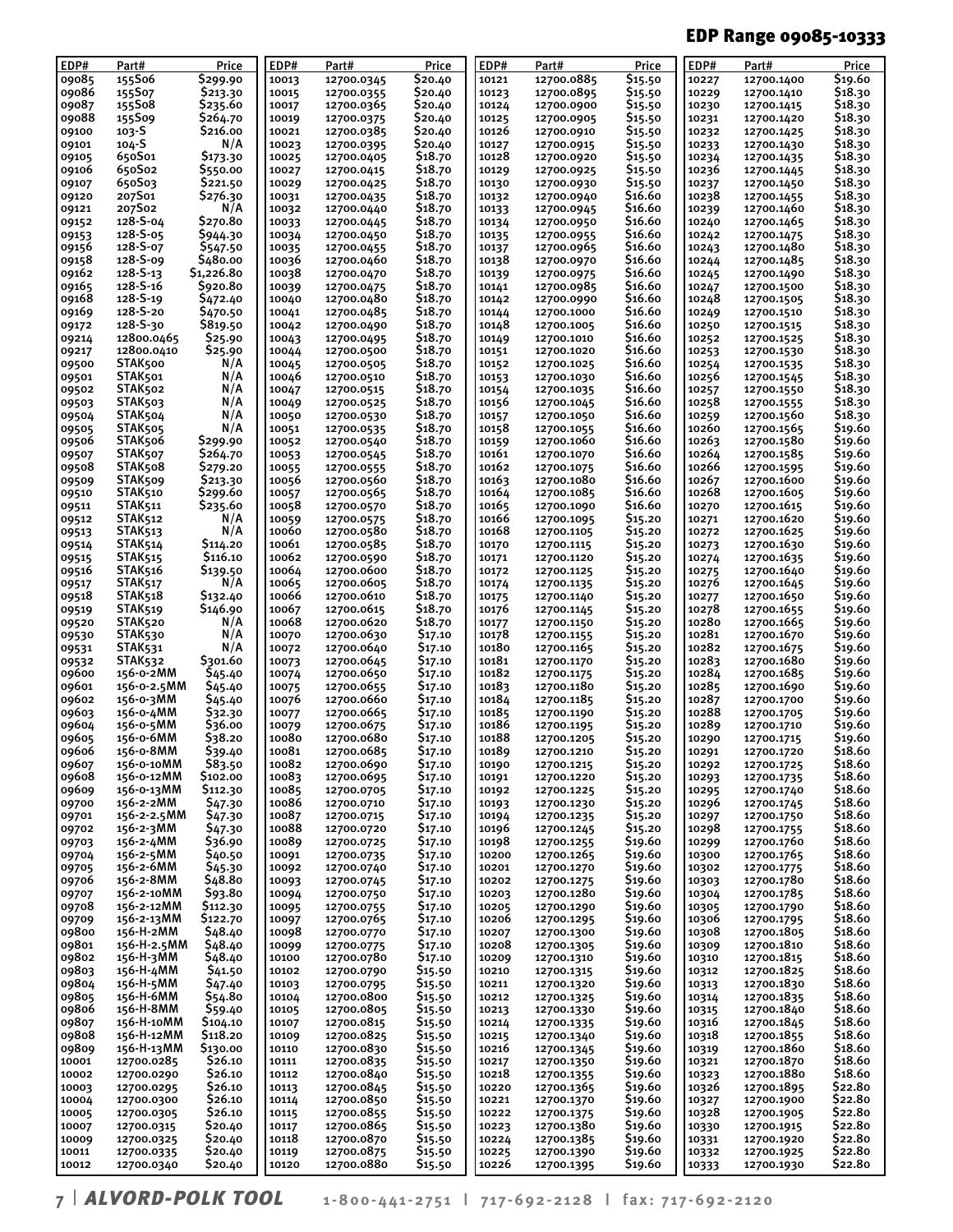## EDP Range 09085-10333

| EDP# | Part# | Price |
|---|---|---|
| 09085 | 155S06 | $299.90 |
| 09086 | 155S07 | $213.30 |
| 09087 | 155S08 | $235.60 |
| 09088 | 155S09 | $264.70 |
| 09100 | 103-S | $216.00 |
| 09101 | 104-S | N/A |
| 09105 | 650S01 | $173.30 |
| 09106 | 650S02 | $550.00 |
| 09107 | 650S03 | $221.50 |
| 09120 | 207S01 | $276.30 |
| 09121 | 207S02 | N/A |
| 09152 | 128-S-04 | $270.80 |
| 09153 | 128-S-05 | $944.30 |
| 09156 | 128-S-07 | $547.50 |
| 09158 | 128-S-09 | $480.00 |
| 09162 | 128-S-13 | $1,226.80 |
| 09165 | 128-S-16 | $920.80 |
| 09168 | 128-S-19 | $472.40 |
| 09169 | 128-S-20 | $470.50 |
| 09172 | 128-S-30 | $819.50 |
| 09214 | 12800.0465 | $25.90 |
| 09217 | 12800.0410 | $25.90 |
| 09500 | STAK500 | N/A |
| 09501 | STAK501 | N/A |
| 09502 | STAK502 | N/A |
| 09503 | STAK503 | N/A |
| 09504 | STAK504 | N/A |
| 09505 | STAK505 | N/A |
| 09506 | STAK506 | $299.90 |
| 09507 | STAK507 | $264.70 |
| 09508 | STAK508 | $279.20 |
| 09509 | STAK509 | $213.30 |
| 09510 | STAK510 | $299.60 |
| 09511 | STAK511 | $235.60 |
| 09512 | STAK512 | N/A |
| 09513 | STAK513 | N/A |
| 09514 | STAK514 | $114.20 |
| 09515 | STAK515 | $116.10 |
| 09516 | STAK516 | $139.50 |
| 09517 | STAK517 | N/A |
| 09518 | STAK518 | $132.40 |
| 09519 | STAK519 | $146.90 |
| 09520 | STAK520 | N/A |
| 09530 | STAK530 | N/A |
| 09531 | STAK531 | N/A |
| 09532 | STAK532 | $301.60 |
| 09600 | 156-0-2MM | $45.40 |
| 09601 | 156-0-2.5MM | $45.40 |
| 09602 | 156-0-3MM | $45.40 |
| 09603 | 156-0-4MM | $32.30 |
| 09604 | 156-0-5MM | $36.00 |
| 09605 | 156-0-6MM | $38.20 |
| 09606 | 156-0-8MM | $39.40 |
| 09607 | 156-0-10MM | $83.50 |
| 09608 | 156-0-12MM | $102.00 |
| 09609 | 156-0-13MM | $112.30 |
| 09700 | 156-2-2MM | $47.30 |
| 09701 | 156-2-2.5MM | $47.30 |
| 09702 | 156-2-3MM | $47.30 |
| 09703 | 156-2-4MM | $36.90 |
| 09704 | 156-2-5MM | $40.50 |
| 09705 | 156-2-6MM | $45.30 |
| 09706 | 156-2-8MM | $48.80 |
| 09707 | 156-2-10MM | $93.80 |
| 09708 | 156-2-12MM | $112.30 |
| 09709 | 156-2-13MM | $122.70 |
| 09800 | 156-H-2MM | $48.40 |
| 09801 | 156-H-2.5MM | $48.40 |
| 09802 | 156-H-3MM | $48.40 |
| 09803 | 156-H-4MM | $41.50 |
| 09804 | 156-H-5MM | $47.40 |
| 09805 | 156-H-6MM | $54.80 |
| 09806 | 156-H-8MM | $59.40 |
| 09807 | 156-H-10MM | $104.10 |
| 09808 | 156-H-12MM | $118.20 |
| 09809 | 156-H-13MM | $130.00 |
| 10001 | 12700.0285 | $26.10 |
| 10002 | 12700.0290 | $26.10 |
| 10003 | 12700.0295 | $26.10 |
| 10004 | 12700.0300 | $26.10 |
| 10005 | 12700.0305 | $26.10 |
| 10007 | 12700.0315 | $20.40 |
| 10009 | 12700.0325 | $20.40 |
| 10011 | 12700.0335 | $20.40 |
| 10012 | 12700.0340 | $20.40 |
| 10013 | 12700.0345 | $20.40 |
| 10015 | 12700.0355 | $20.40 |
| 10017 | 12700.0365 | $20.40 |
| 10019 | 12700.0375 | $20.40 |
| 10021 | 12700.0385 | $20.40 |
| 10023 | 12700.0395 | $20.40 |
| 10025 | 12700.0405 | $18.70 |
| 10027 | 12700.0415 | $18.70 |
| 10029 | 12700.0425 | $18.70 |
| 10031 | 12700.0435 | $18.70 |
| 10032 | 12700.0440 | $18.70 |
| 10033 | 12700.0445 | $18.70 |
| 10034 | 12700.0450 | $18.70 |
| 10035 | 12700.0455 | $18.70 |
| 10036 | 12700.0460 | $18.70 |
| 10038 | 12700.0470 | $18.70 |
| 10039 | 12700.0475 | $18.70 |
| 10040 | 12700.0480 | $18.70 |
| 10041 | 12700.0485 | $18.70 |
| 10042 | 12700.0490 | $18.70 |
| 10043 | 12700.0495 | $18.70 |
| 10044 | 12700.0500 | $18.70 |
| 10045 | 12700.0505 | $18.70 |
| 10046 | 12700.0510 | $18.70 |
| 10047 | 12700.0515 | $18.70 |
| 10049 | 12700.0525 | $18.70 |
| 10050 | 12700.0530 | $18.70 |
| 10051 | 12700.0535 | $18.70 |
| 10052 | 12700.0540 | $18.70 |
| 10053 | 12700.0545 | $18.70 |
| 10055 | 12700.0555 | $18.70 |
| 10056 | 12700.0560 | $18.70 |
| 10057 | 12700.0565 | $18.70 |
| 10058 | 12700.0570 | $18.70 |
| 10059 | 12700.0575 | $18.70 |
| 10060 | 12700.0580 | $18.70 |
| 10061 | 12700.0585 | $18.70 |
| 10062 | 12700.0590 | $18.70 |
| 10064 | 12700.0600 | $18.70 |
| 10065 | 12700.0605 | $18.70 |
| 10066 | 12700.0610 | $18.70 |
| 10067 | 12700.0615 | $18.70 |
| 10068 | 12700.0620 | $18.70 |
| 10070 | 12700.0630 | $17.10 |
| 10072 | 12700.0640 | $17.10 |
| 10073 | 12700.0645 | $17.10 |
| 10074 | 12700.0650 | $17.10 |
| 10075 | 12700.0655 | $17.10 |
| 10076 | 12700.0660 | $17.10 |
| 10077 | 12700.0665 | $17.10 |
| 10079 | 12700.0675 | $17.10 |
| 10080 | 12700.0680 | $17.10 |
| 10081 | 12700.0685 | $17.10 |
| 10082 | 12700.0690 | $17.10 |
| 10083 | 12700.0695 | $17.10 |
| 10085 | 12700.0705 | $17.10 |
| 10086 | 12700.0710 | $17.10 |
| 10087 | 12700.0715 | $17.10 |
| 10088 | 12700.0720 | $17.10 |
| 10089 | 12700.0725 | $17.10 |
| 10091 | 12700.0735 | $17.10 |
| 10092 | 12700.0740 | $17.10 |
| 10093 | 12700.0745 | $17.10 |
| 10094 | 12700.0750 | $17.10 |
| 10095 | 12700.0755 | $17.10 |
| 10097 | 12700.0765 | $17.10 |
| 10098 | 12700.0770 | $17.10 |
| 10099 | 12700.0775 | $17.10 |
| 10100 | 12700.0780 | $17.10 |
| 10102 | 12700.0790 | $15.50 |
| 10103 | 12700.0795 | $15.50 |
| 10104 | 12700.0800 | $15.50 |
| 10105 | 12700.0805 | $15.50 |
| 10107 | 12700.0815 | $15.50 |
| 10109 | 12700.0825 | $15.50 |
| 10110 | 12700.0830 | $15.50 |
| 10111 | 12700.0835 | $15.50 |
| 10112 | 12700.0840 | $15.50 |
| 10113 | 12700.0845 | $15.50 |
| 10114 | 12700.0850 | $15.50 |
| 10115 | 12700.0855 | $15.50 |
| 10117 | 12700.0865 | $15.50 |
| 10118 | 12700.0870 | $15.50 |
| 10119 | 12700.0875 | $15.50 |
| 10120 | 12700.0880 | $15.50 |
| 10121 | 12700.0885 | $15.50 |
| 10123 | 12700.0895 | $15.50 |
| 10124 | 12700.0900 | $15.50 |
| 10125 | 12700.0905 | $15.50 |
| 10126 | 12700.0910 | $15.50 |
| 10127 | 12700.0915 | $15.50 |
| 10128 | 12700.0920 | $15.50 |
| 10129 | 12700.0925 | $15.50 |
| 10130 | 12700.0930 | $15.50 |
| 10132 | 12700.0940 | $16.60 |
| 10133 | 12700.0945 | $16.60 |
| 10134 | 12700.0950 | $16.60 |
| 10135 | 12700.0955 | $16.60 |
| 10137 | 12700.0965 | $16.60 |
| 10138 | 12700.0970 | $16.60 |
| 10139 | 12700.0975 | $16.60 |
| 10141 | 12700.0985 | $16.60 |
| 10142 | 12700.0990 | $16.60 |
| 10144 | 12700.1000 | $16.60 |
| 10148 | 12700.1005 | $16.60 |
| 10149 | 12700.1010 | $16.60 |
| 10151 | 12700.1020 | $16.60 |
| 10152 | 12700.1025 | $16.60 |
| 10153 | 12700.1030 | $16.60 |
| 10154 | 12700.1035 | $16.60 |
| 10156 | 12700.1045 | $16.60 |
| 10157 | 12700.1050 | $16.60 |
| 10158 | 12700.1055 | $16.60 |
| 10159 | 12700.1060 | $16.60 |
| 10161 | 12700.1070 | $16.60 |
| 10162 | 12700.1075 | $16.60 |
| 10163 | 12700.1080 | $16.60 |
| 10164 | 12700.1085 | $16.60 |
| 10165 | 12700.1090 | $16.60 |
| 10166 | 12700.1095 | $15.20 |
| 10168 | 12700.1105 | $15.20 |
| 10170 | 12700.1115 | $15.20 |
| 10171 | 12700.1120 | $15.20 |
| 10172 | 12700.1125 | $15.20 |
| 10174 | 12700.1135 | $15.20 |
| 10175 | 12700.1140 | $15.20 |
| 10176 | 12700.1145 | $15.20 |
| 10177 | 12700.1150 | $15.20 |
| 10178 | 12700.1155 | $15.20 |
| 10180 | 12700.1165 | $15.20 |
| 10181 | 12700.1170 | $15.20 |
| 10182 | 12700.1175 | $15.20 |
| 10183 | 12700.1180 | $15.20 |
| 10184 | 12700.1185 | $15.20 |
| 10185 | 12700.1190 | $15.20 |
| 10186 | 12700.1195 | $15.20 |
| 10188 | 12700.1205 | $15.20 |
| 10189 | 12700.1210 | $15.20 |
| 10190 | 12700.1215 | $15.20 |
| 10191 | 12700.1220 | $15.20 |
| 10192 | 12700.1225 | $15.20 |
| 10193 | 12700.1230 | $15.20 |
| 10194 | 12700.1235 | $15.20 |
| 10196 | 12700.1245 | $15.20 |
| 10198 | 12700.1255 | $19.60 |
| 10200 | 12700.1265 | $19.60 |
| 10201 | 12700.1270 | $19.60 |
| 10202 | 12700.1275 | $19.60 |
| 10203 | 12700.1280 | $19.60 |
| 10205 | 12700.1290 | $19.60 |
| 10206 | 12700.1295 | $19.60 |
| 10207 | 12700.1300 | $19.60 |
| 10208 | 12700.1305 | $19.60 |
| 10209 | 12700.1310 | $19.60 |
| 10210 | 12700.1315 | $19.60 |
| 10211 | 12700.1320 | $19.60 |
| 10212 | 12700.1325 | $19.60 |
| 10213 | 12700.1330 | $19.60 |
| 10214 | 12700.1335 | $19.60 |
| 10215 | 12700.1340 | $19.60 |
| 10216 | 12700.1345 | $19.60 |
| 10217 | 12700.1350 | $19.60 |
| 10218 | 12700.1355 | $19.60 |
| 10220 | 12700.1365 | $19.60 |
| 10221 | 12700.1370 | $19.60 |
| 10222 | 12700.1375 | $19.60 |
| 10223 | 12700.1380 | $19.60 |
| 10224 | 12700.1385 | $19.60 |
| 10225 | 12700.1390 | $19.60 |
| 10226 | 12700.1395 | $19.60 |
| 10227 | 12700.1400 | $19.60 |
| 10229 | 12700.1410 | $18.30 |
| 10230 | 12700.1415 | $18.30 |
| 10231 | 12700.1420 | $18.30 |
| 10232 | 12700.1425 | $18.30 |
| 10233 | 12700.1430 | $18.30 |
| 10234 | 12700.1435 | $18.30 |
| 10236 | 12700.1445 | $18.30 |
| 10237 | 12700.1450 | $18.30 |
| 10238 | 12700.1455 | $18.30 |
| 10239 | 12700.1460 | $18.30 |
| 10240 | 12700.1465 | $18.30 |
| 10242 | 12700.1475 | $18.30 |
| 10243 | 12700.1480 | $18.30 |
| 10244 | 12700.1485 | $18.30 |
| 10245 | 12700.1490 | $18.30 |
| 10247 | 12700.1500 | $18.30 |
| 10248 | 12700.1505 | $18.30 |
| 10249 | 12700.1510 | $18.30 |
| 10250 | 12700.1515 | $18.30 |
| 10252 | 12700.1525 | $18.30 |
| 10253 | 12700.1530 | $18.30 |
| 10254 | 12700.1535 | $18.30 |
| 10256 | 12700.1545 | $18.30 |
| 10257 | 12700.1550 | $18.30 |
| 10258 | 12700.1555 | $18.30 |
| 10259 | 12700.1560 | $18.30 |
| 10260 | 12700.1565 | $19.60 |
| 10263 | 12700.1580 | $19.60 |
| 10264 | 12700.1585 | $19.60 |
| 10266 | 12700.1595 | $19.60 |
| 10267 | 12700.1600 | $19.60 |
| 10268 | 12700.1605 | $19.60 |
| 10270 | 12700.1615 | $19.60 |
| 10271 | 12700.1620 | $19.60 |
| 10272 | 12700.1625 | $19.60 |
| 10273 | 12700.1630 | $19.60 |
| 10274 | 12700.1635 | $19.60 |
| 10275 | 12700.1640 | $19.60 |
| 10276 | 12700.1645 | $19.60 |
| 10277 | 12700.1650 | $19.60 |
| 10278 | 12700.1655 | $19.60 |
| 10280 | 12700.1665 | $19.60 |
| 10281 | 12700.1670 | $19.60 |
| 10282 | 12700.1675 | $19.60 |
| 10283 | 12700.1680 | $19.60 |
| 10284 | 12700.1685 | $19.60 |
| 10285 | 12700.1690 | $19.60 |
| 10287 | 12700.1700 | $19.60 |
| 10288 | 12700.1705 | $19.60 |
| 10289 | 12700.1710 | $19.60 |
| 10290 | 12700.1715 | $19.60 |
| 10291 | 12700.1720 | $18.60 |
| 10292 | 12700.1725 | $18.60 |
| 10293 | 12700.1735 | $18.60 |
| 10295 | 12700.1740 | $18.60 |
| 10296 | 12700.1745 | $18.60 |
| 10297 | 12700.1750 | $18.60 |
| 10298 | 12700.1755 | $18.60 |
| 10299 | 12700.1760 | $18.60 |
| 10300 | 12700.1765 | $18.60 |
| 10302 | 12700.1775 | $18.60 |
| 10303 | 12700.1780 | $18.60 |
| 10304 | 12700.1785 | $18.60 |
| 10305 | 12700.1790 | $18.60 |
| 10306 | 12700.1795 | $18.60 |
| 10308 | 12700.1805 | $18.60 |
| 10309 | 12700.1810 | $18.60 |
| 10310 | 12700.1815 | $18.60 |
| 10312 | 12700.1825 | $18.60 |
| 10313 | 12700.1830 | $18.60 |
| 10314 | 12700.1835 | $18.60 |
| 10315 | 12700.1840 | $18.60 |
| 10316 | 12700.1845 | $18.60 |
| 10318 | 12700.1855 | $18.60 |
| 10319 | 12700.1860 | $18.60 |
| 10321 | 12700.1870 | $18.60 |
| 10323 | 12700.1880 | $18.60 |
| 10326 | 12700.1895 | $22.80 |
| 10327 | 12700.1900 | $22.80 |
| 10328 | 12700.1905 | $22.80 |
| 10330 | 12700.1915 | $22.80 |
| 10331 | 12700.1920 | $22.80 |
| 10332 | 12700.1925 | $22.80 |
| 10333 | 12700.1930 | $22.80 |

***ALVORD-POLK TOOL*** 1-800-441-2751 | 717-692-2128 | fax: 717-692-2120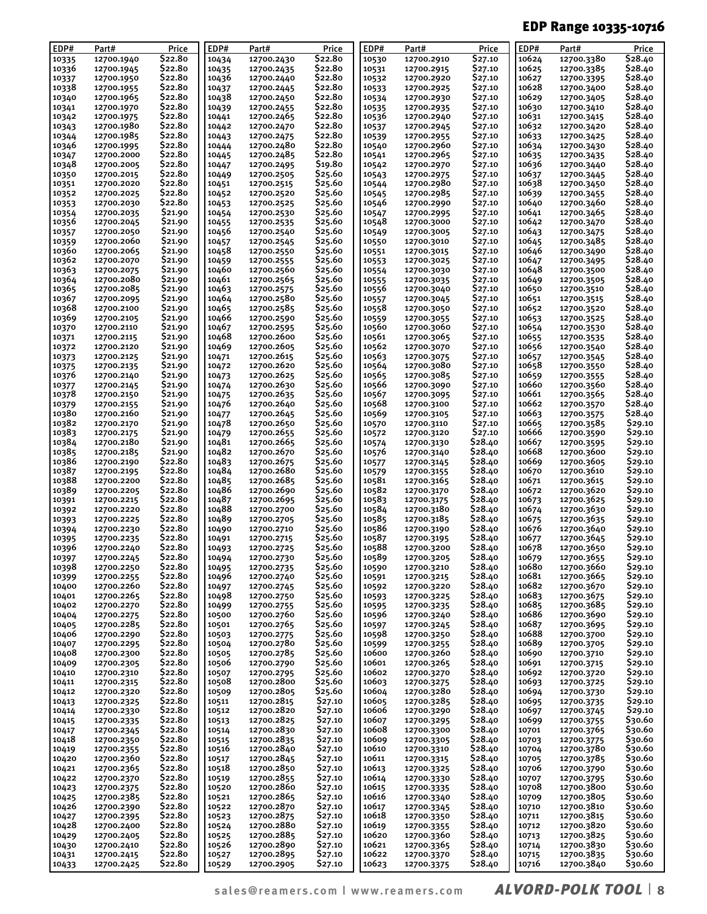## EDP Range 10335-10716

| EDP# | Part# | Price |
|---|---|---|
| 10335 | 12700.1940 | $22.80 |
| 10336 | 12700.1945 | $22.80 |
| 10337 | 12700.1950 | $22.80 |
| 10338 | 12700.1955 | $22.80 |
| 10340 | 12700.1965 | $22.80 |
| 10341 | 12700.1970 | $22.80 |
| 10342 | 12700.1975 | $22.80 |
| 10343 | 12700.1980 | $22.80 |
| 10344 | 12700.1985 | $22.80 |
| 10346 | 12700.1995 | $22.80 |
| 10347 | 12700.2000 | $22.80 |
| 10348 | 12700.2005 | $22.80 |
| 10350 | 12700.2015 | $22.80 |
| 10351 | 12700.2020 | $22.80 |
| 10352 | 12700.2025 | $22.80 |
| 10353 | 12700.2030 | $22.80 |
| 10354 | 12700.2035 | $21.90 |
| 10356 | 12700.2045 | $21.90 |
| 10357 | 12700.2050 | $21.90 |
| 10359 | 12700.2060 | $21.90 |
| 10360 | 12700.2065 | $21.90 |
| 10362 | 12700.2070 | $21.90 |
| 10363 | 12700.2075 | $21.90 |
| 10364 | 12700.2080 | $21.90 |
| 10365 | 12700.2085 | $21.90 |
| 10367 | 12700.2095 | $21.90 |
| 10368 | 12700.2100 | $21.90 |
| 10369 | 12700.2105 | $21.90 |
| 10370 | 12700.2110 | $21.90 |
| 10371 | 12700.2115 | $21.90 |
| 10372 | 12700.2120 | $21.90 |
| 10373 | 12700.2125 | $21.90 |
| 10375 | 12700.2135 | $21.90 |
| 10376 | 12700.2140 | $21.90 |
| 10377 | 12700.2145 | $21.90 |
| 10378 | 12700.2150 | $21.90 |
| 10379 | 12700.2155 | $21.90 |
| 10380 | 12700.2160 | $21.90 |
| 10382 | 12700.2170 | $21.90 |
| 10383 | 12700.2175 | $21.90 |
| 10384 | 12700.2180 | $21.90 |
| 10385 | 12700.2185 | $21.90 |
| 10386 | 12700.2190 | $22.80 |
| 10387 | 12700.2195 | $22.80 |
| 10388 | 12700.2200 | $22.80 |
| 10389 | 12700.2205 | $22.80 |
| 10391 | 12700.2215 | $22.80 |
| 10392 | 12700.2220 | $22.80 |
| 10393 | 12700.2225 | $22.80 |
| 10394 | 12700.2230 | $22.80 |
| 10395 | 12700.2235 | $22.80 |
| 10396 | 12700.2240 | $22.80 |
| 10397 | 12700.2245 | $22.80 |
| 10398 | 12700.2250 | $22.80 |
| 10399 | 12700.2255 | $22.80 |
| 10400 | 12700.2260 | $22.80 |
| 10401 | 12700.2265 | $22.80 |
| 10402 | 12700.2270 | $22.80 |
| 10404 | 12700.2275 | $22.80 |
| 10405 | 12700.2285 | $22.80 |
| 10406 | 12700.2290 | $22.80 |
| 10407 | 12700.2295 | $22.80 |
| 10408 | 12700.2300 | $22.80 |
| 10409 | 12700.2305 | $22.80 |
| 10410 | 12700.2310 | $22.80 |
| 10411 | 12700.2315 | $22.80 |
| 10412 | 12700.2320 | $22.80 |
| 10413 | 12700.2325 | $22.80 |
| 10414 | 12700.2330 | $22.80 |
| 10415 | 12700.2335 | $22.80 |
| 10417 | 12700.2345 | $22.80 |
| 10418 | 12700.2350 | $22.80 |
| 10419 | 12700.2355 | $22.80 |
| 10420 | 12700.2360 | $22.80 |
| 10421 | 12700.2365 | $22.80 |
| 10422 | 12700.2370 | $22.80 |
| 10423 | 12700.2375 | $22.80 |
| 10425 | 12700.2385 | $22.80 |
| 10426 | 12700.2390 | $22.80 |
| 10427 | 12700.2395 | $22.80 |
| 10428 | 12700.2400 | $22.80 |
| 10429 | 12700.2405 | $22.80 |
| 10430 | 12700.2410 | $22.80 |
| 10431 | 12700.2415 | $22.80 |
| 10433 | 12700.2425 | $22.80 |
| 10434 | 12700.2430 | $22.80 |
| 10435 | 12700.2435 | $22.80 |
| 10436 | 12700.2440 | $22.80 |
| 10437 | 12700.2445 | $22.80 |
| 10438 | 12700.2450 | $22.80 |
| 10439 | 12700.2455 | $22.80 |
| 10441 | 12700.2465 | $22.80 |
| 10442 | 12700.2470 | $22.80 |
| 10443 | 12700.2475 | $22.80 |
| 10444 | 12700.2480 | $22.80 |
| 10445 | 12700.2485 | $22.80 |
| 10447 | 12700.2495 | $19.80 |
| 10449 | 12700.2505 | $25.60 |
| 10451 | 12700.2515 | $25.60 |
| 10452 | 12700.2520 | $25.60 |
| 10453 | 12700.2525 | $25.60 |
| 10454 | 12700.2530 | $25.60 |
| 10455 | 12700.2535 | $25.60 |
| 10456 | 12700.2540 | $25.60 |
| 10457 | 12700.2545 | $25.60 |
| 10458 | 12700.2550 | $25.60 |
| 10459 | 12700.2555 | $25.60 |
| 10460 | 12700.2560 | $25.60 |
| 10461 | 12700.2565 | $25.60 |
| 10463 | 12700.2575 | $25.60 |
| 10464 | 12700.2580 | $25.60 |
| 10465 | 12700.2585 | $25.60 |
| 10466 | 12700.2590 | $25.60 |
| 10467 | 12700.2595 | $25.60 |
| 10468 | 12700.2600 | $25.60 |
| 10469 | 12700.2605 | $25.60 |
| 10471 | 12700.2615 | $25.60 |
| 10472 | 12700.2620 | $25.60 |
| 10473 | 12700.2625 | $25.60 |
| 10474 | 12700.2630 | $25.60 |
| 10475 | 12700.2635 | $25.60 |
| 10476 | 12700.2640 | $25.60 |
| 10477 | 12700.2645 | $25.60 |
| 10478 | 12700.2650 | $25.60 |
| 10479 | 12700.2655 | $25.60 |
| 10481 | 12700.2665 | $25.60 |
| 10482 | 12700.2670 | $25.60 |
| 10483 | 12700.2675 | $25.60 |
| 10484 | 12700.2680 | $25.60 |
| 10485 | 12700.2685 | $25.60 |
| 10486 | 12700.2690 | $25.60 |
| 10487 | 12700.2695 | $25.60 |
| 10488 | 12700.2700 | $25.60 |
| 10489 | 12700.2705 | $25.60 |
| 10490 | 12700.2710 | $25.60 |
| 10491 | 12700.2715 | $25.60 |
| 10493 | 12700.2725 | $25.60 |
| 10494 | 12700.2730 | $25.60 |
| 10495 | 12700.2735 | $25.60 |
| 10496 | 12700.2740 | $25.60 |
| 10497 | 12700.2745 | $25.60 |
| 10498 | 12700.2750 | $25.60 |
| 10499 | 12700.2755 | $25.60 |
| 10500 | 12700.2760 | $25.60 |
| 10501 | 12700.2765 | $25.60 |
| 10503 | 12700.2775 | $25.60 |
| 10504 | 12700.2780 | $25.60 |
| 10505 | 12700.2785 | $25.60 |
| 10506 | 12700.2790 | $25.60 |
| 10507 | 12700.2795 | $25.60 |
| 10508 | 12700.2800 | $25.60 |
| 10509 | 12700.2805 | $25.60 |
| 10511 | 12700.2815 | $27.10 |
| 10512 | 12700.2820 | $27.10 |
| 10513 | 12700.2825 | $27.10 |
| 10514 | 12700.2830 | $27.10 |
| 10515 | 12700.2835 | $27.10 |
| 10516 | 12700.2840 | $27.10 |
| 10517 | 12700.2845 | $27.10 |
| 10518 | 12700.2850 | $27.10 |
| 10519 | 12700.2855 | $27.10 |
| 10520 | 12700.2860 | $27.10 |
| 10521 | 12700.2865 | $27.10 |
| 10522 | 12700.2870 | $27.10 |
| 10523 | 12700.2875 | $27.10 |
| 10524 | 12700.2880 | $27.10 |
| 10525 | 12700.2885 | $27.10 |
| 10526 | 12700.2890 | $27.10 |
| 10527 | 12700.2895 | $27.10 |
| 10529 | 12700.2905 | $27.10 |
| 10530 | 12700.2910 | $27.10 |
| 10531 | 12700.2915 | $27.10 |
| 10532 | 12700.2920 | $27.10 |
| 10533 | 12700.2925 | $27.10 |
| 10534 | 12700.2930 | $27.10 |
| 10535 | 12700.2935 | $27.10 |
| 10536 | 12700.2940 | $27.10 |
| 10537 | 12700.2945 | $27.10 |
| 10539 | 12700.2955 | $27.10 |
| 10540 | 12700.2960 | $27.10 |
| 10541 | 12700.2965 | $27.10 |
| 10542 | 12700.2970 | $27.10 |
| 10543 | 12700.2975 | $27.10 |
| 10544 | 12700.2980 | $27.10 |
| 10545 | 12700.2985 | $27.10 |
| 10546 | 12700.2990 | $27.10 |
| 10547 | 12700.2995 | $27.10 |
| 10548 | 12700.3000 | $27.10 |
| 10549 | 12700.3005 | $27.10 |
| 10550 | 12700.3010 | $27.10 |
| 10551 | 12700.3015 | $27.10 |
| 10553 | 12700.3025 | $27.10 |
| 10554 | 12700.3030 | $27.10 |
| 10555 | 12700.3035 | $27.10 |
| 10556 | 12700.3040 | $27.10 |
| 10557 | 12700.3045 | $27.10 |
| 10558 | 12700.3050 | $27.10 |
| 10559 | 12700.3055 | $27.10 |
| 10560 | 12700.3060 | $27.10 |
| 10561 | 12700.3065 | $27.10 |
| 10562 | 12700.3070 | $27.10 |
| 10563 | 12700.3075 | $27.10 |
| 10564 | 12700.3080 | $27.10 |
| 10565 | 12700.3085 | $27.10 |
| 10566 | 12700.3090 | $27.10 |
| 10567 | 12700.3095 | $27.10 |
| 10568 | 12700.3100 | $27.10 |
| 10569 | 12700.3105 | $27.10 |
| 10570 | 12700.3110 | $27.10 |
| 10572 | 12700.3120 | $27.10 |
| 10574 | 12700.3130 | $28.40 |
| 10576 | 12700.3140 | $28.40 |
| 10577 | 12700.3145 | $28.40 |
| 10579 | 12700.3155 | $28.40 |
| 10581 | 12700.3165 | $28.40 |
| 10582 | 12700.3170 | $28.40 |
| 10583 | 12700.3175 | $28.40 |
| 10584 | 12700.3180 | $28.40 |
| 10585 | 12700.3185 | $28.40 |
| 10586 | 12700.3190 | $28.40 |
| 10587 | 12700.3195 | $28.40 |
| 10588 | 12700.3200 | $28.40 |
| 10589 | 12700.3205 | $28.40 |
| 10590 | 12700.3210 | $28.40 |
| 10591 | 12700.3215 | $28.40 |
| 10592 | 12700.3220 | $28.40 |
| 10593 | 12700.3225 | $28.40 |
| 10595 | 12700.3235 | $28.40 |
| 10596 | 12700.3240 | $28.40 |
| 10597 | 12700.3245 | $28.40 |
| 10598 | 12700.3250 | $28.40 |
| 10599 | 12700.3255 | $28.40 |
| 10600 | 12700.3260 | $28.40 |
| 10601 | 12700.3265 | $28.40 |
| 10602 | 12700.3270 | $28.40 |
| 10603 | 12700.3275 | $28.40 |
| 10604 | 12700.3280 | $28.40 |
| 10605 | 12700.3285 | $28.40 |
| 10606 | 12700.3290 | $28.40 |
| 10607 | 12700.3295 | $28.40 |
| 10608 | 12700.3300 | $28.40 |
| 10609 | 12700.3305 | $28.40 |
| 10610 | 12700.3310 | $28.40 |
| 10611 | 12700.3315 | $28.40 |
| 10613 | 12700.3325 | $28.40 |
| 10614 | 12700.3330 | $28.40 |
| 10615 | 12700.3335 | $28.40 |
| 10616 | 12700.3340 | $28.40 |
| 10617 | 12700.3345 | $28.40 |
| 10618 | 12700.3350 | $28.40 |
| 10619 | 12700.3355 | $28.40 |
| 10620 | 12700.3360 | $28.40 |
| 10621 | 12700.3365 | $28.40 |
| 10622 | 12700.3370 | $28.40 |
| 10623 | 12700.3375 | $28.40 |
| 10624 | 12700.3380 | $28.40 |
| 10625 | 12700.3385 | $28.40 |
| 10627 | 12700.3395 | $28.40 |
| 10628 | 12700.3400 | $28.40 |
| 10629 | 12700.3405 | $28.40 |
| 10630 | 12700.3410 | $28.40 |
| 10631 | 12700.3415 | $28.40 |
| 10632 | 12700.3420 | $28.40 |
| 10633 | 12700.3425 | $28.40 |
| 10634 | 12700.3430 | $28.40 |
| 10635 | 12700.3435 | $28.40 |
| 10636 | 12700.3440 | $28.40 |
| 10637 | 12700.3445 | $28.40 |
| 10638 | 12700.3450 | $28.40 |
| 10639 | 12700.3455 | $28.40 |
| 10640 | 12700.3460 | $28.40 |
| 10641 | 12700.3465 | $28.40 |
| 10642 | 12700.3470 | $28.40 |
| 10643 | 12700.3475 | $28.40 |
| 10645 | 12700.3485 | $28.40 |
| 10646 | 12700.3490 | $28.40 |
| 10647 | 12700.3495 | $28.40 |
| 10648 | 12700.3500 | $28.40 |
| 10649 | 12700.3505 | $28.40 |
| 10650 | 12700.3510 | $28.40 |
| 10651 | 12700.3515 | $28.40 |
| 10652 | 12700.3520 | $28.40 |
| 10653 | 12700.3525 | $28.40 |
| 10654 | 12700.3530 | $28.40 |
| 10655 | 12700.3535 | $28.40 |
| 10656 | 12700.3540 | $28.40 |
| 10657 | 12700.3545 | $28.40 |
| 10658 | 12700.3550 | $28.40 |
| 10659 | 12700.3555 | $28.40 |
| 10660 | 12700.3560 | $28.40 |
| 10661 | 12700.3565 | $28.40 |
| 10662 | 12700.3570 | $28.40 |
| 10663 | 12700.3575 | $28.40 |
| 10665 | 12700.3585 | $29.10 |
| 10666 | 12700.3590 | $29.10 |
| 10667 | 12700.3595 | $29.10 |
| 10668 | 12700.3600 | $29.10 |
| 10669 | 12700.3605 | $29.10 |
| 10670 | 12700.3610 | $29.10 |
| 10671 | 12700.3615 | $29.10 |
| 10672 | 12700.3620 | $29.10 |
| 10673 | 12700.3625 | $29.10 |
| 10674 | 12700.3630 | $29.10 |
| 10675 | 12700.3635 | $29.10 |
| 10676 | 12700.3640 | $29.10 |
| 10677 | 12700.3645 | $29.10 |
| 10678 | 12700.3650 | $29.10 |
| 10679 | 12700.3655 | $29.10 |
| 10680 | 12700.3660 | $29.10 |
| 10681 | 12700.3665 | $29.10 |
| 10682 | 12700.3670 | $29.10 |
| 10683 | 12700.3675 | $29.10 |
| 10685 | 12700.3685 | $29.10 |
| 10686 | 12700.3690 | $29.10 |
| 10687 | 12700.3695 | $29.10 |
| 10688 | 12700.3700 | $29.10 |
| 10689 | 12700.3705 | $29.10 |
| 10690 | 12700.3710 | $29.10 |
| 10691 | 12700.3715 | $29.10 |
| 10692 | 12700.3720 | $29.10 |
| 10693 | 12700.3725 | $29.10 |
| 10694 | 12700.3730 | $29.10 |
| 10695 | 12700.3735 | $29.10 |
| 10697 | 12700.3745 | $29.10 |
| 10699 | 12700.3755 | $30.60 |
| 10701 | 12700.3765 | $30.60 |
| 10703 | 12700.3775 | $30.60 |
| 10704 | 12700.3780 | $30.60 |
| 10705 | 12700.3785 | $30.60 |
| 10706 | 12700.3790 | $30.60 |
| 10707 | 12700.3795 | $30.60 |
| 10708 | 12700.3800 | $30.60 |
| 10709 | 12700.3805 | $30.60 |
| 10710 | 12700.3810 | $30.60 |
| 10711 | 12700.3815 | $30.60 |
| 10712 | 12700.3820 | $30.60 |
| 10713 | 12700.3825 | $30.60 |
| 10714 | 12700.3830 | $30.60 |
| 10715 | 12700.3835 | $30.60 |
| 10716 | 12700.3840 | $30.60 |

sales@reamers.com | www.reamers.com **ALVORD-POLK TOOL**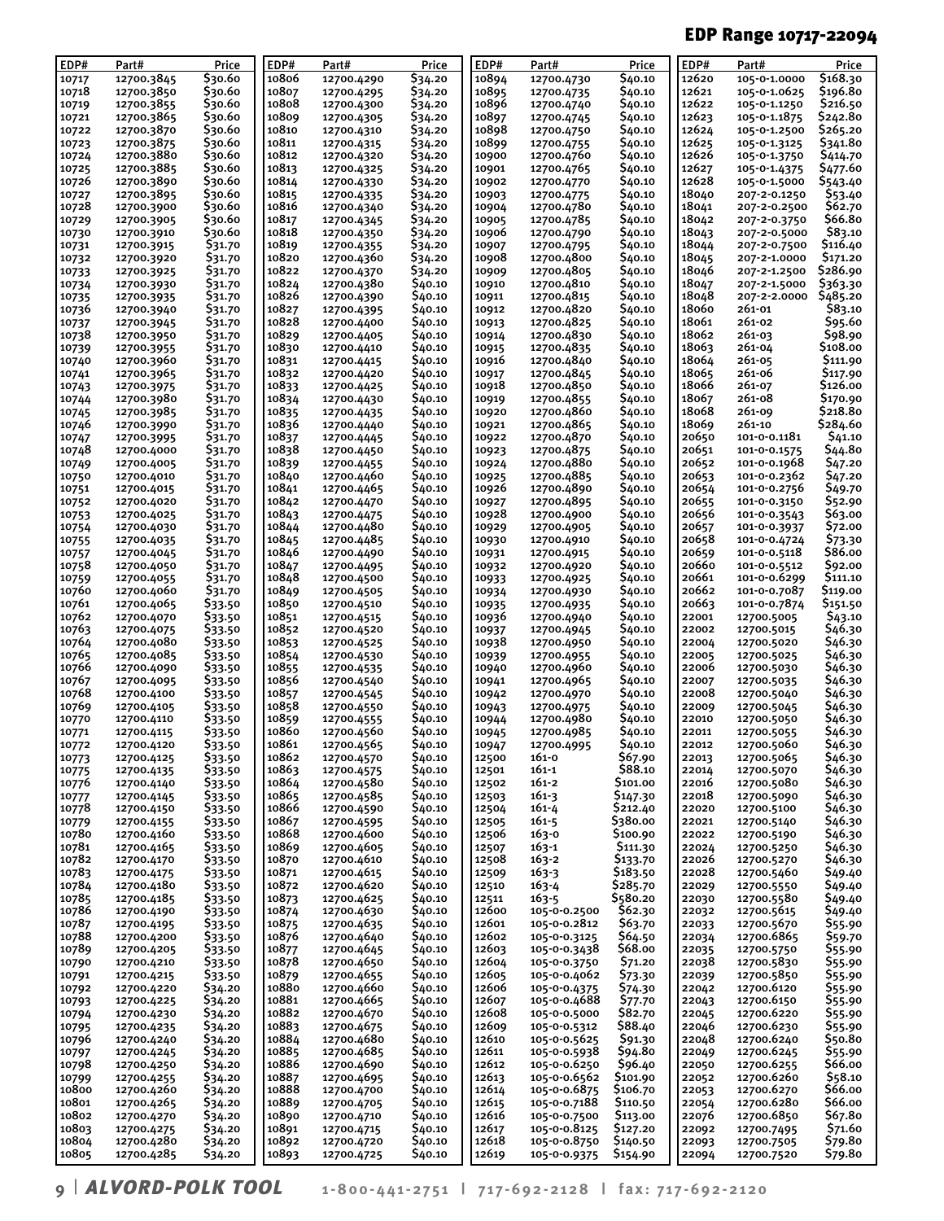## EDP Range 10717-22094

| EDP# | Part# | Price |
|---|---|---|
| 10717 | 12700.3845 | $30.60 |
| 10718 | 12700.3850 | $30.60 |
| 10719 | 12700.3855 | $30.60 |
| 10721 | 12700.3865 | $30.60 |
| 10722 | 12700.3870 | $30.60 |
| 10723 | 12700.3875 | $30.60 |
| 10724 | 12700.3880 | $30.60 |
| 10725 | 12700.3885 | $30.60 |
| 10726 | 12700.3890 | $30.60 |
| 10727 | 12700.3895 | $30.60 |
| 10728 | 12700.3900 | $30.60 |
| 10729 | 12700.3905 | $30.60 |
| 10730 | 12700.3910 | $30.60 |
| 10731 | 12700.3915 | $31.70 |
| 10732 | 12700.3920 | $31.70 |
| 10733 | 12700.3925 | $31.70 |
| 10734 | 12700.3930 | $31.70 |
| 10735 | 12700.3935 | $31.70 |
| 10736 | 12700.3940 | $31.70 |
| 10737 | 12700.3945 | $31.70 |
| 10738 | 12700.3950 | $31.70 |
| 10739 | 12700.3955 | $31.70 |
| 10740 | 12700.3960 | $31.70 |
| 10741 | 12700.3965 | $31.70 |
| 10743 | 12700.3975 | $31.70 |
| 10744 | 12700.3980 | $31.70 |
| 10745 | 12700.3985 | $31.70 |
| 10746 | 12700.3990 | $31.70 |
| 10747 | 12700.3995 | $31.70 |
| 10748 | 12700.4000 | $31.70 |
| 10749 | 12700.4005 | $31.70 |
| 10750 | 12700.4010 | $31.70 |
| 10751 | 12700.4015 | $31.70 |
| 10752 | 12700.4020 | $31.70 |
| 10753 | 12700.4025 | $31.70 |
| 10754 | 12700.4030 | $31.70 |
| 10755 | 12700.4035 | $31.70 |
| 10757 | 12700.4045 | $31.70 |
| 10758 | 12700.4050 | $31.70 |
| 10759 | 12700.4055 | $31.70 |
| 10760 | 12700.4060 | $31.70 |
| 10761 | 12700.4065 | $33.50 |
| 10762 | 12700.4070 | $33.50 |
| 10763 | 12700.4075 | $33.50 |
| 10764 | 12700.4080 | $33.50 |
| 10765 | 12700.4085 | $33.50 |
| 10766 | 12700.4090 | $33.50 |
| 10767 | 12700.4095 | $33.50 |
| 10768 | 12700.4100 | $33.50 |
| 10769 | 12700.4105 | $33.50 |
| 10770 | 12700.4110 | $33.50 |
| 10771 | 12700.4115 | $33.50 |
| 10772 | 12700.4120 | $33.50 |
| 10773 | 12700.4125 | $33.50 |
| 10775 | 12700.4135 | $33.50 |
| 10776 | 12700.4140 | $33.50 |
| 10777 | 12700.4145 | $33.50 |
| 10778 | 12700.4150 | $33.50 |
| 10779 | 12700.4155 | $33.50 |
| 10780 | 12700.4160 | $33.50 |
| 10781 | 12700.4165 | $33.50 |
| 10782 | 12700.4170 | $33.50 |
| 10783 | 12700.4175 | $33.50 |
| 10784 | 12700.4180 | $33.50 |
| 10785 | 12700.4185 | $33.50 |
| 10786 | 12700.4190 | $33.50 |
| 10787 | 12700.4195 | $33.50 |
| 10788 | 12700.4200 | $33.50 |
| 10789 | 12700.4205 | $33.50 |
| 10790 | 12700.4210 | $33.50 |
| 10791 | 12700.4215 | $33.50 |
| 10792 | 12700.4220 | $34.20 |
| 10793 | 12700.4225 | $34.20 |
| 10794 | 12700.4230 | $34.20 |
| 10795 | 12700.4235 | $34.20 |
| 10796 | 12700.4240 | $34.20 |
| 10797 | 12700.4245 | $34.20 |
| 10798 | 12700.4250 | $34.20 |
| 10799 | 12700.4255 | $34.20 |
| 10800 | 12700.4260 | $34.20 |
| 10801 | 12700.4265 | $34.20 |
| 10802 | 12700.4270 | $34.20 |
| 10803 | 12700.4275 | $34.20 |
| 10804 | 12700.4280 | $34.20 |
| 10805 | 12700.4285 | $34.20 |
| 10806 | 12700.4290 | $34.20 |
| 10807 | 12700.4295 | $34.20 |
| 10808 | 12700.4300 | $34.20 |
| 10809 | 12700.4305 | $34.20 |
| 10810 | 12700.4310 | $34.20 |
| 10811 | 12700.4315 | $34.20 |
| 10812 | 12700.4320 | $34.20 |
| 10813 | 12700.4325 | $34.20 |
| 10814 | 12700.4330 | $34.20 |
| 10815 | 12700.4335 | $34.20 |
| 10816 | 12700.4340 | $34.20 |
| 10817 | 12700.4345 | $34.20 |
| 10818 | 12700.4350 | $34.20 |
| 10819 | 12700.4355 | $34.20 |
| 10820 | 12700.4360 | $34.20 |
| 10822 | 12700.4370 | $34.20 |
| 10824 | 12700.4380 | $40.10 |
| 10826 | 12700.4390 | $40.10 |
| 10827 | 12700.4395 | $40.10 |
| 10828 | 12700.4400 | $40.10 |
| 10829 | 12700.4405 | $40.10 |
| 10830 | 12700.4410 | $40.10 |
| 10831 | 12700.4415 | $40.10 |
| 10832 | 12700.4420 | $40.10 |
| 10833 | 12700.4425 | $40.10 |
| 10834 | 12700.4430 | $40.10 |
| 10835 | 12700.4435 | $40.10 |
| 10836 | 12700.4440 | $40.10 |
| 10837 | 12700.4445 | $40.10 |
| 10838 | 12700.4450 | $40.10 |
| 10839 | 12700.4455 | $40.10 |
| 10840 | 12700.4460 | $40.10 |
| 10841 | 12700.4465 | $40.10 |
| 10842 | 12700.4470 | $40.10 |
| 10843 | 12700.4475 | $40.10 |
| 10844 | 12700.4480 | $40.10 |
| 10845 | 12700.4485 | $40.10 |
| 10846 | 12700.4490 | $40.10 |
| 10847 | 12700.4495 | $40.10 |
| 10848 | 12700.4500 | $40.10 |
| 10849 | 12700.4505 | $40.10 |
| 10850 | 12700.4510 | $40.10 |
| 10851 | 12700.4515 | $40.10 |
| 10852 | 12700.4520 | $40.10 |
| 10853 | 12700.4525 | $40.10 |
| 10854 | 12700.4530 | $40.10 |
| 10855 | 12700.4535 | $40.10 |
| 10856 | 12700.4540 | $40.10 |
| 10857 | 12700.4545 | $40.10 |
| 10858 | 12700.4550 | $40.10 |
| 10859 | 12700.4555 | $40.10 |
| 10860 | 12700.4560 | $40.10 |
| 10861 | 12700.4565 | $40.10 |
| 10862 | 12700.4570 | $40.10 |
| 10863 | 12700.4575 | $40.10 |
| 10864 | 12700.4580 | $40.10 |
| 10865 | 12700.4585 | $40.10 |
| 10866 | 12700.4590 | $40.10 |
| 10867 | 12700.4595 | $40.10 |
| 10868 | 12700.4600 | $40.10 |
| 10869 | 12700.4605 | $40.10 |
| 10870 | 12700.4610 | $40.10 |
| 10871 | 12700.4615 | $40.10 |
| 10872 | 12700.4620 | $40.10 |
| 10873 | 12700.4625 | $40.10 |
| 10874 | 12700.4630 | $40.10 |
| 10875 | 12700.4635 | $40.10 |
| 10876 | 12700.4640 | $40.10 |
| 10877 | 12700.4645 | $40.10 |
| 10878 | 12700.4650 | $40.10 |
| 10879 | 12700.4655 | $40.10 |
| 10880 | 12700.4660 | $40.10 |
| 10881 | 12700.4665 | $40.10 |
| 10882 | 12700.4670 | $40.10 |
| 10883 | 12700.4675 | $40.10 |
| 10884 | 12700.4680 | $40.10 |
| 10885 | 12700.4685 | $40.10 |
| 10886 | 12700.4690 | $40.10 |
| 10887 | 12700.4695 | $40.10 |
| 10888 | 12700.4700 | $40.10 |
| 10889 | 12700.4705 | $40.10 |
| 10890 | 12700.4710 | $40.10 |
| 10891 | 12700.4715 | $40.10 |
| 10892 | 12700.4720 | $40.10 |
| 10893 | 12700.4725 | $40.10 |
| 10894 | 12700.4730 | $40.10 |
| 10895 | 12700.4735 | $40.10 |
| 10896 | 12700.4740 | $40.10 |
| 10897 | 12700.4745 | $40.10 |
| 10898 | 12700.4750 | $40.10 |
| 10899 | 12700.4755 | $40.10 |
| 10900 | 12700.4760 | $40.10 |
| 10901 | 12700.4765 | $40.10 |
| 10902 | 12700.4770 | $40.10 |
| 10903 | 12700.4775 | $40.10 |
| 10904 | 12700.4780 | $40.10 |
| 10905 | 12700.4785 | $40.10 |
| 10906 | 12700.4790 | $40.10 |
| 10907 | 12700.4795 | $40.10 |
| 10908 | 12700.4800 | $40.10 |
| 10909 | 12700.4805 | $40.10 |
| 10910 | 12700.4810 | $40.10 |
| 10911 | 12700.4815 | $40.10 |
| 10912 | 12700.4820 | $40.10 |
| 10913 | 12700.4825 | $40.10 |
| 10914 | 12700.4830 | $40.10 |
| 10915 | 12700.4835 | $40.10 |
| 10916 | 12700.4840 | $40.10 |
| 10917 | 12700.4845 | $40.10 |
| 10918 | 12700.4850 | $40.10 |
| 10919 | 12700.4855 | $40.10 |
| 10920 | 12700.4860 | $40.10 |
| 10921 | 12700.4865 | $40.10 |
| 10922 | 12700.4870 | $40.10 |
| 10923 | 12700.4875 | $40.10 |
| 10924 | 12700.4880 | $40.10 |
| 10925 | 12700.4885 | $40.10 |
| 10926 | 12700.4890 | $40.10 |
| 10927 | 12700.4895 | $40.10 |
| 10928 | 12700.4900 | $40.10 |
| 10929 | 12700.4905 | $40.10 |
| 10930 | 12700.4910 | $40.10 |
| 10931 | 12700.4915 | $40.10 |
| 10932 | 12700.4920 | $40.10 |
| 10933 | 12700.4925 | $40.10 |
| 10934 | 12700.4930 | $40.10 |
| 10935 | 12700.4935 | $40.10 |
| 10936 | 12700.4940 | $40.10 |
| 10937 | 12700.4945 | $40.10 |
| 10938 | 12700.4950 | $40.10 |
| 10939 | 12700.4955 | $40.10 |
| 10940 | 12700.4960 | $40.10 |
| 10941 | 12700.4965 | $40.10 |
| 10942 | 12700.4970 | $40.10 |
| 10943 | 12700.4975 | $40.10 |
| 10944 | 12700.4980 | $40.10 |
| 10945 | 12700.4985 | $40.10 |
| 10947 | 12700.4995 | $40.10 |
| 12500 | 161-0 | $67.90 |
| 12501 | 161-1 | $88.10 |
| 12502 | 161-2 | $101.00 |
| 12503 | 161-3 | $147.30 |
| 12504 | 161-4 | $212.40 |
| 12505 | 161-5 | $380.00 |
| 12506 | 163-0 | $100.90 |
| 12507 | 163-1 | $111.30 |
| 12508 | 163-2 | $133.70 |
| 12509 | 163-3 | $183.50 |
| 12510 | 163-4 | $285.70 |
| 12511 | 163-5 | $580.20 |
| 12600 | 105-0-0.2500 | $62.30 |
| 12601 | 105-0-0.2812 | $63.70 |
| 12602 | 105-0-0.3125 | $64.50 |
| 12603 | 105-0-0.3438 | $68.00 |
| 12604 | 105-0-0.3750 | $71.20 |
| 12605 | 105-0-0.4062 | $73.30 |
| 12606 | 105-0-0.4375 | $74.30 |
| 12607 | 105-0-0.4688 | $77.70 |
| 12608 | 105-0-0.5000 | $82.70 |
| 12609 | 105-0-0.5312 | $88.40 |
| 12610 | 105-0-0.5625 | $91.30 |
| 12611 | 105-0-0.5938 | $94.80 |
| 12612 | 105-0-0.6250 | $96.40 |
| 12613 | 105-0-0.6562 | $101.90 |
| 12614 | 105-0-0.6875 | $106.70 |
| 12615 | 105-0-0.7188 | $110.50 |
| 12616 | 105-0-0.7500 | $113.00 |
| 12617 | 105-0-0.8125 | $127.20 |
| 12618 | 105-0-0.8750 | $140.50 |
| 12619 | 105-0-0.9375 | $154.90 |
| 12620 | 105-0-1.0000 | $168.30 |
| 12621 | 105-0-1.0625 | $196.80 |
| 12622 | 105-0-1.1250 | $216.50 |
| 12623 | 105-0-1.1875 | $242.80 |
| 12624 | 105-0-1.2500 | $265.20 |
| 12625 | 105-0-1.3125 | $341.80 |
| 12626 | 105-0-1.3750 | $414.70 |
| 12627 | 105-0-1.4375 | $477.60 |
| 12628 | 105-0-1.5000 | $543.40 |
| 18040 | 207-2-0.1250 | $53.40 |
| 18041 | 207-2-0.2500 | $62.70 |
| 18042 | 207-2-0.3750 | $66.80 |
| 18043 | 207-2-0.5000 | $83.10 |
| 18044 | 207-2-0.7500 | $116.40 |
| 18045 | 207-2-1.0000 | $171.20 |
| 18046 | 207-2-1.2500 | $286.90 |
| 18047 | 207-2-1.5000 | $363.30 |
| 18048 | 207-2-2.0000 | $485.20 |
| 18060 | 261-01 | $83.10 |
| 18061 | 261-02 | $95.60 |
| 18062 | 261-03 | $98.90 |
| 18063 | 261-04 | $108.00 |
| 18064 | 261-05 | $111.90 |
| 18065 | 261-06 | $117.90 |
| 18066 | 261-07 | $126.00 |
| 18067 | 261-08 | $170.90 |
| 18068 | 261-09 | $218.80 |
| 18069 | 261-10 | $284.60 |
| 20650 | 101-0-0.1181 | $41.10 |
| 20651 | 101-0-0.1575 | $44.80 |
| 20652 | 101-0-0.1968 | $47.20 |
| 20653 | 101-0-0.2362 | $47.20 |
| 20654 | 101-0-0.2756 | $49.70 |
| 20655 | 101-0-0.3150 | $52.90 |
| 20656 | 101-0-0.3543 | $63.00 |
| 20657 | 101-0-0.3937 | $72.00 |
| 20658 | 101-0-0.4724 | $73.30 |
| 20659 | 101-0-0.5118 | $86.00 |
| 20660 | 101-0-0.5512 | $92.00 |
| 20661 | 101-0-0.6299 | $111.10 |
| 20662 | 101-0-0.7087 | $119.00 |
| 20663 | 101-0-0.7874 | $151.50 |
| 22001 | 12700.5005 | $43.10 |
| 22002 | 12700.5015 | $46.30 |
| 22004 | 12700.5020 | $46.30 |
| 22005 | 12700.5025 | $46.30 |
| 22006 | 12700.5030 | $46.30 |
| 22007 | 12700.5035 | $46.30 |
| 22008 | 12700.5040 | $46.30 |
| 22009 | 12700.5045 | $46.30 |
| 22010 | 12700.5050 | $46.30 |
| 22011 | 12700.5055 | $46.30 |
| 22012 | 12700.5060 | $46.30 |
| 22013 | 12700.5065 | $46.30 |
| 22014 | 12700.5070 | $46.30 |
| 22016 | 12700.5080 | $46.30 |
| 22018 | 12700.5090 | $46.30 |
| 22020 | 12700.5100 | $46.30 |
| 22021 | 12700.5140 | $46.30 |
| 22022 | 12700.5190 | $46.30 |
| 22024 | 12700.5250 | $46.30 |
| 22026 | 12700.5270 | $46.30 |
| 22028 | 12700.5460 | $49.40 |
| 22029 | 12700.5550 | $49.40 |
| 22030 | 12700.5580 | $49.40 |
| 22032 | 12700.5615 | $49.40 |
| 22033 | 12700.5670 | $55.90 |
| 22034 | 12700.6865 | $59.70 |
| 22035 | 12700.5750 | $55.90 |
| 22038 | 12700.5830 | $55.90 |
| 22039 | 12700.5850 | $55.90 |
| 22042 | 12700.6120 | $55.90 |
| 22043 | 12700.6150 | $55.90 |
| 22045 | 12700.6220 | $55.90 |
| 22046 | 12700.6230 | $55.90 |
| 22048 | 12700.6240 | $50.80 |
| 22049 | 12700.6245 | $55.90 |
| 22050 | 12700.6255 | $66.00 |
| 22052 | 12700.6260 | $58.10 |
| 22053 | 12700.6270 | $66.00 |
| 22054 | 12700.6280 | $66.00 |
| 22076 | 12700.6850 | $67.80 |
| 22092 | 12700.7495 | $71.60 |
| 22093 | 12700.7505 | $79.80 |
| 22094 | 12700.7520 | $79.80 |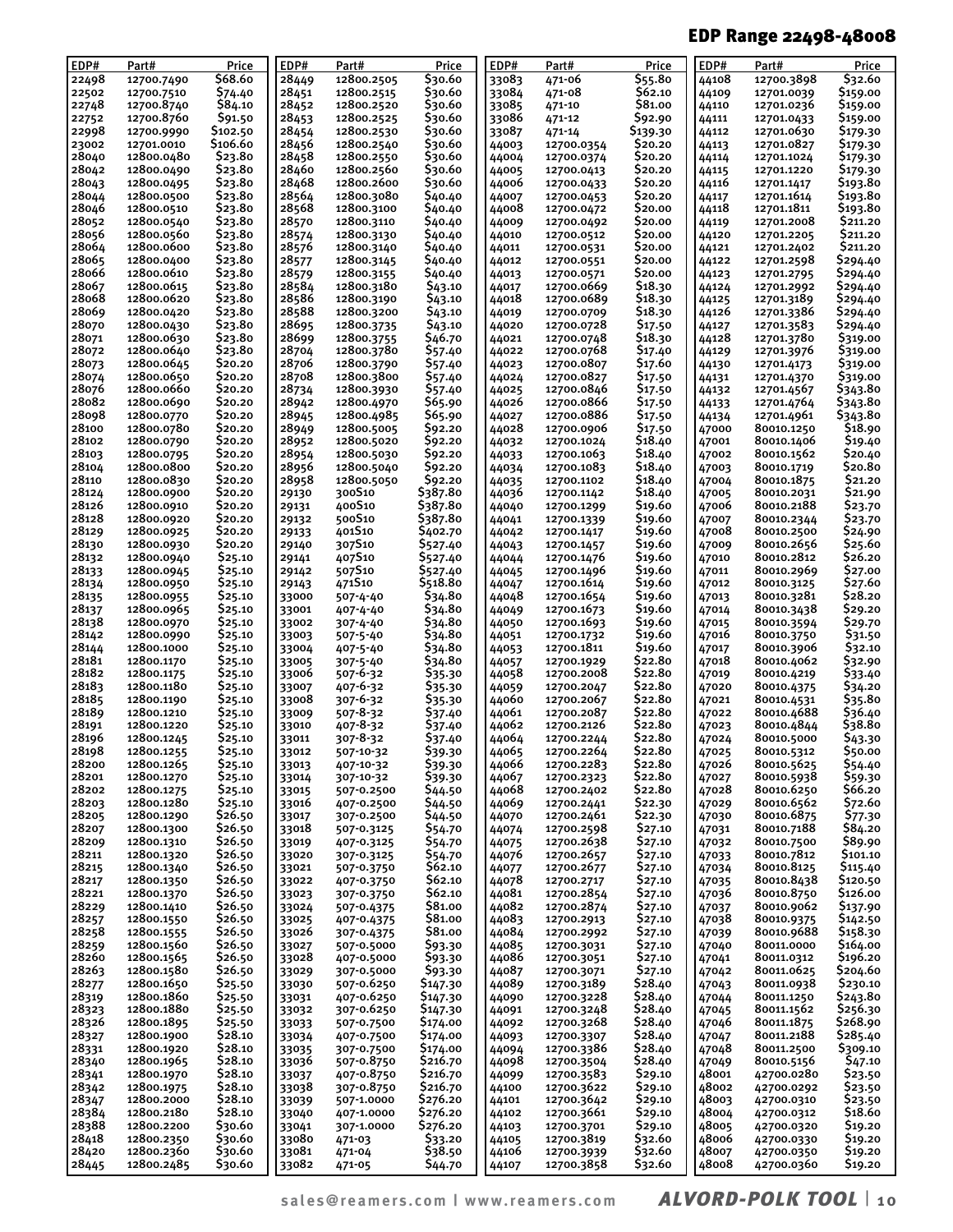## EDP Range 22498-48008

| EDP# | Part# | Price |
|---|---|---|
| 22498 | 12700.7490 | $68.60 |
| 22502 | 12700.7510 | $74.40 |
| 22748 | 12700.8740 | $84.10 |
| 22752 | 12700.8760 | $91.50 |
| 22998 | 12700.9990 | $102.50 |
| 23002 | 12701.0010 | $106.60 |
| 28040 | 12800.0480 | $23.80 |
| 28042 | 12800.0490 | $23.80 |
| 28043 | 12800.0495 | $23.80 |
| 28044 | 12800.0500 | $23.80 |
| 28046 | 12800.0510 | $23.80 |
| 28052 | 12800.0540 | $23.80 |
| 28056 | 12800.0560 | $23.80 |
| 28064 | 12800.0600 | $23.80 |
| 28065 | 12800.0400 | $23.80 |
| 28066 | 12800.0610 | $23.80 |
| 28067 | 12800.0615 | $23.80 |
| 28068 | 12800.0620 | $23.80 |
| 28069 | 12800.0420 | $23.80 |
| 28070 | 12800.0430 | $23.80 |
| 28071 | 12800.0630 | $23.80 |
| 28072 | 12800.0640 | $23.80 |
| 28073 | 12800.0645 | $20.20 |
| 28074 | 12800.0650 | $20.20 |
| 28076 | 12800.0660 | $20.20 |
| 28082 | 12800.0690 | $20.20 |
| 28098 | 12800.0770 | $20.20 |
| 28100 | 12800.0780 | $20.20 |
| 28102 | 12800.0790 | $20.20 |
| 28103 | 12800.0795 | $20.20 |
| 28104 | 12800.0800 | $20.20 |
| 28110 | 12800.0830 | $20.20 |
| 28124 | 12800.0900 | $20.20 |
| 28126 | 12800.0910 | $20.20 |
| 28128 | 12800.0920 | $20.20 |
| 28129 | 12800.0925 | $20.20 |
| 28130 | 12800.0930 | $20.20 |
| 28132 | 12800.0940 | $25.10 |
| 28133 | 12800.0945 | $25.10 |
| 28134 | 12800.0950 | $25.10 |
| 28135 | 12800.0955 | $25.10 |
| 28137 | 12800.0965 | $25.10 |
| 28138 | 12800.0970 | $25.10 |
| 28142 | 12800.0990 | $25.10 |
| 28144 | 12800.1000 | $25.10 |
| 28181 | 12800.1170 | $25.10 |
| 28182 | 12800.1175 | $25.10 |
| 28183 | 12800.1180 | $25.10 |
| 28185 | 12800.1190 | $25.10 |
| 28189 | 12800.1210 | $25.10 |
| 28191 | 12800.1220 | $25.10 |
| 28196 | 12800.1245 | $25.10 |
| 28198 | 12800.1255 | $25.10 |
| 28200 | 12800.1265 | $25.10 |
| 28201 | 12800.1270 | $25.10 |
| 28202 | 12800.1275 | $25.10 |
| 28203 | 12800.1280 | $25.10 |
| 28205 | 12800.1290 | $26.50 |
| 28207 | 12800.1300 | $26.50 |
| 28209 | 12800.1310 | $26.50 |
| 28211 | 12800.1320 | $26.50 |
| 28215 | 12800.1340 | $26.50 |
| 28217 | 12800.1350 | $26.50 |
| 28221 | 12800.1370 | $26.50 |
| 28229 | 12800.1410 | $26.50 |
| 28257 | 12800.1550 | $26.50 |
| 28258 | 12800.1555 | $26.50 |
| 28259 | 12800.1560 | $26.50 |
| 28260 | 12800.1565 | $26.50 |
| 28263 | 12800.1580 | $26.50 |
| 28277 | 12800.1650 | $25.50 |
| 28319 | 12800.1860 | $25.50 |
| 28323 | 12800.1880 | $25.50 |
| 28326 | 12800.1895 | $25.50 |
| 28327 | 12800.1900 | $28.10 |
| 28331 | 12800.1920 | $28.10 |
| 28340 | 12800.1965 | $28.10 |
| 28341 | 12800.1970 | $28.10 |
| 28342 | 12800.1975 | $28.10 |
| 28347 | 12800.2000 | $28.10 |
| 28384 | 12800.2180 | $28.10 |
| 28388 | 12800.2200 | $30.60 |
| 28418 | 12800.2350 | $30.60 |
| 28420 | 12800.2360 | $30.60 |
| 28445 | 12800.2485 | $30.60 |
| 28449 | 12800.2505 | $30.60 |
| 28451 | 12800.2515 | $30.60 |
| 28452 | 12800.2520 | $30.60 |
| 28453 | 12800.2525 | $30.60 |
| 28454 | 12800.2530 | $30.60 |
| 28456 | 12800.2540 | $30.60 |
| 28458 | 12800.2550 | $30.60 |
| 28460 | 12800.2560 | $30.60 |
| 28468 | 12800.2600 | $30.60 |
| 28564 | 12800.3080 | $40.40 |
| 28568 | 12800.3100 | $40.40 |
| 28570 | 12800.3110 | $40.40 |
| 28574 | 12800.3130 | $40.40 |
| 28576 | 12800.3140 | $40.40 |
| 28577 | 12800.3145 | $40.40 |
| 28579 | 12800.3155 | $40.40 |
| 28584 | 12800.3180 | $43.10 |
| 28586 | 12800.3190 | $43.10 |
| 28588 | 12800.3200 | $43.10 |
| 28695 | 12800.3735 | $43.10 |
| 28699 | 12800.3755 | $46.70 |
| 28704 | 12800.3780 | $57.40 |
| 28706 | 12800.3790 | $57.40 |
| 28708 | 12800.3800 | $57.40 |
| 28734 | 12800.3930 | $57.40 |
| 28942 | 12800.4970 | $65.90 |
| 28945 | 12800.4985 | $65.90 |
| 28949 | 12800.5005 | $92.20 |
| 28952 | 12800.5020 | $92.20 |
| 28954 | 12800.5030 | $92.20 |
| 28956 | 12800.5040 | $92.20 |
| 28958 | 12800.5050 | $92.20 |
| 29130 | 300S10 | $387.80 |
| 29131 | 400S10 | $387.80 |
| 29132 | 500S10 | $387.80 |
| 29133 | 401S10 | $402.70 |
| 29140 | 307S10 | $527.40 |
| 29141 | 407S10 | $527.40 |
| 29142 | 507S10 | $527.40 |
| 29143 | 471S10 | $518.80 |
| 33000 | 507-4-40 | $34.80 |
| 33001 | 407-4-40 | $34.80 |
| 33002 | 307-4-40 | $34.80 |
| 33003 | 507-5-40 | $34.80 |
| 33004 | 407-5-40 | $34.80 |
| 33005 | 307-5-40 | $34.80 |
| 33006 | 507-6-32 | $35.30 |
| 33007 | 407-6-32 | $35.30 |
| 33008 | 307-6-32 | $35.30 |
| 33009 | 507-8-32 | $37.40 |
| 33010 | 407-8-32 | $37.40 |
| 33011 | 307-8-32 | $37.40 |
| 33012 | 507-10-32 | $39.30 |
| 33013 | 407-10-32 | $39.30 |
| 33014 | 307-10-32 | $39.30 |
| 33015 | 507-0.2500 | $44.50 |
| 33016 | 407-0.2500 | $44.50 |
| 33017 | 307-0.2500 | $44.50 |
| 33018 | 507-0.3125 | $54.70 |
| 33019 | 407-0.3125 | $54.70 |
| 33020 | 307-0.3125 | $54.70 |
| 33021 | 507-0.3750 | $62.10 |
| 33022 | 407-0.3750 | $62.10 |
| 33023 | 307-0.3750 | $62.10 |
| 33024 | 507-0.4375 | $81.00 |
| 33025 | 407-0.4375 | $81.00 |
| 33026 | 307-0.4375 | $81.00 |
| 33027 | 507-0.5000 | $93.30 |
| 33028 | 407-0.5000 | $93.30 |
| 33029 | 307-0.5000 | $93.30 |
| 33030 | 507-0.6250 | $147.30 |
| 33031 | 407-0.6250 | $147.30 |
| 33032 | 307-0.6250 | $147.30 |
| 33033 | 507-0.7500 | $174.00 |
| 33034 | 407-0.7500 | $174.00 |
| 33035 | 307-0.7500 | $174.00 |
| 33036 | 507-0.8750 | $216.70 |
| 33037 | 407-0.8750 | $216.70 |
| 33038 | 307-0.8750 | $216.70 |
| 33039 | 507-1.0000 | $276.20 |
| 33040 | 407-1.0000 | $276.20 |
| 33041 | 307-1.0000 | $276.20 |
| 33080 | 471-03 | $33.20 |
| 33081 | 471-04 | $38.50 |
| 33082 | 471-05 | $44.70 |
| 33083 | 471-06 | $55.80 |
| 33084 | 471-08 | $62.10 |
| 33085 | 471-10 | $81.00 |
| 33086 | 471-12 | $92.90 |
| 33087 | 471-14 | $139.30 |
| 44003 | 12700.0354 | $20.20 |
| 44004 | 12700.0374 | $20.20 |
| 44005 | 12700.0413 | $20.20 |
| 44006 | 12700.0433 | $20.20 |
| 44007 | 12700.0453 | $20.20 |
| 44008 | 12700.0472 | $20.00 |
| 44009 | 12700.0492 | $20.00 |
| 44010 | 12700.0512 | $20.00 |
| 44011 | 12700.0531 | $20.00 |
| 44012 | 12700.0551 | $20.00 |
| 44013 | 12700.0571 | $20.00 |
| 44017 | 12700.0669 | $18.30 |
| 44018 | 12700.0689 | $18.30 |
| 44019 | 12700.0709 | $18.30 |
| 44020 | 12700.0728 | $17.50 |
| 44021 | 12700.0748 | $18.30 |
| 44022 | 12700.0768 | $17.40 |
| 44023 | 12700.0807 | $17.60 |
| 44024 | 12700.0827 | $17.50 |
| 44025 | 12700.0846 | $17.50 |
| 44026 | 12700.0866 | $17.50 |
| 44027 | 12700.0886 | $17.50 |
| 44028 | 12700.0906 | $17.50 |
| 44032 | 12700.1024 | $18.40 |
| 44033 | 12700.1063 | $18.40 |
| 44034 | 12700.1083 | $18.40 |
| 44035 | 12700.1102 | $18.40 |
| 44036 | 12700.1142 | $18.40 |
| 44040 | 12700.1299 | $19.60 |
| 44041 | 12700.1339 | $19.60 |
| 44042 | 12700.1417 | $19.60 |
| 44043 | 12700.1457 | $19.60 |
| 44044 | 12700.1476 | $19.60 |
| 44045 | 12700.1496 | $19.60 |
| 44047 | 12700.1614 | $19.60 |
| 44048 | 12700.1654 | $19.60 |
| 44049 | 12700.1673 | $19.60 |
| 44050 | 12700.1693 | $19.60 |
| 44051 | 12700.1732 | $19.60 |
| 44053 | 12700.1811 | $19.60 |
| 44057 | 12700.1929 | $22.80 |
| 44058 | 12700.2008 | $22.80 |
| 44059 | 12700.2047 | $22.80 |
| 44060 | 12700.2067 | $22.80 |
| 44061 | 12700.2087 | $22.80 |
| 44062 | 12700.2126 | $22.80 |
| 44064 | 12700.2244 | $22.80 |
| 44065 | 12700.2264 | $22.80 |
| 44066 | 12700.2283 | $22.80 |
| 44067 | 12700.2323 | $22.80 |
| 44068 | 12700.2402 | $22.80 |
| 44069 | 12700.2441 | $22.30 |
| 44070 | 12700.2461 | $22.30 |
| 44074 | 12700.2598 | $27.10 |
| 44075 | 12700.2638 | $27.10 |
| 44076 | 12700.2657 | $27.10 |
| 44077 | 12700.2677 | $27.10 |
| 44078 | 12700.2717 | $27.10 |
| 44081 | 12700.2854 | $27.10 |
| 44082 | 12700.2874 | $27.10 |
| 44083 | 12700.2913 | $27.10 |
| 44084 | 12700.2992 | $27.10 |
| 44085 | 12700.3031 | $27.10 |
| 44086 | 12700.3051 | $27.10 |
| 44087 | 12700.3071 | $27.10 |
| 44089 | 12700.3189 | $28.40 |
| 44090 | 12700.3228 | $28.40 |
| 44091 | 12700.3248 | $28.40 |
| 44092 | 12700.3268 | $28.40 |
| 44093 | 12700.3307 | $28.40 |
| 44094 | 12700.3386 | $28.40 |
| 44098 | 12700.3504 | $28.40 |
| 44099 | 12700.3583 | $29.10 |
| 44100 | 12700.3622 | $29.10 |
| 44101 | 12700.3642 | $29.10 |
| 44102 | 12700.3661 | $29.10 |
| 44103 | 12700.3701 | $29.10 |
| 44105 | 12700.3819 | $32.60 |
| 44106 | 12700.3939 | $32.60 |
| 44107 | 12700.3858 | $32.60 |
| 44108 | 12700.3898 | $32.60 |
| 44109 | 12701.0039 | $159.00 |
| 44110 | 12701.0236 | $159.00 |
| 44111 | 12701.0433 | $159.00 |
| 44112 | 12701.0630 | $179.30 |
| 44113 | 12701.0827 | $179.30 |
| 44114 | 12701.1024 | $179.30 |
| 44115 | 12701.1220 | $179.30 |
| 44116 | 12701.1417 | $193.80 |
| 44117 | 12701.1614 | $193.80 |
| 44118 | 12701.1811 | $193.80 |
| 44119 | 12701.2008 | $211.20 |
| 44120 | 12701.2205 | $211.20 |
| 44121 | 12701.2402 | $211.20 |
| 44122 | 12701.2598 | $294.40 |
| 44123 | 12701.2795 | $294.40 |
| 44124 | 12701.2992 | $294.40 |
| 44125 | 12701.3189 | $294.40 |
| 44126 | 12701.3386 | $294.40 |
| 44127 | 12701.3583 | $294.40 |
| 44128 | 12701.3780 | $319.00 |
| 44129 | 12701.3976 | $319.00 |
| 44130 | 12701.4173 | $319.00 |
| 44131 | 12701.4370 | $319.00 |
| 44132 | 12701.4567 | $343.80 |
| 44133 | 12701.4764 | $343.80 |
| 44134 | 12701.4961 | $343.80 |
| 47000 | 80010.1250 | $18.90 |
| 47001 | 80010.1406 | $19.40 |
| 47002 | 80010.1562 | $20.40 |
| 47003 | 80010.1719 | $20.80 |
| 47004 | 80010.1875 | $21.20 |
| 47005 | 80010.2031 | $21.90 |
| 47006 | 80010.2188 | $23.70 |
| 47007 | 80010.2344 | $23.70 |
| 47008 | 80010.2500 | $24.90 |
| 47009 | 80010.2656 | $25.60 |
| 47010 | 80010.2812 | $26.20 |
| 47011 | 80010.2969 | $27.00 |
| 47012 | 80010.3125 | $27.60 |
| 47013 | 80010.3281 | $28.20 |
| 47014 | 80010.3438 | $29.20 |
| 47015 | 80010.3594 | $29.70 |
| 47016 | 80010.3750 | $31.50 |
| 47017 | 80010.3906 | $32.10 |
| 47018 | 80010.4062 | $32.90 |
| 47019 | 80010.4219 | $33.40 |
| 47020 | 80010.4375 | $34.20 |
| 47021 | 80010.4531 | $35.80 |
| 47022 | 80010.4688 | $36.40 |
| 47023 | 80010.4844 | $38.80 |
| 47024 | 80010.5000 | $43.30 |
| 47025 | 80010.5312 | $50.00 |
| 47026 | 80010.5625 | $54.40 |
| 47027 | 80010.5938 | $59.30 |
| 47028 | 80010.6250 | $66.20 |
| 47029 | 80010.6562 | $72.60 |
| 47030 | 80010.6875 | $77.30 |
| 47031 | 80010.7188 | $84.20 |
| 47032 | 80010.7500 | $89.90 |
| 47033 | 80010.7812 | $101.10 |
| 47034 | 80010.8125 | $115.40 |
| 47035 | 80010.8438 | $120.50 |
| 47036 | 80010.8750 | $126.00 |
| 47037 | 80010.9062 | $137.90 |
| 47038 | 80010.9375 | $142.50 |
| 47039 | 80010.9688 | $158.30 |
| 47040 | 80011.0000 | $164.00 |
| 47041 | 80011.0312 | $196.20 |
| 47042 | 80011.0625 | $204.60 |
| 47043 | 80011.0938 | $230.10 |
| 47044 | 80011.1250 | $243.80 |
| 47045 | 80011.1562 | $256.30 |
| 47046 | 80011.1875 | $268.90 |
| 47047 | 80011.2188 | $285.40 |
| 47048 | 80011.2500 | $309.10 |
| 47049 | 80010.5156 | $47.10 |
| 48001 | 42700.0280 | $23.50 |
| 48002 | 42700.0292 | $23.50 |
| 48003 | 42700.0310 | $23.50 |
| 48004 | 42700.0312 | $18.60 |
| 48005 | 42700.0320 | $19.20 |
| 48006 | 42700.0330 | $19.20 |
| 48007 | 42700.0350 | $19.20 |
| 48008 | 42700.0360 | $19.20 |

sales@reamers.com | www.reamers.com **ALVORD-POLK TOOL**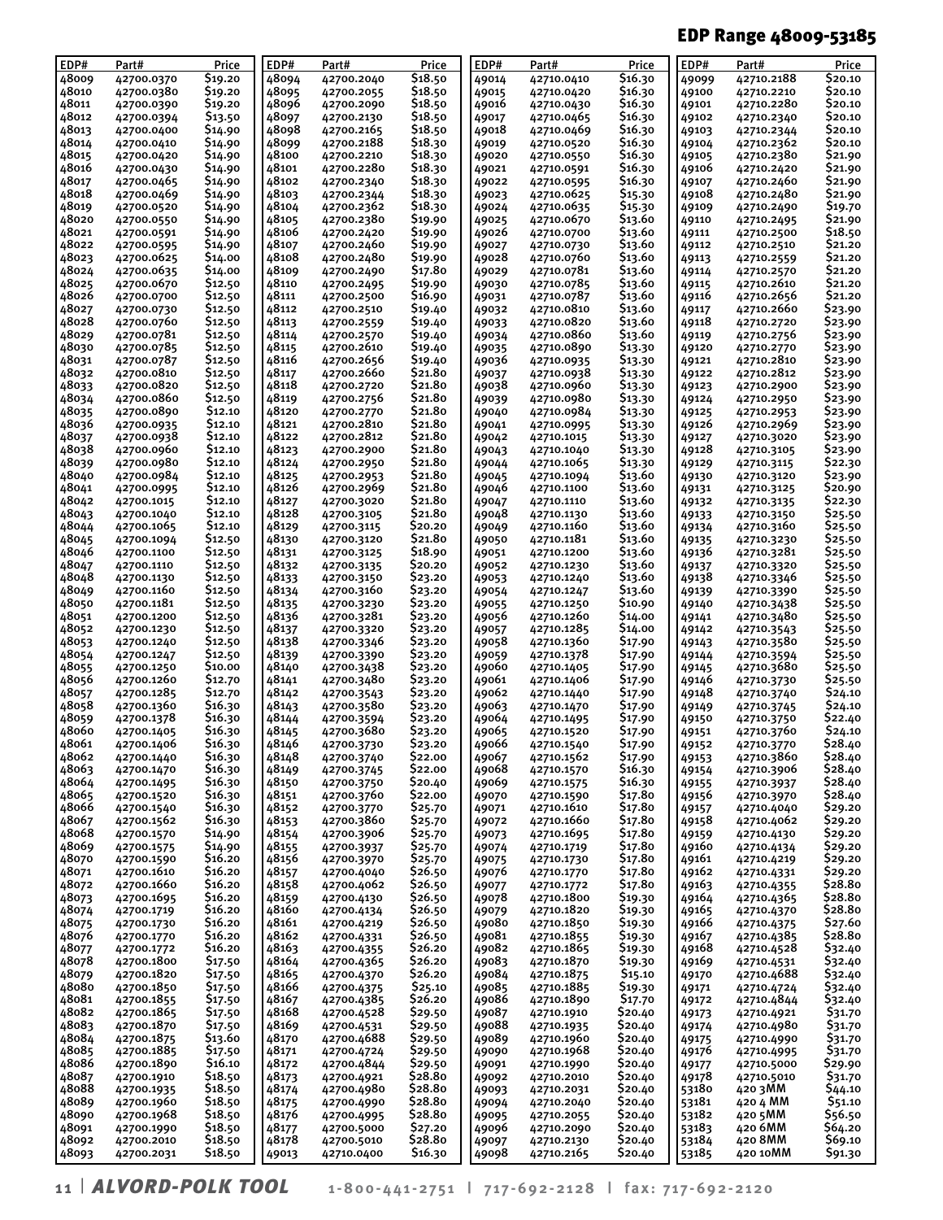## EDP Range 48009-53185

| EDP# | Part# | Price |
|---|---|---|
| 48009 | 42700.0370 | $19.20 |
| 48010 | 42700.0380 | $19.20 |
| 48011 | 42700.0390 | $19.20 |
| 48012 | 42700.0394 | $13.50 |
| 48013 | 42700.0400 | $14.90 |
| 48014 | 42700.0410 | $14.90 |
| 48015 | 42700.0420 | $14.90 |
| 48016 | 42700.0430 | $14.90 |
| 48017 | 42700.0465 | $14.90 |
| 48018 | 42700.0469 | $14.90 |
| 48019 | 42700.0520 | $14.90 |
| 48020 | 42700.0550 | $14.90 |
| 48021 | 42700.0591 | $14.90 |
| 48022 | 42700.0595 | $14.90 |
| 48023 | 42700.0625 | $14.00 |
| 48024 | 42700.0635 | $14.00 |
| 48025 | 42700.0670 | $12.50 |
| 48026 | 42700.0700 | $12.50 |
| 48027 | 42700.0730 | $12.50 |
| 48028 | 42700.0760 | $12.50 |
| 48029 | 42700.0781 | $12.50 |
| 48030 | 42700.0785 | $12.50 |
| 48031 | 42700.0787 | $12.50 |
| 48032 | 42700.0810 | $12.50 |
| 48033 | 42700.0820 | $12.50 |
| 48034 | 42700.0860 | $12.50 |
| 48035 | 42700.0890 | $12.10 |
| 48036 | 42700.0935 | $12.10 |
| 48037 | 42700.0938 | $12.10 |
| 48038 | 42700.0960 | $12.10 |
| 48039 | 42700.0980 | $12.10 |
| 48040 | 42700.0984 | $12.10 |
| 48041 | 42700.0995 | $12.10 |
| 48042 | 42700.1015 | $12.10 |
| 48043 | 42700.1040 | $12.10 |
| 48044 | 42700.1065 | $12.10 |
| 48045 | 42700.1094 | $12.50 |
| 48046 | 42700.1100 | $12.50 |
| 48047 | 42700.1110 | $12.50 |
| 48048 | 42700.1130 | $12.50 |
| 48049 | 42700.1160 | $12.50 |
| 48050 | 42700.1181 | $12.50 |
| 48051 | 42700.1200 | $12.50 |
| 48052 | 42700.1230 | $12.50 |
| 48053 | 42700.1240 | $12.50 |
| 48054 | 42700.1247 | $12.50 |
| 48055 | 42700.1250 | $10.00 |
| 48056 | 42700.1260 | $12.70 |
| 48057 | 42700.1285 | $12.70 |
| 48058 | 42700.1360 | $16.30 |
| 48059 | 42700.1378 | $16.30 |
| 48060 | 42700.1405 | $16.30 |
| 48061 | 42700.1406 | $16.30 |
| 48062 | 42700.1440 | $16.30 |
| 48063 | 42700.1470 | $16.30 |
| 48064 | 42700.1495 | $16.30 |
| 48065 | 42700.1520 | $16.30 |
| 48066 | 42700.1540 | $16.30 |
| 48067 | 42700.1562 | $16.30 |
| 48068 | 42700.1570 | $14.90 |
| 48069 | 42700.1575 | $14.90 |
| 48070 | 42700.1590 | $16.20 |
| 48071 | 42700.1610 | $16.20 |
| 48072 | 42700.1660 | $16.20 |
| 48073 | 42700.1695 | $16.20 |
| 48074 | 42700.1719 | $16.20 |
| 48075 | 42700.1730 | $16.20 |
| 48076 | 42700.1770 | $16.20 |
| 48077 | 42700.1772 | $16.20 |
| 48078 | 42700.1800 | $17.50 |
| 48079 | 42700.1820 | $17.50 |
| 48080 | 42700.1850 | $17.50 |
| 48081 | 42700.1855 | $17.50 |
| 48082 | 42700.1865 | $17.50 |
| 48083 | 42700.1870 | $17.50 |
| 48084 | 42700.1875 | $13.60 |
| 48085 | 42700.1885 | $17.50 |
| 48086 | 42700.1890 | $16.10 |
| 48087 | 42700.1910 | $18.50 |
| 48088 | 42700.1935 | $18.50 |
| 48089 | 42700.1960 | $18.50 |
| 48090 | 42700.1968 | $18.50 |
| 48091 | 42700.1990 | $18.50 |
| 48092 | 42700.2010 | $18.50 |
| 48093 | 42700.2031 | $18.50 |
| 48094 | 42700.2040 | $18.50 |
| 48095 | 42700.2055 | $18.50 |
| 48096 | 42700.2090 | $18.50 |
| 48097 | 42700.2130 | $18.50 |
| 48098 | 42700.2165 | $18.50 |
| 48099 | 42700.2188 | $18.30 |
| 48100 | 42700.2210 | $18.30 |
| 48101 | 42700.2280 | $18.30 |
| 48102 | 42700.2340 | $18.30 |
| 48103 | 42700.2344 | $18.30 |
| 48104 | 42700.2362 | $18.30 |
| 48105 | 42700.2380 | $19.90 |
| 48106 | 42700.2420 | $19.90 |
| 48107 | 42700.2460 | $19.90 |
| 48108 | 42700.2480 | $19.90 |
| 48109 | 42700.2490 | $17.80 |
| 48110 | 42700.2495 | $19.90 |
| 48111 | 42700.2500 | $16.90 |
| 48112 | 42700.2510 | $19.40 |
| 48113 | 42700.2559 | $19.40 |
| 48114 | 42700.2570 | $19.40 |
| 48115 | 42700.2610 | $19.40 |
| 48116 | 42700.2656 | $19.40 |
| 48117 | 42700.2660 | $21.80 |
| 48118 | 42700.2720 | $21.80 |
| 48119 | 42700.2756 | $21.80 |
| 48120 | 42700.2770 | $21.80 |
| 48121 | 42700.2810 | $21.80 |
| 48122 | 42700.2812 | $21.80 |
| 48123 | 42700.2900 | $21.80 |
| 48124 | 42700.2950 | $21.80 |
| 48125 | 42700.2953 | $21.80 |
| 48126 | 42700.2969 | $21.80 |
| 48127 | 42700.3020 | $21.80 |
| 48128 | 42700.3105 | $21.80 |
| 48129 | 42700.3115 | $20.20 |
| 48130 | 42700.3120 | $21.80 |
| 48131 | 42700.3125 | $18.90 |
| 48132 | 42700.3135 | $20.20 |
| 48133 | 42700.3150 | $23.20 |
| 48134 | 42700.3160 | $23.20 |
| 48135 | 42700.3230 | $23.20 |
| 48136 | 42700.3281 | $23.20 |
| 48137 | 42700.3320 | $23.20 |
| 48138 | 42700.3346 | $23.20 |
| 48139 | 42700.3390 | $23.20 |
| 48140 | 42700.3438 | $23.20 |
| 48141 | 42700.3480 | $23.20 |
| 48142 | 42700.3543 | $23.20 |
| 48143 | 42700.3580 | $23.20 |
| 48144 | 42700.3594 | $23.20 |
| 48145 | 42700.3680 | $23.20 |
| 48146 | 42700.3730 | $23.20 |
| 48148 | 42700.3740 | $22.00 |
| 48149 | 42700.3745 | $22.00 |
| 48150 | 42700.3750 | $20.40 |
| 48151 | 42700.3760 | $22.00 |
| 48152 | 42700.3770 | $25.70 |
| 48153 | 42700.3860 | $25.70 |
| 48154 | 42700.3906 | $25.70 |
| 48155 | 42700.3937 | $25.70 |
| 48156 | 42700.3970 | $25.70 |
| 48157 | 42700.4040 | $26.50 |
| 48158 | 42700.4062 | $26.50 |
| 48159 | 42700.4130 | $26.50 |
| 48160 | 42700.4134 | $26.50 |
| 48161 | 42700.4219 | $26.50 |
| 48162 | 42700.4331 | $26.50 |
| 48163 | 42700.4355 | $26.20 |
| 48164 | 42700.4365 | $26.20 |
| 48165 | 42700.4370 | $26.20 |
| 48166 | 42700.4375 | $25.10 |
| 48167 | 42700.4385 | $26.20 |
| 48168 | 42700.4528 | $29.50 |
| 48169 | 42700.4531 | $29.50 |
| 48170 | 42700.4688 | $29.50 |
| 48171 | 42700.4724 | $29.50 |
| 48172 | 42700.4844 | $29.50 |
| 48173 | 42700.4921 | $28.80 |
| 48174 | 42700.4980 | $28.80 |
| 48175 | 42700.4990 | $28.80 |
| 48176 | 42700.4995 | $28.80 |
| 48177 | 42700.5000 | $27.20 |
| 48178 | 42700.5010 | $28.80 |
| 49013 | 42710.0400 | $16.30 |
| 49014 | 42710.0410 | $16.30 |
| 49015 | 42710.0420 | $16.30 |
| 49016 | 42710.0430 | $16.30 |
| 49017 | 42710.0465 | $16.30 |
| 49018 | 42710.0469 | $16.30 |
| 49019 | 42710.0520 | $16.30 |
| 49020 | 42710.0550 | $16.30 |
| 49021 | 42710.0591 | $16.30 |
| 49022 | 42710.0595 | $16.30 |
| 49023 | 42710.0625 | $15.30 |
| 49024 | 42710.0635 | $15.30 |
| 49025 | 42710.0670 | $13.60 |
| 49026 | 42710.0700 | $13.60 |
| 49027 | 42710.0730 | $13.60 |
| 49028 | 42710.0760 | $13.60 |
| 49029 | 42710.0781 | $13.60 |
| 49030 | 42710.0785 | $13.60 |
| 49031 | 42710.0787 | $13.60 |
| 49032 | 42710.0810 | $13.60 |
| 49033 | 42710.0820 | $13.60 |
| 49034 | 42710.0860 | $13.60 |
| 49035 | 42710.0890 | $13.30 |
| 49036 | 42710.0935 | $13.30 |
| 49037 | 42710.0938 | $13.30 |
| 49038 | 42710.0960 | $13.30 |
| 49039 | 42710.0980 | $13.30 |
| 49040 | 42710.0984 | $13.30 |
| 49041 | 42710.0995 | $13.30 |
| 49042 | 42710.1015 | $13.30 |
| 49043 | 42710.1040 | $13.30 |
| 49044 | 42710.1065 | $13.30 |
| 49045 | 42710.1094 | $13.60 |
| 49046 | 42710.1100 | $13.60 |
| 49047 | 42710.1110 | $13.60 |
| 49048 | 42710.1130 | $13.60 |
| 49049 | 42710.1160 | $13.60 |
| 49050 | 42710.1181 | $13.60 |
| 49051 | 42710.1200 | $13.60 |
| 49052 | 42710.1230 | $13.60 |
| 49053 | 42710.1240 | $13.60 |
| 49054 | 42710.1247 | $13.60 |
| 49055 | 42710.1250 | $10.90 |
| 49056 | 42710.1260 | $14.00 |
| 49057 | 42710.1285 | $14.00 |
| 49058 | 42710.1360 | $17.90 |
| 49059 | 42710.1378 | $17.90 |
| 49060 | 42710.1405 | $17.90 |
| 49061 | 42710.1406 | $17.90 |
| 49062 | 42710.1440 | $17.90 |
| 49063 | 42710.1470 | $17.90 |
| 49064 | 42710.1495 | $17.90 |
| 49065 | 42710.1520 | $17.90 |
| 49066 | 42710.1540 | $17.90 |
| 49067 | 42710.1562 | $17.90 |
| 49068 | 42710.1570 | $16.30 |
| 49069 | 42710.1575 | $16.30 |
| 49070 | 42710.1590 | $17.80 |
| 49071 | 42710.1610 | $17.80 |
| 49072 | 42710.1660 | $17.80 |
| 49073 | 42710.1695 | $17.80 |
| 49074 | 42710.1719 | $17.80 |
| 49075 | 42710.1730 | $17.80 |
| 49076 | 42710.1770 | $17.80 |
| 49077 | 42710.1772 | $17.80 |
| 49078 | 42710.1800 | $19.30 |
| 49079 | 42710.1820 | $19.30 |
| 49080 | 42710.1850 | $19.30 |
| 49081 | 42710.1855 | $19.30 |
| 49082 | 42710.1865 | $19.30 |
| 49083 | 42710.1870 | $19.30 |
| 49084 | 42710.1875 | $15.10 |
| 49085 | 42710.1885 | $19.30 |
| 49086 | 42710.1890 | $17.70 |
| 49087 | 42710.1910 | $20.40 |
| 49088 | 42710.1935 | $20.40 |
| 49089 | 42710.1960 | $20.40 |
| 49090 | 42710.1968 | $20.40 |
| 49091 | 42710.1990 | $20.40 |
| 49092 | 42710.2010 | $20.40 |
| 49093 | 42710.2031 | $20.40 |
| 49094 | 42710.2040 | $20.40 |
| 49095 | 42710.2055 | $20.40 |
| 49096 | 42710.2090 | $20.40 |
| 49097 | 42710.2130 | $20.40 |
| 49098 | 42710.2165 | $20.40 |
| 49099 | 42710.2188 | $20.10 |
| 49100 | 42710.2210 | $20.10 |
| 49101 | 42710.2280 | $20.10 |
| 49102 | 42710.2340 | $20.10 |
| 49103 | 42710.2344 | $20.10 |
| 49104 | 42710.2362 | $20.10 |
| 49105 | 42710.2380 | $21.90 |
| 49106 | 42710.2420 | $21.90 |
| 49107 | 42710.2460 | $21.90 |
| 49108 | 42710.2480 | $21.90 |
| 49109 | 42710.2490 | $19.70 |
| 49110 | 42710.2495 | $21.90 |
| 49111 | 42710.2500 | $18.50 |
| 49112 | 42710.2510 | $21.20 |
| 49113 | 42710.2559 | $21.20 |
| 49114 | 42710.2570 | $21.20 |
| 49115 | 42710.2610 | $21.20 |
| 49116 | 42710.2656 | $21.20 |
| 49117 | 42710.2660 | $23.90 |
| 49118 | 42710.2720 | $23.90 |
| 49119 | 42710.2756 | $23.90 |
| 49120 | 42710.2770 | $23.90 |
| 49121 | 42710.2810 | $23.90 |
| 49122 | 42710.2812 | $23.90 |
| 49123 | 42710.2900 | $23.90 |
| 49124 | 42710.2950 | $23.90 |
| 49125 | 42710.2953 | $23.90 |
| 49126 | 42710.2969 | $23.90 |
| 49127 | 42710.3020 | $23.90 |
| 49128 | 42710.3105 | $23.90 |
| 49129 | 42710.3115 | $22.30 |
| 49130 | 42710.3120 | $23.90 |
| 49131 | 42710.3125 | $20.90 |
| 49132 | 42710.3135 | $22.30 |
| 49133 | 42710.3150 | $25.50 |
| 49134 | 42710.3160 | $25.50 |
| 49135 | 42710.3230 | $25.50 |
| 49136 | 42710.3281 | $25.50 |
| 49137 | 42710.3320 | $25.50 |
| 49138 | 42710.3346 | $25.50 |
| 49139 | 42710.3390 | $25.50 |
| 49140 | 42710.3438 | $25.50 |
| 49141 | 42710.3480 | $25.50 |
| 49142 | 42710.3543 | $25.50 |
| 49143 | 42710.3580 | $25.50 |
| 49144 | 42710.3594 | $25.50 |
| 49145 | 42710.3680 | $25.50 |
| 49146 | 42710.3730 | $25.50 |
| 49148 | 42710.3740 | $24.10 |
| 49149 | 42710.3745 | $24.10 |
| 49150 | 42710.3750 | $22.40 |
| 49151 | 42710.3760 | $24.10 |
| 49152 | 42710.3770 | $28.40 |
| 49153 | 42710.3860 | $28.40 |
| 49154 | 42710.3906 | $28.40 |
| 49155 | 42710.3937 | $28.40 |
| 49156 | 42710.3970 | $28.40 |
| 49157 | 42710.4040 | $29.20 |
| 49158 | 42710.4062 | $29.20 |
| 49159 | 42710.4130 | $29.20 |
| 49160 | 42710.4134 | $29.20 |
| 49161 | 42710.4219 | $29.20 |
| 49162 | 42710.4331 | $29.20 |
| 49163 | 42710.4355 | $28.80 |
| 49164 | 42710.4365 | $28.80 |
| 49165 | 42710.4370 | $28.80 |
| 49166 | 42710.4375 | $27.60 |
| 49167 | 42710.4385 | $28.80 |
| 49168 | 42710.4528 | $32.40 |
| 49169 | 42710.4531 | $32.40 |
| 49170 | 42710.4688 | $32.40 |
| 49171 | 42710.4724 | $32.40 |
| 49172 | 42710.4844 | $32.40 |
| 49173 | 42710.4921 | $31.70 |
| 49174 | 42710.4980 | $31.70 |
| 49175 | 42710.4990 | $31.70 |
| 49176 | 42710.4995 | $31.70 |
| 49177 | 42710.5000 | $29.90 |
| 49178 | 42710.5010 | $31.70 |
| 53180 | 420 3MM | $44.10 |
| 53181 | 420 4 MM | $51.10 |
| 53182 | 420 5MM | $56.50 |
| 53183 | 420 6MM | $64.20 |
| 53184 | 420 8MM | $69.10 |
| 53185 | 420 10MM | $91.30 |

***ALVORD-POLK TOOL*** 1-800-441-2751 | 717-692-2128 | fax: 717-692-2120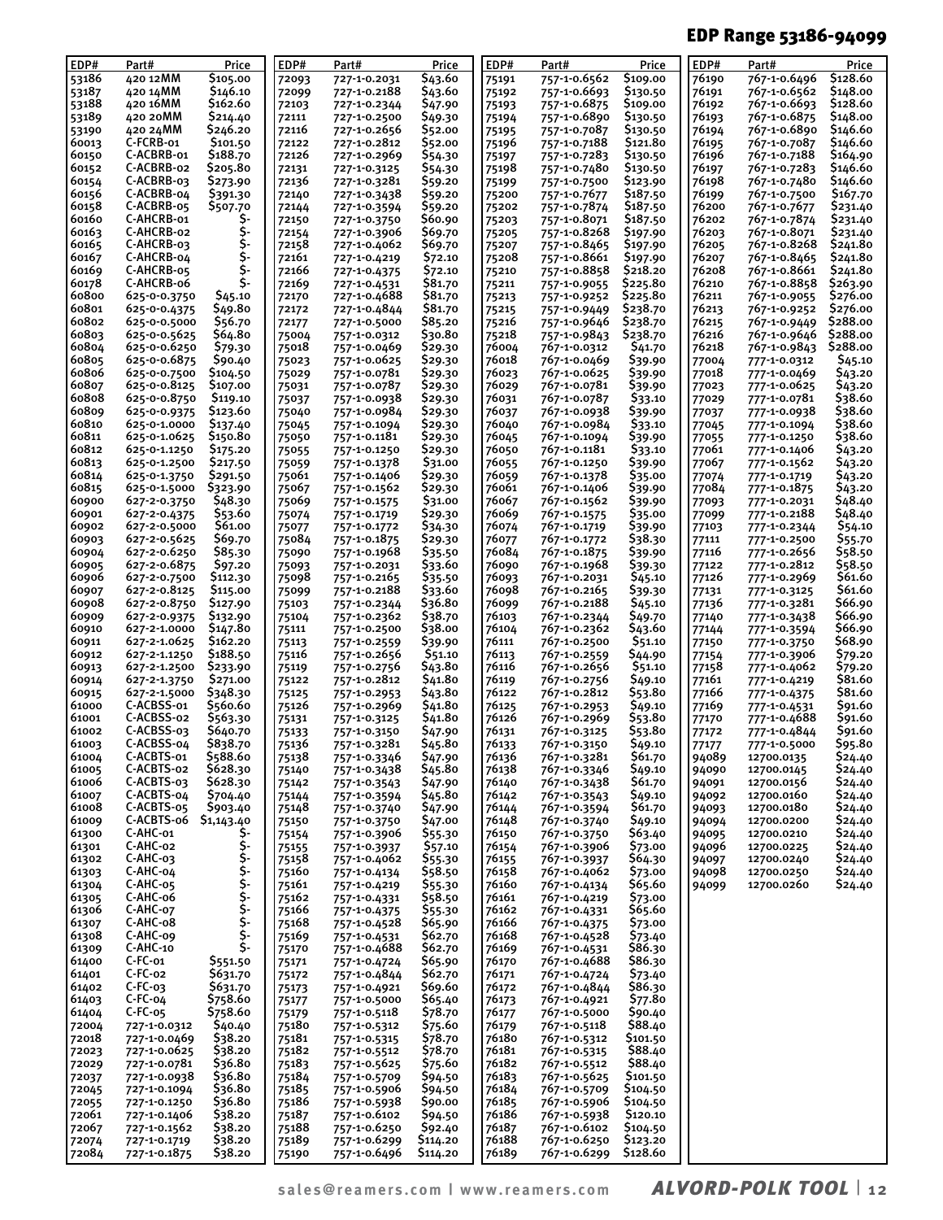## EDP Range 53186-94099

| EDP# | Part# | Price |
|---|---|---|
| 53186 | 420 12MM | $105.00 |
| 53187 | 420 14MM | $146.10 |
| 53188 | 420 16MM | $162.60 |
| 53189 | 420 20MM | $214.40 |
| 53190 | 420 24MM | $246.20 |
| 60013 | C-FCRB-01 | $101.50 |
| 60150 | C-ACBRB-01 | $188.70 |
| 60152 | C-ACBRB-02 | $205.80 |
| 60154 | C-ACBRB-03 | $273.90 |
| 60156 | C-ACBRB-04 | $391.30 |
| 60158 | C-ACBRB-05 | $507.70 |
| 60160 | C-AHCRB-01 | $- |
| 60163 | C-AHCRB-02 | $- |
| 60165 | C-AHCRB-03 | $- |
| 60167 | C-AHCRB-04 | $- |
| 60169 | C-AHCRB-05 | $- |
| 60178 | C-AHCRB-06 | $- |
| 60800 | 625-0-0.3750 | $45.10 |
| 60801 | 625-0-0.4375 | $49.80 |
| 60802 | 625-0-0.5000 | $56.70 |
| 60803 | 625-0-0.5625 | $64.80 |
| 60804 | 625-0-0.6250 | $79.30 |
| 60805 | 625-0-0.6875 | $90.40 |
| 60806 | 625-0-0.7500 | $104.50 |
| 60807 | 625-0-0.8125 | $107.00 |
| 60808 | 625-0-0.8750 | $119.10 |
| 60809 | 625-0-0.9375 | $123.60 |
| 60810 | 625-0-1.0000 | $137.40 |
| 60811 | 625-0-1.0625 | $150.80 |
| 60812 | 625-0-1.1250 | $175.20 |
| 60813 | 625-0-1.2500 | $217.50 |
| 60814 | 625-0-1.3750 | $291.50 |
| 60815 | 625-0-1.5000 | $323.90 |
| 60900 | 627-2-0.3750 | $48.30 |
| 60901 | 627-2-0.4375 | $53.60 |
| 60902 | 627-2-0.5000 | $61.00 |
| 60903 | 627-2-0.5625 | $69.70 |
| 60904 | 627-2-0.6250 | $85.30 |
| 60905 | 627-2-0.6875 | $97.20 |
| 60906 | 627-2-0.7500 | $112.30 |
| 60907 | 627-2-0.8125 | $115.00 |
| 60908 | 627-2-0.8750 | $127.90 |
| 60909 | 627-2-0.9375 | $132.90 |
| 60910 | 627-2-1.0000 | $147.80 |
| 60911 | 627-2-1.0625 | $162.20 |
| 60912 | 627-2-1.1250 | $188.50 |
| 60913 | 627-2-1.2500 | $233.90 |
| 60914 | 627-2-1.3750 | $271.00 |
| 60915 | 627-2-1.5000 | $348.30 |
| 61000 | C-ACBSS-01 | $560.60 |
| 61001 | C-ACBSS-02 | $563.30 |
| 61002 | C-ACBSS-03 | $640.70 |
| 61003 | C-ACBSS-04 | $838.70 |
| 61004 | C-ACBTS-01 | $588.60 |
| 61005 | C-ACBTS-02 | $628.30 |
| 61006 | C-ACBTS-03 | $628.30 |
| 61007 | C-ACBTS-04 | $704.40 |
| 61008 | C-ACBTS-05 | $903.40 |
| 61009 | C-ACBTS-06 | $1,143.40 |
| 61300 | C-AHC-01 | $- |
| 61301 | C-AHC-02 | $- |
| 61302 | C-AHC-03 | $- |
| 61303 | C-AHC-04 | $- |
| 61304 | C-AHC-05 | $- |
| 61305 | C-AHC-06 | $- |
| 61306 | C-AHC-07 | $- |
| 61307 | C-AHC-08 | $- |
| 61308 | C-AHC-09 | $- |
| 61309 | C-AHC-10 | $- |
| 61400 | C-FC-01 | $551.50 |
| 61401 | C-FC-02 | $631.70 |
| 61402 | C-FC-03 | $631.70 |
| 61403 | C-FC-04 | $758.60 |
| 61404 | C-FC-05 | $758.60 |
| 72004 | 727-1-0.0312 | $40.40 |
| 72018 | 727-1-0.0469 | $38.20 |
| 72023 | 727-1-0.0625 | $38.20 |
| 72029 | 727-1-0.0781 | $36.80 |
| 72037 | 727-1-0.0938 | $36.80 |
| 72045 | 727-1-0.1094 | $36.80 |
| 72055 | 727-1-0.1250 | $36.80 |
| 72061 | 727-1-0.1406 | $38.20 |
| 72067 | 727-1-0.1562 | $38.20 |
| 72074 | 727-1-0.1719 | $38.20 |
| 72084 | 727-1-0.1875 | $38.20 |
| 72093 | 727-1-0.2031 | $43.60 |
| 72099 | 727-1-0.2188 | $43.60 |
| 72103 | 727-1-0.2344 | $47.90 |
| 72111 | 727-1-0.2500 | $49.30 |
| 72116 | 727-1-0.2656 | $52.00 |
| 72122 | 727-1-0.2812 | $52.00 |
| 72126 | 727-1-0.2969 | $54.30 |
| 72131 | 727-1-0.3125 | $54.30 |
| 72136 | 727-1-0.3281 | $59.20 |
| 72140 | 727-1-0.3438 | $59.20 |
| 72144 | 727-1-0.3594 | $59.20 |
| 72150 | 727-1-0.3750 | $60.90 |
| 72154 | 727-1-0.3906 | $69.70 |
| 72158 | 727-1-0.4062 | $69.70 |
| 72161 | 727-1-0.4219 | $72.10 |
| 72166 | 727-1-0.4375 | $72.10 |
| 72169 | 727-1-0.4531 | $81.70 |
| 72170 | 727-1-0.4688 | $81.70 |
| 72172 | 727-1-0.4844 | $81.70 |
| 72177 | 727-1-0.5000 | $85.20 |
| 75004 | 757-1-0.0312 | $30.80 |
| 75018 | 757-1-0.0469 | $29.30 |
| 75023 | 757-1-0.0625 | $29.30 |
| 75029 | 757-1-0.0781 | $29.30 |
| 75031 | 757-1-0.0787 | $29.30 |
| 75037 | 757-1-0.0938 | $29.30 |
| 75040 | 757-1-0.0984 | $29.30 |
| 75045 | 757-1-0.1094 | $29.30 |
| 75050 | 757-1-0.1181 | $29.30 |
| 75055 | 757-1-0.1250 | $29.30 |
| 75059 | 757-1-0.1378 | $31.00 |
| 75061 | 757-1-0.1406 | $29.30 |
| 75067 | 757-1-0.1562 | $29.30 |
| 75069 | 757-1-0.1575 | $31.00 |
| 75074 | 757-1-0.1719 | $29.30 |
| 75077 | 757-1-0.1772 | $34.30 |
| 75084 | 757-1-0.1875 | $29.30 |
| 75090 | 757-1-0.1968 | $35.50 |
| 75093 | 757-1-0.2031 | $33.60 |
| 75098 | 757-1-0.2165 | $35.50 |
| 75099 | 757-1-0.2188 | $33.60 |
| 75103 | 757-1-0.2344 | $36.80 |
| 75104 | 757-1-0.2362 | $38.70 |
| 75111 | 757-1-0.2500 | $38.00 |
| 75113 | 757-1-0.2559 | $39.90 |
| 75116 | 757-1-0.2656 | $51.10 |
| 75119 | 757-1-0.2756 | $43.80 |
| 75122 | 757-1-0.2812 | $41.80 |
| 75125 | 757-1-0.2953 | $43.80 |
| 75126 | 757-1-0.2969 | $41.80 |
| 75131 | 757-1-0.3125 | $41.80 |
| 75133 | 757-1-0.3150 | $47.90 |
| 75136 | 757-1-0.3281 | $45.80 |
| 75138 | 757-1-0.3346 | $47.90 |
| 75140 | 757-1-0.3438 | $45.80 |
| 75142 | 757-1-0.3543 | $47.90 |
| 75144 | 757-1-0.3594 | $45.80 |
| 75148 | 757-1-0.3740 | $47.90 |
| 75150 | 757-1-0.3750 | $47.00 |
| 75154 | 757-1-0.3906 | $55.30 |
| 75155 | 757-1-0.3937 | $57.10 |
| 75158 | 757-1-0.4062 | $55.30 |
| 75160 | 757-1-0.4134 | $58.50 |
| 75161 | 757-1-0.4219 | $55.30 |
| 75162 | 757-1-0.4331 | $58.50 |
| 75166 | 757-1-0.4375 | $55.30 |
| 75168 | 757-1-0.4528 | $65.90 |
| 75169 | 757-1-0.4531 | $62.70 |
| 75170 | 757-1-0.4688 | $62.70 |
| 75171 | 757-1-0.4724 | $65.90 |
| 75172 | 757-1-0.4844 | $62.70 |
| 75173 | 757-1-0.4921 | $69.60 |
| 75177 | 757-1-0.5000 | $65.40 |
| 75179 | 757-1-0.5118 | $78.70 |
| 75180 | 757-1-0.5312 | $75.60 |
| 75181 | 757-1-0.5315 | $78.70 |
| 75182 | 757-1-0.5512 | $78.70 |
| 75183 | 757-1-0.5625 | $75.60 |
| 75184 | 757-1-0.5709 | $94.50 |
| 75185 | 757-1-0.5906 | $94.50 |
| 75186 | 757-1-0.5938 | $90.00 |
| 75187 | 757-1-0.6102 | $94.50 |
| 75188 | 757-1-0.6250 | $92.40 |
| 75189 | 757-1-0.6299 | $114.20 |
| 75190 | 757-1-0.6496 | $114.20 |
| 75191 | 757-1-0.6562 | $109.00 |
| 75192 | 757-1-0.6693 | $130.50 |
| 75193 | 757-1-0.6875 | $109.00 |
| 75194 | 757-1-0.6890 | $130.50 |
| 75195 | 757-1-0.7087 | $130.50 |
| 75196 | 757-1-0.7188 | $121.80 |
| 75197 | 757-1-0.7283 | $130.50 |
| 75198 | 757-1-0.7480 | $130.50 |
| 75199 | 757-1-0.7500 | $123.90 |
| 75200 | 757-1-0.7677 | $187.50 |
| 75202 | 757-1-0.7874 | $187.50 |
| 75203 | 757-1-0.8071 | $187.50 |
| 75205 | 757-1-0.8268 | $197.90 |
| 75207 | 757-1-0.8465 | $197.90 |
| 75208 | 757-1-0.8661 | $197.90 |
| 75210 | 757-1-0.8858 | $218.20 |
| 75211 | 757-1-0.9055 | $225.80 |
| 75213 | 757-1-0.9252 | $225.80 |
| 75215 | 757-1-0.9449 | $238.70 |
| 75216 | 757-1-0.9646 | $238.70 |
| 75218 | 757-1-0.9843 | $238.70 |
| 76004 | 767-1-0.0312 | $41.70 |
| 76018 | 767-1-0.0469 | $39.90 |
| 76023 | 767-1-0.0625 | $39.90 |
| 76029 | 767-1-0.0781 | $39.90 |
| 76031 | 767-1-0.0787 | $33.10 |
| 76037 | 767-1-0.0938 | $39.90 |
| 76040 | 767-1-0.0984 | $33.10 |
| 76045 | 767-1-0.1094 | $39.90 |
| 76050 | 767-1-0.1181 | $33.10 |
| 76055 | 767-1-0.1250 | $39.90 |
| 76059 | 767-1-0.1378 | $35.00 |
| 76061 | 767-1-0.1406 | $39.90 |
| 76067 | 767-1-0.1562 | $39.90 |
| 76069 | 767-1-0.1575 | $35.00 |
| 76074 | 767-1-0.1719 | $39.90 |
| 76077 | 767-1-0.1772 | $38.30 |
| 76084 | 767-1-0.1875 | $39.90 |
| 76090 | 767-1-0.1968 | $39.30 |
| 76093 | 767-1-0.2031 | $45.10 |
| 76098 | 767-1-0.2165 | $39.30 |
| 76099 | 767-1-0.2188 | $45.10 |
| 76103 | 767-1-0.2344 | $49.70 |
| 76104 | 767-1-0.2362 | $43.60 |
| 76111 | 767-1-0.2500 | $51.10 |
| 76113 | 767-1-0.2559 | $44.90 |
| 76116 | 767-1-0.2656 | $51.10 |
| 76119 | 767-1-0.2756 | $49.10 |
| 76122 | 767-1-0.2812 | $53.80 |
| 76125 | 767-1-0.2953 | $49.10 |
| 76126 | 767-1-0.2969 | $53.80 |
| 76131 | 767-1-0.3125 | $53.80 |
| 76133 | 767-1-0.3150 | $49.10 |
| 76136 | 767-1-0.3281 | $61.70 |
| 76138 | 767-1-0.3346 | $49.10 |
| 76140 | 767-1-0.3438 | $61.70 |
| 76142 | 767-1-0.3543 | $49.10 |
| 76144 | 767-1-0.3594 | $61.70 |
| 76148 | 767-1-0.3740 | $49.10 |
| 76150 | 767-1-0.3750 | $63.40 |
| 76154 | 767-1-0.3906 | $73.00 |
| 76155 | 767-1-0.3937 | $64.30 |
| 76158 | 767-1-0.4062 | $73.00 |
| 76160 | 767-1-0.4134 | $65.60 |
| 76161 | 767-1-0.4219 | $73.00 |
| 76162 | 767-1-0.4331 | $65.60 |
| 76166 | 767-1-0.4375 | $73.00 |
| 76168 | 767-1-0.4528 | $73.40 |
| 76169 | 767-1-0.4531 | $86.30 |
| 76170 | 767-1-0.4688 | $86.30 |
| 76171 | 767-1-0.4724 | $73.40 |
| 76172 | 767-1-0.4844 | $86.30 |
| 76173 | 767-1-0.4921 | $77.80 |
| 76177 | 767-1-0.5000 | $90.40 |
| 76179 | 767-1-0.5118 | $88.40 |
| 76180 | 767-1-0.5312 | $101.50 |
| 76181 | 767-1-0.5315 | $88.40 |
| 76182 | 767-1-0.5512 | $88.40 |
| 76183 | 767-1-0.5625 | $101.50 |
| 76184 | 767-1-0.5709 | $104.50 |
| 76185 | 767-1-0.5906 | $104.50 |
| 76186 | 767-1-0.5938 | $120.10 |
| 76187 | 767-1-0.6102 | $104.50 |
| 76188 | 767-1-0.6250 | $123.20 |
| 76189 | 767-1-0.6299 | $128.60 |
| 76190 | 767-1-0.6496 | $128.60 |
| 76191 | 767-1-0.6562 | $148.00 |
| 76192 | 767-1-0.6693 | $128.60 |
| 76193 | 767-1-0.6875 | $148.00 |
| 76194 | 767-1-0.6890 | $146.60 |
| 76195 | 767-1-0.7087 | $146.60 |
| 76196 | 767-1-0.7188 | $164.90 |
| 76197 | 767-1-0.7283 | $146.60 |
| 76198 | 767-1-0.7480 | $146.60 |
| 76199 | 767-1-0.7500 | $167.70 |
| 76200 | 767-1-0.7677 | $231.40 |
| 76202 | 767-1-0.7874 | $231.40 |
| 76203 | 767-1-0.8071 | $231.40 |
| 76205 | 767-1-0.8268 | $241.80 |
| 76207 | 767-1-0.8465 | $241.80 |
| 76208 | 767-1-0.8661 | $241.80 |
| 76210 | 767-1-0.8858 | $263.90 |
| 76211 | 767-1-0.9055 | $276.00 |
| 76213 | 767-1-0.9252 | $276.00 |
| 76215 | 767-1-0.9449 | $288.00 |
| 76216 | 767-1-0.9646 | $288.00 |
| 76218 | 767-1-0.9843 | $288.00 |
| 77004 | 777-1-0.0312 | $45.10 |
| 77018 | 777-1-0.0469 | $43.20 |
| 77023 | 777-1-0.0625 | $43.20 |
| 77029 | 777-1-0.0781 | $38.60 |
| 77037 | 777-1-0.0938 | $38.60 |
| 77045 | 777-1-0.1094 | $38.60 |
| 77055 | 777-1-0.1250 | $38.60 |
| 77061 | 777-1-0.1406 | $43.20 |
| 77067 | 777-1-0.1562 | $43.20 |
| 77074 | 777-1-0.1719 | $43.20 |
| 77084 | 777-1-0.1875 | $43.20 |
| 77093 | 777-1-0.2031 | $48.40 |
| 77099 | 777-1-0.2188 | $48.40 |
| 77103 | 777-1-0.2344 | $54.10 |
| 77111 | 777-1-0.2500 | $55.70 |
| 77116 | 777-1-0.2656 | $58.50 |
| 77122 | 777-1-0.2812 | $58.50 |
| 77126 | 777-1-0.2969 | $61.60 |
| 77131 | 777-1-0.3125 | $61.60 |
| 77136 | 777-1-0.3281 | $66.90 |
| 77140 | 777-1-0.3438 | $66.90 |
| 77144 | 777-1-0.3594 | $66.90 |
| 77150 | 777-1-0.3750 | $68.90 |
| 77154 | 777-1-0.3906 | $79.20 |
| 77158 | 777-1-0.4062 | $79.20 |
| 77161 | 777-1-0.4219 | $81.60 |
| 77166 | 777-1-0.4375 | $81.60 |
| 77169 | 777-1-0.4531 | $91.60 |
| 77170 | 777-1-0.4688 | $91.60 |
| 77172 | 777-1-0.4844 | $91.60 |
| 77177 | 777-1-0.5000 | $95.80 |
| 94089 | 12700.0135 | $24.40 |
| 94090 | 12700.0145 | $24.40 |
| 94091 | 12700.0156 | $24.40 |
| 94092 | 12700.0160 | $24.40 |
| 94093 | 12700.0180 | $24.40 |
| 94094 | 12700.0200 | $24.40 |
| 94095 | 12700.0210 | $24.40 |
| 94096 | 12700.0225 | $24.40 |
| 94097 | 12700.0240 | $24.40 |
| 94098 | 12700.0250 | $24.40 |
| 94099 | 12700.0260 | $24.40 |

sales@reamers.com | www.reamers.com **ALVORD-POLK TOOL**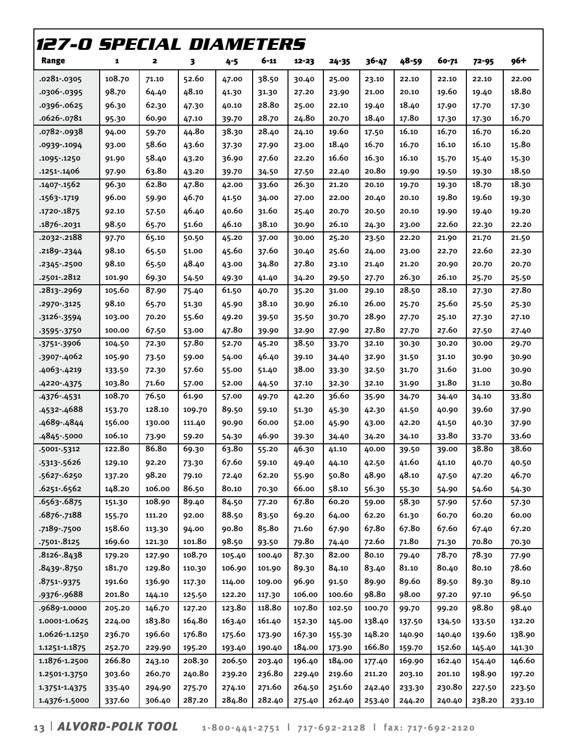# 127-0 SPECIAL DIAMETERS

| Range | 1 | 2 | 3 | 4-5 | 6-11 | 12-23 | 24-35 | 36-47 | 48-59 | 60-71 | 72-95 | 96+ |
|---|---|---|---|---|---|---|---|---|---|---|---|---|
| .0281-.0305 | 108.70 | 71.10 | 52.60 | 47.00 | 38.50 | 30.40 | 25.00 | 23.10 | 22.10 | 22.10 | 22.10 | 22.00 |
| .0306-.0395 | 98.70 | 64.40 | 48.10 | 41.30 | 31.30 | 27.20 | 23.90 | 21.00 | 20.10 | 19.60 | 19.40 | 18.80 |
| .0396-.0625 | 96.30 | 62.30 | 47.30 | 40.10 | 28.80 | 25.00 | 22.10 | 19.40 | 18.40 | 17.90 | 17.70 | 17.30 |
| .0626-.0781 | 95.30 | 60.90 | 47.10 | 39.70 | 28.70 | 24.80 | 20.70 | 18.40 | 17.80 | 17.30 | 17.30 | 16.70 |
| .0782-.0938 | 94.00 | 59.70 | 44.80 | 38.30 | 28.40 | 24.10 | 19.60 | 17.50 | 16.10 | 16.70 | 16.70 | 16.20 |
| .0939-.1094 | 93.00 | 58.60 | 43.60 | 37.30 | 27.90 | 23.00 | 18.40 | 16.70 | 16.70 | 16.10 | 16.10 | 15.80 |
| .1095-.1250 | 91.90 | 58.40 | 43.20 | 36.90 | 27.60 | 22.20 | 16.60 | 16.30 | 16.10 | 15.70 | 15.40 | 15.30 |
| .1251-.1406 | 97.90 | 63.80 | 43.20 | 39.70 | 34.50 | 27.50 | 22.40 | 20.80 | 19.90 | 19.50 | 19.30 | 18.50 |
| .1407-.1562 | 96.30 | 62.80 | 47.80 | 42.00 | 33.60 | 26.30 | 21.20 | 20.10 | 19.70 | 19.30 | 18.70 | 18.30 |
| .1563-.1719 | 96.00 | 59.90 | 46.70 | 41.50 | 34.00 | 27.00 | 22.00 | 20.40 | 20.10 | 19.80 | 19.60 | 19.30 |
| .1720-.1875 | 92.10 | 57.50 | 46.40 | 40.60 | 31.60 | 25.40 | 20.70 | 20.50 | 20.10 | 19.90 | 19.40 | 19.20 |
| .1876-.2031 | 98.50 | 65.70 | 51.60 | 46.10 | 38.10 | 30.90 | 26.10 | 24.30 | 23.00 | 22.60 | 22.30 | 22.20 |
| .2032-.2188 | 97.70 | 65.10 | 50.50 | 45.20 | 37.00 | 30.00 | 25.20 | 23.50 | 22.20 | 21.90 | 21.70 | 21.50 |
| .2189-.2344 | 98.10 | 65.50 | 51.00 | 45.60 | 37.60 | 30.40 | 25.60 | 24.00 | 23.00 | 22.70 | 22.60 | 22.30 |
| .2345-.2500 | 98.10 | 65.50 | 48.40 | 43.00 | 34.80 | 27.80 | 23.10 | 21.40 | 21.20 | 20.90 | 20.70 | 20.70 |
| .2501-.2812 | 101.90 | 69.30 | 54.50 | 49.30 | 41.40 | 34.20 | 29.50 | 27.70 | 26.30 | 26.10 | 25.70 | 25.50 |
| .2813-.2969 | 105.60 | 87.90 | 75.40 | 61.50 | 40.70 | 35.20 | 31.00 | 29.10 | 28.50 | 28.10 | 27.30 | 27.80 |
| .2970-.3125 | 98.10 | 65.70 | 51.30 | 45.90 | 38.10 | 30.90 | 26.10 | 26.00 | 25.70 | 25.60 | 25.50 | 25.30 |
| .3126-.3594 | 103.00 | 70.20 | 55.60 | 49.20 | 39.50 | 35.50 | 30.70 | 28.90 | 27.70 | 25.10 | 27.30 | 27.10 |
| .3595-.3750 | 100.00 | 67.50 | 53.00 | 47.80 | 39.90 | 32.90 | 27.90 | 27.80 | 27.70 | 27.60 | 27.50 | 27.40 |
| .3751-.3906 | 104.50 | 72.30 | 57.80 | 52.70 | 45.20 | 38.50 | 33.70 | 32.10 | 30.30 | 30.20 | 30.00 | 29.70 |
| .3907-.4062 | 105.90 | 73.50 | 59.00 | 54.00 | 46.40 | 39.10 | 34.40 | 32.90 | 31.50 | 31.10 | 30.90 | 30.90 |
| .4063-.4219 | 133.50 | 72.30 | 57.60 | 55.00 | 51.40 | 38.00 | 33.30 | 32.50 | 31.70 | 31.60 | 31.00 | 30.90 |
| .4220-.4375 | 103.80 | 71.60 | 57.00 | 52.00 | 44.50 | 37.10 | 32.30 | 32.10 | 31.90 | 31.80 | 31.10 | 30.80 |
| .4376-.4531 | 108.70 | 76.50 | 61.90 | 57.00 | 49.70 | 42.20 | 36.60 | 35.90 | 34.70 | 34.40 | 34.10 | 33.80 |
| .4532-.4688 | 153.70 | 128.10 | 109.70 | 89.50 | 59.10 | 51.30 | 45.30 | 42.30 | 41.50 | 40.90 | 39.60 | 37.90 |
| .4689-.4844 | 156.00 | 130.00 | 111.40 | 90.90 | 60.00 | 52.00 | 45.90 | 43.00 | 42.20 | 41.50 | 40.30 | 37.90 |
| .4845-.5000 | 106.10 | 73.90 | 59.20 | 54.30 | 46.90 | 39.30 | 34.40 | 34.20 | 34.10 | 33.80 | 33.70 | 33.60 |
| .5001-.5312 | 122.80 | 86.80 | 69.30 | 63.80 | 55.20 | 46.30 | 41.10 | 40.00 | 39.50 | 39.00 | 38.80 | 38.60 |
| .5313-.5626 | 129.10 | 92.20 | 73.30 | 67.60 | 59.10 | 49.40 | 44.10 | 42.50 | 41.60 | 41.10 | 40.70 | 40.50 |
| .5627-.6250 | 137.20 | 98.20 | 79.10 | 72.40 | 62.20 | 55.90 | 50.80 | 48.90 | 48.10 | 47.50 | 47.20 | 46.70 |
| .6251-.6562 | 148.20 | 106.00 | 86.50 | 80.10 | 70.30 | 66.00 | 58.10 | 56.30 | 55.30 | 54.90 | 54.60 | 54.30 |
| .6563-.6875 | 151.30 | 108.90 | 89.40 | 84.50 | 77.20 | 67.80 | 60.20 | 59.00 | 58.30 | 57.90 | 57.60 | 57.30 |
| .6876-.7188 | 155.70 | 111.20 | 92.00 | 88.50 | 83.50 | 69.20 | 64.00 | 62.20 | 61.30 | 60.70 | 60.20 | 60.00 |
| .7189-.7500 | 158.60 | 113.30 | 94.00 | 90.80 | 85.80 | 71.60 | 67.90 | 67.80 | 67.80 | 67.60 | 67.40 | 67.20 |
| .7501-.8125 | 169.60 | 121.30 | 101.80 | 98.50 | 93.50 | 79.80 | 74.40 | 72.60 | 71.80 | 71.30 | 70.80 | 70.30 |
| .8126-.8438 | 179.20 | 127.90 | 108.70 | 105.40 | 100.40 | 87.30 | 82.00 | 80.10 | 79.40 | 78.70 | 78.30 | 77.90 |
| .8439-.8750 | 181.70 | 129.80 | 110.30 | 106.90 | 101.90 | 89.30 | 84.10 | 83.40 | 81.10 | 80.40 | 80.10 | 78.60 |
| .8751-.9375 | 191.60 | 136.90 | 117.30 | 114.00 | 109.00 | 96.90 | 91.50 | 89.90 | 89.60 | 89.50 | 89.30 | 89.10 |
| .9376-.9688 | 201.80 | 144.10 | 125.50 | 122.20 | 117.30 | 106.00 | 100.60 | 98.80 | 98.00 | 97.20 | 97.10 | 96.50 |
| .9689-1.0000 | 205.20 | 146.70 | 127.20 | 123.80 | 118.80 | 107.80 | 102.50 | 100.70 | 99.70 | 99.20 | 98.80 | 98.40 |
| 1.0001-1.0625 | 224.00 | 183.80 | 164.80 | 163.40 | 161.40 | 152.30 | 145.00 | 138.40 | 137.50 | 134.50 | 133.50 | 132.20 |
| 1.0626-1.1250 | 236.70 | 196.60 | 176.80 | 175.60 | 173.90 | 167.30 | 155.30 | 148.20 | 140.90 | 140.40 | 139.60 | 138.90 |
| 1.1251-1.1875 | 252.70 | 229.90 | 195.20 | 193.40 | 190.40 | 184.00 | 173.90 | 166.80 | 159.70 | 152.60 | 145.40 | 141.30 |
| 1.1876-1.2500 | 266.80 | 243.10 | 208.30 | 206.50 | 203.40 | 196.40 | 184.00 | 177.40 | 169.90 | 162.40 | 154.40 | 146.60 |
| 1.2501-1.3750 | 303.60 | 260.70 | 240.80 | 239.20 | 236.80 | 229.40 | 219.60 | 211.20 | 203.10 | 201.10 | 198.90 | 197.20 |
| 1.3751-1.4375 | 335.40 | 294.90 | 275.70 | 274.10 | 271.60 | 264.50 | 251.60 | 242.40 | 233.30 | 230.80 | 227.50 | 223.50 |
| 1.4376-1.5000 | 337.60 | 306.40 | 287.20 | 284.80 | 282.40 | 275.40 | 262.40 | 253.40 | 244.20 | 240.40 | 238.20 | 233.10 |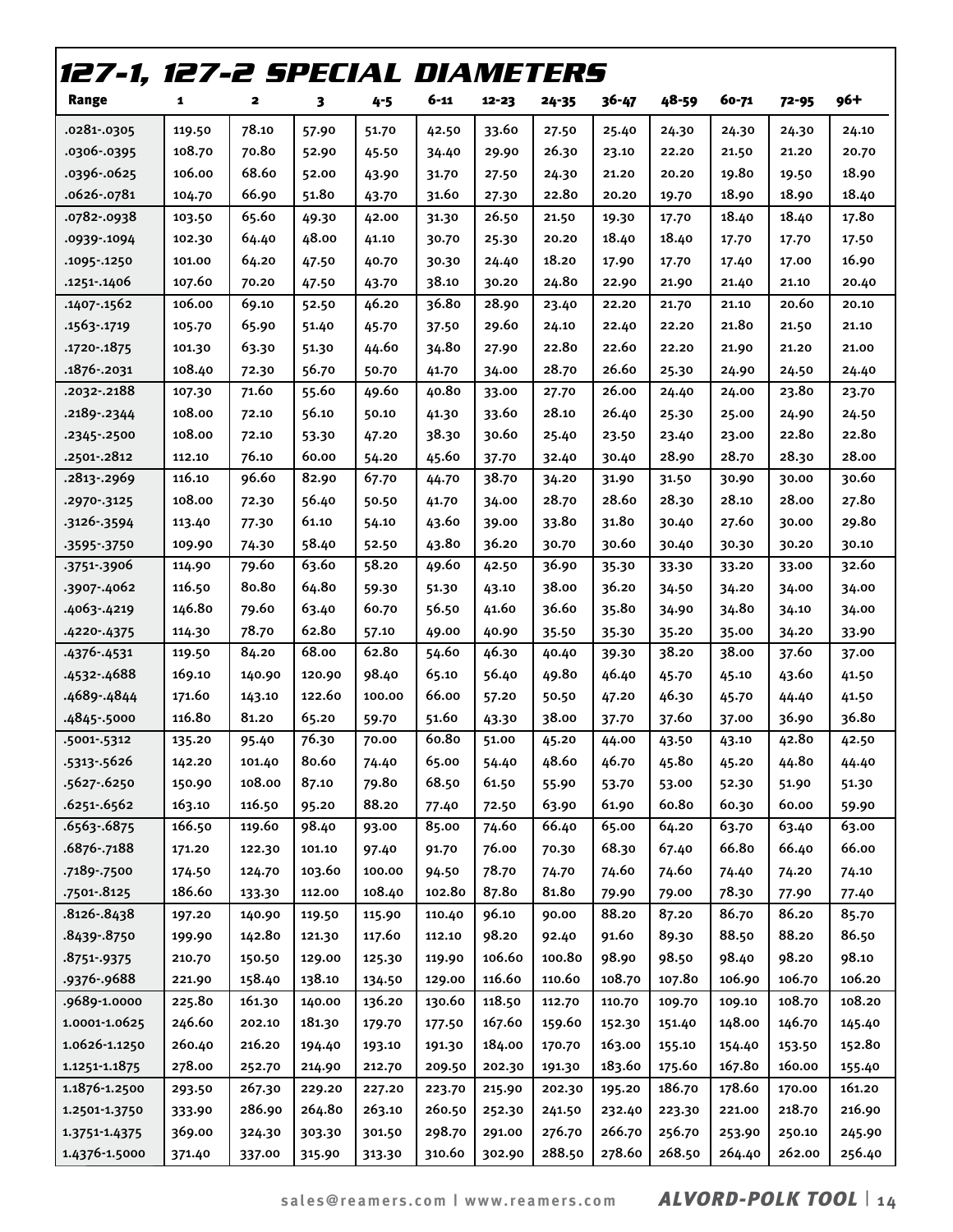# 127-1, 127-2 SPECIAL DIAMETERS

| Range | 1 | 2 | 3 | 4-5 | 6-11 | 12-23 | 24-35 | 36-47 | 48-59 | 60-71 | 72-95 | 96+ |
|---|---|---|---|---|---|---|---|---|---|---|---|---|
| .0281-.0305 | 119.50 | 78.10 | 57.90 | 51.70 | 42.50 | 33.60 | 27.50 | 25.40 | 24.30 | 24.30 | 24.30 | 24.10 |
| .0306-.0395 | 108.70 | 70.80 | 52.90 | 45.50 | 34.40 | 29.90 | 26.30 | 23.10 | 22.20 | 21.50 | 21.20 | 20.70 |
| .0396-.0625 | 106.00 | 68.60 | 52.00 | 43.90 | 31.70 | 27.50 | 24.30 | 21.20 | 20.20 | 19.80 | 19.50 | 18.90 |
| .0626-.0781 | 104.70 | 66.90 | 51.80 | 43.70 | 31.60 | 27.30 | 22.80 | 20.20 | 19.70 | 18.90 | 18.90 | 18.40 |
| .0782-.0938 | 103.50 | 65.60 | 49.30 | 42.00 | 31.30 | 26.50 | 21.50 | 19.30 | 17.70 | 18.40 | 18.40 | 17.80 |
| .0939-.1094 | 102.30 | 64.40 | 48.00 | 41.10 | 30.70 | 25.30 | 20.20 | 18.40 | 18.40 | 17.70 | 17.70 | 17.50 |
| .1095-.1250 | 101.00 | 64.20 | 47.50 | 40.70 | 30.30 | 24.40 | 18.20 | 17.90 | 17.70 | 17.40 | 17.00 | 16.90 |
| .1251-.1406 | 107.60 | 70.20 | 47.50 | 43.70 | 38.10 | 30.20 | 24.80 | 22.90 | 21.90 | 21.40 | 21.10 | 20.40 |
| .1407-.1562 | 106.00 | 69.10 | 52.50 | 46.20 | 36.80 | 28.90 | 23.40 | 22.20 | 21.70 | 21.10 | 20.60 | 20.10 |
| .1563-.1719 | 105.70 | 65.90 | 51.40 | 45.70 | 37.50 | 29.60 | 24.10 | 22.40 | 22.20 | 21.80 | 21.50 | 21.10 |
| .1720-.1875 | 101.30 | 63.30 | 51.30 | 44.60 | 34.80 | 27.90 | 22.80 | 22.60 | 22.20 | 21.90 | 21.20 | 21.00 |
| .1876-.2031 | 108.40 | 72.30 | 56.70 | 50.70 | 41.70 | 34.00 | 28.70 | 26.60 | 25.30 | 24.90 | 24.50 | 24.40 |
| .2032-.2188 | 107.30 | 71.60 | 55.60 | 49.60 | 40.80 | 33.00 | 27.70 | 26.00 | 24.40 | 24.00 | 23.80 | 23.70 |
| .2189-.2344 | 108.00 | 72.10 | 56.10 | 50.10 | 41.30 | 33.60 | 28.10 | 26.40 | 25.30 | 25.00 | 24.90 | 24.50 |
| .2345-.2500 | 108.00 | 72.10 | 53.30 | 47.20 | 38.30 | 30.60 | 25.40 | 23.50 | 23.40 | 23.00 | 22.80 | 22.80 |
| .2501-.2812 | 112.10 | 76.10 | 60.00 | 54.20 | 45.60 | 37.70 | 32.40 | 30.40 | 28.90 | 28.70 | 28.30 | 28.00 |
| .2813-.2969 | 116.10 | 96.60 | 82.90 | 67.70 | 44.70 | 38.70 | 34.20 | 31.90 | 31.50 | 30.90 | 30.00 | 30.60 |
| .2970-.3125 | 108.00 | 72.30 | 56.40 | 50.50 | 41.70 | 34.00 | 28.70 | 28.60 | 28.30 | 28.10 | 28.00 | 27.80 |
| .3126-.3594 | 113.40 | 77.30 | 61.10 | 54.10 | 43.60 | 39.00 | 33.80 | 31.80 | 30.40 | 27.60 | 30.00 | 29.80 |
| .3595-.3750 | 109.90 | 74.30 | 58.40 | 52.50 | 43.80 | 36.20 | 30.70 | 30.60 | 30.40 | 30.30 | 30.20 | 30.10 |
| .3751-.3906 | 114.90 | 79.60 | 63.60 | 58.20 | 49.60 | 42.50 | 36.90 | 35.30 | 33.30 | 33.20 | 33.00 | 32.60 |
| .3907-.4062 | 116.50 | 80.80 | 64.80 | 59.30 | 51.30 | 43.10 | 38.00 | 36.20 | 34.50 | 34.20 | 34.00 | 34.00 |
| .4063-.4219 | 146.80 | 79.60 | 63.40 | 60.70 | 56.50 | 41.60 | 36.60 | 35.80 | 34.90 | 34.80 | 34.10 | 34.00 |
| .4220-.4375 | 114.30 | 78.70 | 62.80 | 57.10 | 49.00 | 40.90 | 35.50 | 35.30 | 35.20 | 35.00 | 34.20 | 33.90 |
| .4376-.4531 | 119.50 | 84.20 | 68.00 | 62.80 | 54.60 | 46.30 | 40.40 | 39.30 | 38.20 | 38.00 | 37.60 | 37.00 |
| .4532-.4688 | 169.10 | 140.90 | 120.90 | 98.40 | 65.10 | 56.40 | 49.80 | 46.40 | 45.70 | 45.10 | 43.60 | 41.50 |
| .4689-.4844 | 171.60 | 143.10 | 122.60 | 100.00 | 66.00 | 57.20 | 50.50 | 47.20 | 46.30 | 45.70 | 44.40 | 41.50 |
| .4845-.5000 | 116.80 | 81.20 | 65.20 | 59.70 | 51.60 | 43.30 | 38.00 | 37.70 | 37.60 | 37.00 | 36.90 | 36.80 |
| .5001-.5312 | 135.20 | 95.40 | 76.30 | 70.00 | 60.80 | 51.00 | 45.20 | 44.00 | 43.50 | 43.10 | 42.80 | 42.50 |
| .5313-.5626 | 142.20 | 101.40 | 80.60 | 74.40 | 65.00 | 54.40 | 48.60 | 46.70 | 45.80 | 45.20 | 44.80 | 44.40 |
| .5627-.6250 | 150.90 | 108.00 | 87.10 | 79.80 | 68.50 | 61.50 | 55.90 | 53.70 | 53.00 | 52.30 | 51.90 | 51.30 |
| .6251-.6562 | 163.10 | 116.50 | 95.20 | 88.20 | 77.40 | 72.50 | 63.90 | 61.90 | 60.80 | 60.30 | 60.00 | 59.90 |
| .6563-.6875 | 166.50 | 119.60 | 98.40 | 93.00 | 85.00 | 74.60 | 66.40 | 65.00 | 64.20 | 63.70 | 63.40 | 63.00 |
| .6876-.7188 | 171.20 | 122.30 | 101.10 | 97.40 | 91.70 | 76.00 | 70.30 | 68.30 | 67.40 | 66.80 | 66.40 | 66.00 |
| .7189-.7500 | 174.50 | 124.70 | 103.60 | 100.00 | 94.50 | 78.70 | 74.70 | 74.60 | 74.60 | 74.40 | 74.20 | 74.10 |
| .7501-.8125 | 186.60 | 133.30 | 112.00 | 108.40 | 102.80 | 87.80 | 81.80 | 79.90 | 79.00 | 78.30 | 77.90 | 77.40 |
| .8126-.8438 | 197.20 | 140.90 | 119.50 | 115.90 | 110.40 | 96.10 | 90.00 | 88.20 | 87.20 | 86.70 | 86.20 | 85.70 |
| .8439-.8750 | 199.90 | 142.80 | 121.30 | 117.60 | 112.10 | 98.20 | 92.40 | 91.60 | 89.30 | 88.50 | 88.20 | 86.50 |
| .8751-.9375 | 210.70 | 150.50 | 129.00 | 125.30 | 119.90 | 106.60 | 100.80 | 98.90 | 98.50 | 98.40 | 98.20 | 98.10 |
| .9376-.9688 | 221.90 | 158.40 | 138.10 | 134.50 | 129.00 | 116.60 | 110.60 | 108.70 | 107.80 | 106.90 | 106.70 | 106.20 |
| .9689-1.0000 | 225.80 | 161.30 | 140.00 | 136.20 | 130.60 | 118.50 | 112.70 | 110.70 | 109.70 | 109.10 | 108.70 | 108.20 |
| 1.0001-1.0625 | 246.60 | 202.10 | 181.30 | 179.70 | 177.50 | 167.60 | 159.60 | 152.30 | 151.40 | 148.00 | 146.70 | 145.40 |
| 1.0626-1.1250 | 260.40 | 216.20 | 194.40 | 193.10 | 191.30 | 184.00 | 170.70 | 163.00 | 155.10 | 154.40 | 153.50 | 152.80 |
| 1.1251-1.1875 | 278.00 | 252.70 | 214.90 | 212.70 | 209.50 | 202.30 | 191.30 | 183.60 | 175.60 | 167.80 | 160.00 | 155.40 |
| 1.1876-1.2500 | 293.50 | 267.30 | 229.20 | 227.20 | 223.70 | 215.90 | 202.30 | 195.20 | 186.70 | 178.60 | 170.00 | 161.20 |
| 1.2501-1.3750 | 333.90 | 286.90 | 264.80 | 263.10 | 260.50 | 252.30 | 241.50 | 232.40 | 223.30 | 221.00 | 218.70 | 216.90 |
| 1.3751-1.4375 | 369.00 | 324.30 | 303.30 | 301.50 | 298.70 | 291.00 | 276.70 | 266.70 | 256.70 | 253.90 | 250.10 | 245.90 |
| 1.4376-1.5000 | 371.40 | 337.00 | 315.90 | 313.30 | 310.60 | 302.90 | 288.50 | 278.60 | 268.50 | 264.40 | 262.00 | 256.40 |

sales@reamers.com | www.reamers.com **ALVORD-POLK TOOL**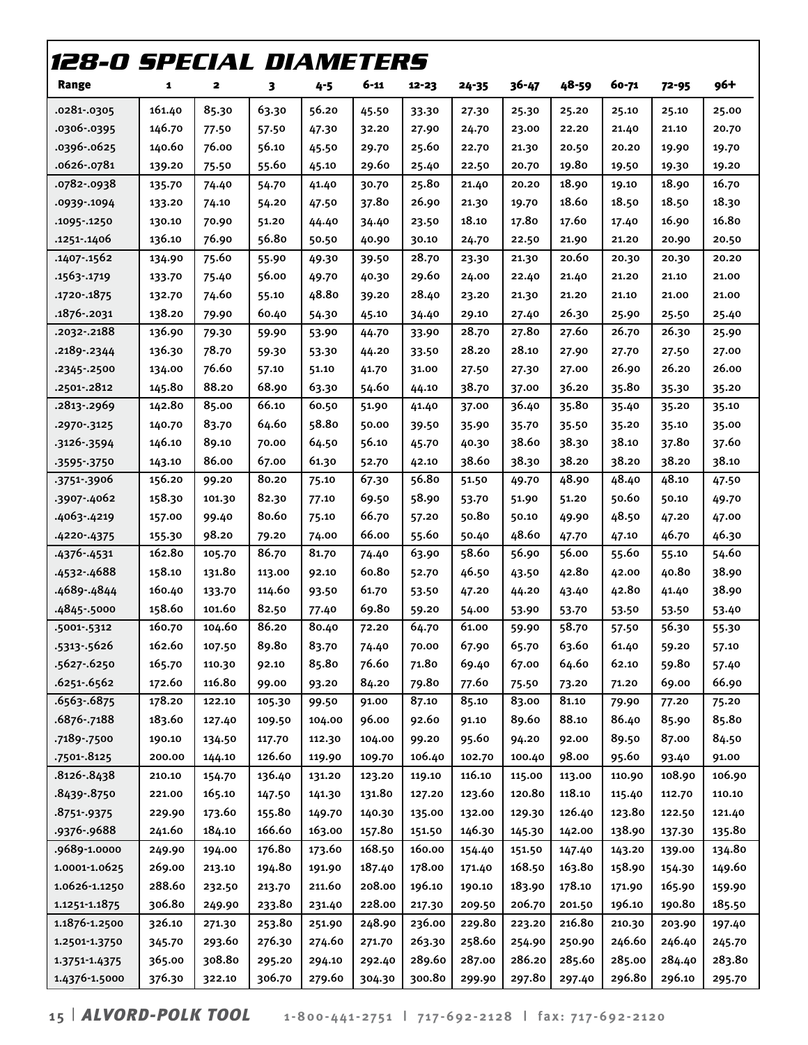# 128-0 SPECIAL DIAMETERS

| Range | 1 | 2 | 3 | 4-5 | 6-11 | 12-23 | 24-35 | 36-47 | 48-59 | 60-71 | 72-95 | 96+ |
|---|---|---|---|---|---|---|---|---|---|---|---|---|
| .0281-.0305 | 161.40 | 85.30 | 63.30 | 56.20 | 45.50 | 33.30 | 27.30 | 25.30 | 25.20 | 25.10 | 25.10 | 25.00 |
| .0306-.0395 | 146.70 | 77.50 | 57.50 | 47.30 | 32.20 | 27.90 | 24.70 | 23.00 | 22.20 | 21.40 | 21.10 | 20.70 |
| .0396-.0625 | 140.60 | 76.00 | 56.10 | 45.50 | 29.70 | 25.60 | 22.70 | 21.30 | 20.50 | 20.20 | 19.90 | 19.70 |
| .0626-.0781 | 139.20 | 75.50 | 55.60 | 45.10 | 29.60 | 25.40 | 22.50 | 20.70 | 19.80 | 19.50 | 19.30 | 19.20 |
| .0782-.0938 | 135.70 | 74.40 | 54.70 | 41.40 | 30.70 | 25.80 | 21.40 | 20.20 | 18.90 | 19.10 | 18.90 | 16.70 |
| .0939-.1094 | 133.20 | 74.10 | 54.20 | 47.50 | 37.80 | 26.90 | 21.30 | 19.70 | 18.60 | 18.50 | 18.50 | 18.30 |
| .1095-.1250 | 130.10 | 70.90 | 51.20 | 44.40 | 34.40 | 23.50 | 18.10 | 17.80 | 17.60 | 17.40 | 16.90 | 16.80 |
| .1251-.1406 | 136.10 | 76.90 | 56.80 | 50.50 | 40.90 | 30.10 | 24.70 | 22.50 | 21.90 | 21.20 | 20.90 | 20.50 |
| .1407-.1562 | 134.90 | 75.60 | 55.90 | 49.30 | 39.50 | 28.70 | 23.30 | 21.30 | 20.60 | 20.30 | 20.30 | 20.20 |
| .1563-.1719 | 133.70 | 75.40 | 56.00 | 49.70 | 40.30 | 29.60 | 24.00 | 22.40 | 21.40 | 21.20 | 21.10 | 21.00 |
| .1720-.1875 | 132.70 | 74.60 | 55.10 | 48.80 | 39.20 | 28.40 | 23.20 | 21.30 | 21.20 | 21.10 | 21.00 | 21.00 |
| .1876-.2031 | 138.20 | 79.90 | 60.40 | 54.30 | 45.10 | 34.40 | 29.10 | 27.40 | 26.30 | 25.90 | 25.50 | 25.40 |
| .2032-.2188 | 136.90 | 79.30 | 59.90 | 53.90 | 44.70 | 33.90 | 28.70 | 27.80 | 27.60 | 26.70 | 26.30 | 25.90 |
| .2189-.2344 | 136.30 | 78.70 | 59.30 | 53.30 | 44.20 | 33.50 | 28.20 | 28.10 | 27.90 | 27.70 | 27.50 | 27.00 |
| .2345-.2500 | 134.00 | 76.60 | 57.10 | 51.10 | 41.70 | 31.00 | 27.50 | 27.30 | 27.00 | 26.90 | 26.20 | 26.00 |
| .2501-.2812 | 145.80 | 88.20 | 68.90 | 63.30 | 54.60 | 44.10 | 38.70 | 37.00 | 36.20 | 35.80 | 35.30 | 35.20 |
| .2813-.2969 | 142.80 | 85.00 | 66.10 | 60.50 | 51.90 | 41.40 | 37.00 | 36.40 | 35.80 | 35.40 | 35.20 | 35.10 |
| .2970-.3125 | 140.70 | 83.70 | 64.60 | 58.80 | 50.00 | 39.50 | 35.90 | 35.70 | 35.50 | 35.20 | 35.10 | 35.00 |
| .3126-.3594 | 146.10 | 89.10 | 70.00 | 64.50 | 56.10 | 45.70 | 40.30 | 38.60 | 38.30 | 38.10 | 37.80 | 37.60 |
| .3595-.3750 | 143.10 | 86.00 | 67.00 | 61.30 | 52.70 | 42.10 | 38.60 | 38.30 | 38.20 | 38.20 | 38.20 | 38.10 |
| .3751-.3906 | 156.20 | 99.20 | 80.20 | 75.10 | 67.30 | 56.80 | 51.50 | 49.70 | 48.90 | 48.40 | 48.10 | 47.50 |
| .3907-.4062 | 158.30 | 101.30 | 82.30 | 77.10 | 69.50 | 58.90 | 53.70 | 51.90 | 51.20 | 50.60 | 50.10 | 49.70 |
| .4063-.4219 | 157.00 | 99.40 | 80.60 | 75.10 | 66.70 | 57.20 | 50.80 | 50.10 | 49.90 | 48.50 | 47.20 | 47.00 |
| .4220-.4375 | 155.30 | 98.20 | 79.20 | 74.00 | 66.00 | 55.60 | 50.40 | 48.60 | 47.70 | 47.10 | 46.70 | 46.30 |
| .4376-.4531 | 162.80 | 105.70 | 86.70 | 81.70 | 74.40 | 63.90 | 58.60 | 56.90 | 56.00 | 55.60 | 55.10 | 54.60 |
| .4532-.4688 | 158.10 | 131.80 | 113.00 | 92.10 | 60.80 | 52.70 | 46.50 | 43.50 | 42.80 | 42.00 | 40.80 | 38.90 |
| .4689-.4844 | 160.40 | 133.70 | 114.60 | 93.50 | 61.70 | 53.50 | 47.20 | 44.20 | 43.40 | 42.80 | 41.40 | 38.90 |
| .4845-.5000 | 158.60 | 101.60 | 82.50 | 77.40 | 69.80 | 59.20 | 54.00 | 53.90 | 53.70 | 53.50 | 53.50 | 53.40 |
| .5001-.5312 | 160.70 | 104.60 | 86.20 | 80.40 | 72.20 | 64.70 | 61.00 | 59.90 | 58.70 | 57.50 | 56.30 | 55.30 |
| .5313-.5626 | 162.60 | 107.50 | 89.80 | 83.70 | 74.40 | 70.00 | 67.90 | 65.70 | 63.60 | 61.40 | 59.20 | 57.10 |
| .5627-.6250 | 165.70 | 110.30 | 92.10 | 85.80 | 76.60 | 71.80 | 69.40 | 67.00 | 64.60 | 62.10 | 59.80 | 57.40 |
| .6251-.6562 | 172.60 | 116.80 | 99.00 | 93.20 | 84.20 | 79.80 | 77.60 | 75.50 | 73.20 | 71.20 | 69.00 | 66.90 |
| .6563-.6875 | 178.20 | 122.10 | 105.30 | 99.50 | 91.00 | 87.10 | 85.10 | 83.00 | 81.10 | 79.90 | 77.20 | 75.20 |
| .6876-.7188 | 183.60 | 127.40 | 109.50 | 104.00 | 96.00 | 92.60 | 91.10 | 89.60 | 88.10 | 86.40 | 85.90 | 85.80 |
| .7189-.7500 | 190.10 | 134.50 | 117.70 | 112.30 | 104.00 | 99.20 | 95.60 | 94.20 | 92.00 | 89.50 | 87.00 | 84.50 |
| .7501-.8125 | 200.00 | 144.10 | 126.60 | 119.90 | 109.70 | 106.40 | 102.70 | 100.40 | 98.00 | 95.60 | 93.40 | 91.00 |
| .8126-.8438 | 210.10 | 154.70 | 136.40 | 131.20 | 123.20 | 119.10 | 116.10 | 115.00 | 113.00 | 110.90 | 108.90 | 106.90 |
| .8439-.8750 | 221.00 | 165.10 | 147.50 | 141.30 | 131.80 | 127.20 | 123.60 | 120.80 | 118.10 | 115.40 | 112.70 | 110.10 |
| .8751-.9375 | 229.90 | 173.60 | 155.80 | 149.70 | 140.30 | 135.00 | 132.00 | 129.30 | 126.40 | 123.80 | 122.50 | 121.40 |
| .9376-.9688 | 241.60 | 184.10 | 166.60 | 163.00 | 157.80 | 151.50 | 146.30 | 145.30 | 142.00 | 138.90 | 137.30 | 135.80 |
| .9689-1.0000 | 249.90 | 194.00 | 176.80 | 173.60 | 168.50 | 160.00 | 154.40 | 151.50 | 147.40 | 143.20 | 139.00 | 134.80 |
| 1.0001-1.0625 | 269.00 | 213.10 | 194.80 | 191.90 | 187.40 | 178.00 | 171.40 | 168.50 | 163.80 | 158.90 | 154.30 | 149.60 |
| 1.0626-1.1250 | 288.60 | 232.50 | 213.70 | 211.60 | 208.00 | 196.10 | 190.10 | 183.90 | 178.10 | 171.90 | 165.90 | 159.90 |
| 1.1251-1.1875 | 306.80 | 249.90 | 233.80 | 231.40 | 228.00 | 217.30 | 209.50 | 206.70 | 201.50 | 196.10 | 190.80 | 185.50 |
| 1.1876-1.2500 | 326.10 | 271.30 | 253.80 | 251.90 | 248.90 | 236.00 | 229.80 | 223.20 | 216.80 | 210.30 | 203.90 | 197.40 |
| 1.2501-1.3750 | 345.70 | 293.60 | 276.30 | 274.60 | 271.70 | 263.30 | 258.60 | 254.90 | 250.90 | 246.60 | 246.40 | 245.70 |
| 1.3751-1.4375 | 365.00 | 308.80 | 295.20 | 294.10 | 292.40 | 289.60 | 287.00 | 286.20 | 285.60 | 285.00 | 284.40 | 283.80 |
| 1.4376-1.5000 | 376.30 | 322.10 | 306.70 | 279.60 | 304.30 | 300.80 | 299.90 | 297.80 | 297.40 | 296.80 | 296.10 | 295.70 |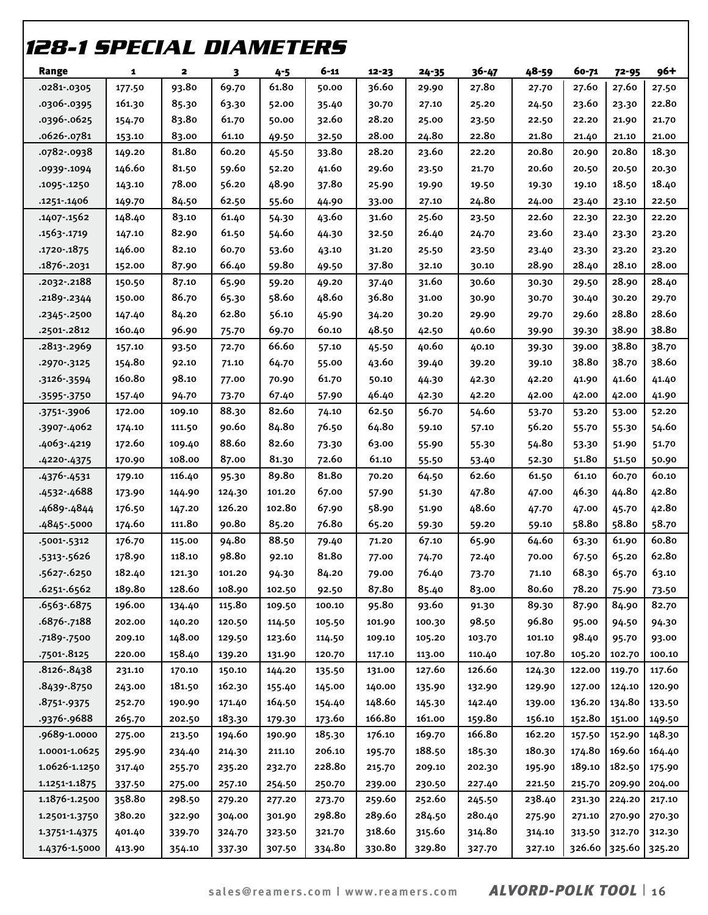# 128-1 SPECIAL DIAMETERS

| Range | 1 | 2 | 3 | 4-5 | 6-11 | 12-23 | 24-35 | 36-47 | 48-59 | 60-71 | 72-95 | 96+ |
|---|---|---|---|---|---|---|---|---|---|---|---|---|
| .0281-.0305 | 177.50 | 93.80 | 69.70 | 61.80 | 50.00 | 36.60 | 29.90 | 27.80 | 27.70 | 27.60 | 27.60 | 27.50 |
| .0306-.0395 | 161.30 | 85.30 | 63.30 | 52.00 | 35.40 | 30.70 | 27.10 | 25.20 | 24.50 | 23.60 | 23.30 | 22.80 |
| .0396-.0625 | 154.70 | 83.80 | 61.70 | 50.00 | 32.60 | 28.20 | 25.00 | 23.50 | 22.50 | 22.20 | 21.90 | 21.70 |
| .0626-.0781 | 153.10 | 83.00 | 61.10 | 49.50 | 32.50 | 28.00 | 24.80 | 22.80 | 21.80 | 21.40 | 21.10 | 21.00 |
| .0782-.0938 | 149.20 | 81.80 | 60.20 | 45.50 | 33.80 | 28.20 | 23.60 | 22.20 | 20.80 | 20.90 | 20.80 | 18.30 |
| .0939-.1094 | 146.60 | 81.50 | 59.60 | 52.20 | 41.60 | 29.60 | 23.50 | 21.70 | 20.60 | 20.50 | 20.50 | 20.30 |
| .1095-.1250 | 143.10 | 78.00 | 56.20 | 48.90 | 37.80 | 25.90 | 19.90 | 19.50 | 19.30 | 19.10 | 18.50 | 18.40 |
| .1251-.1406 | 149.70 | 84.50 | 62.50 | 55.60 | 44.90 | 33.00 | 27.10 | 24.80 | 24.00 | 23.40 | 23.10 | 22.50 |
| .1407-.1562 | 148.40 | 83.10 | 61.40 | 54.30 | 43.60 | 31.60 | 25.60 | 23.50 | 22.60 | 22.30 | 22.30 | 22.20 |
| .1563-.1719 | 147.10 | 82.90 | 61.50 | 54.60 | 44.30 | 32.50 | 26.40 | 24.70 | 23.60 | 23.40 | 23.30 | 23.20 |
| .1720-.1875 | 146.00 | 82.10 | 60.70 | 53.60 | 43.10 | 31.20 | 25.50 | 23.50 | 23.40 | 23.30 | 23.20 | 23.20 |
| .1876-.2031 | 152.00 | 87.90 | 66.40 | 59.80 | 49.50 | 37.80 | 32.10 | 30.10 | 28.90 | 28.40 | 28.10 | 28.00 |
| .2032-.2188 | 150.50 | 87.10 | 65.90 | 59.20 | 49.20 | 37.40 | 31.60 | 30.60 | 30.30 | 29.50 | 28.90 | 28.40 |
| .2189-.2344 | 150.00 | 86.70 | 65.30 | 58.60 | 48.60 | 36.80 | 31.00 | 30.90 | 30.70 | 30.40 | 30.20 | 29.70 |
| .2345-.2500 | 147.40 | 84.20 | 62.80 | 56.10 | 45.90 | 34.20 | 30.20 | 29.90 | 29.70 | 29.60 | 28.80 | 28.60 |
| .2501-.2812 | 160.40 | 96.90 | 75.70 | 69.70 | 60.10 | 48.50 | 42.50 | 40.60 | 39.90 | 39.30 | 38.90 | 38.80 |
| .2813-.2969 | 157.10 | 93.50 | 72.70 | 66.60 | 57.10 | 45.50 | 40.60 | 40.10 | 39.30 | 39.00 | 38.80 | 38.70 |
| .2970-.3125 | 154.80 | 92.10 | 71.10 | 64.70 | 55.00 | 43.60 | 39.40 | 39.20 | 39.10 | 38.80 | 38.70 | 38.60 |
| .3126-.3594 | 160.80 | 98.10 | 77.00 | 70.90 | 61.70 | 50.10 | 44.30 | 42.30 | 42.20 | 41.90 | 41.60 | 41.40 |
| .3595-.3750 | 157.40 | 94.70 | 73.70 | 67.40 | 57.90 | 46.40 | 42.30 | 42.20 | 42.00 | 42.00 | 42.00 | 41.90 |
| .3751-.3906 | 172.00 | 109.10 | 88.30 | 82.60 | 74.10 | 62.50 | 56.70 | 54.60 | 53.70 | 53.20 | 53.00 | 52.20 |
| .3907-.4062 | 174.10 | 111.50 | 90.60 | 84.80 | 76.50 | 64.80 | 59.10 | 57.10 | 56.20 | 55.70 | 55.30 | 54.60 |
| .4063-.4219 | 172.60 | 109.40 | 88.60 | 82.60 | 73.30 | 63.00 | 55.90 | 55.30 | 54.80 | 53.30 | 51.90 | 51.70 |
| .4220-.4375 | 170.90 | 108.00 | 87.00 | 81.30 | 72.60 | 61.10 | 55.50 | 53.40 | 52.30 | 51.80 | 51.50 | 50.90 |
| .4376-.4531 | 179.10 | 116.40 | 95.30 | 89.80 | 81.80 | 70.20 | 64.50 | 62.60 | 61.50 | 61.10 | 60.70 | 60.10 |
| .4532-.4688 | 173.90 | 144.90 | 124.30 | 101.20 | 67.00 | 57.90 | 51.30 | 47.80 | 47.00 | 46.30 | 44.80 | 42.80 |
| .4689-.4844 | 176.50 | 147.20 | 126.20 | 102.80 | 67.90 | 58.90 | 51.90 | 48.60 | 47.70 | 47.00 | 45.70 | 42.80 |
| .4845-.5000 | 174.60 | 111.80 | 90.80 | 85.20 | 76.80 | 65.20 | 59.30 | 59.20 | 59.10 | 58.80 | 58.80 | 58.70 |
| .5001-.5312 | 176.70 | 115.00 | 94.80 | 88.50 | 79.40 | 71.20 | 67.10 | 65.90 | 64.60 | 63.30 | 61.90 | 60.80 |
| .5313-.5626 | 178.90 | 118.10 | 98.80 | 92.10 | 81.80 | 77.00 | 74.70 | 72.40 | 70.00 | 67.50 | 65.20 | 62.80 |
| .5627-.6250 | 182.40 | 121.30 | 101.20 | 94.30 | 84.20 | 79.00 | 76.40 | 73.70 | 71.10 | 68.30 | 65.70 | 63.10 |
| .6251-.6562 | 189.80 | 128.60 | 108.90 | 102.50 | 92.50 | 87.80 | 85.40 | 83.00 | 80.60 | 78.20 | 75.90 | 73.50 |
| .6563-.6875 | 196.00 | 134.40 | 115.80 | 109.50 | 100.10 | 95.80 | 93.60 | 91.30 | 89.30 | 87.90 | 84.90 | 82.70 |
| .6876-.7188 | 202.00 | 140.20 | 120.50 | 114.50 | 105.50 | 101.90 | 100.30 | 98.50 | 96.80 | 95.00 | 94.50 | 94.30 |
| .7189-.7500 | 209.10 | 148.00 | 129.50 | 123.60 | 114.50 | 109.10 | 105.20 | 103.70 | 101.10 | 98.40 | 95.70 | 93.00 |
| .7501-.8125 | 220.00 | 158.40 | 139.20 | 131.90 | 120.70 | 117.10 | 113.00 | 110.40 | 107.80 | 105.20 | 102.70 | 100.10 |
| .8126-.8438 | 231.10 | 170.10 | 150.10 | 144.20 | 135.50 | 131.00 | 127.60 | 126.60 | 124.30 | 122.00 | 119.70 | 117.60 |
| .8439-.8750 | 243.00 | 181.50 | 162.30 | 155.40 | 145.00 | 140.00 | 135.90 | 132.90 | 129.90 | 127.00 | 124.10 | 120.90 |
| .8751-.9375 | 252.70 | 190.90 | 171.40 | 164.50 | 154.40 | 148.60 | 145.30 | 142.40 | 139.00 | 136.20 | 134.80 | 133.50 |
| .9376-.9688 | 265.70 | 202.50 | 183.30 | 179.30 | 173.60 | 166.80 | 161.00 | 159.80 | 156.10 | 152.80 | 151.00 | 149.50 |
| .9689-1.0000 | 275.00 | 213.50 | 194.60 | 190.90 | 185.30 | 176.10 | 169.70 | 166.80 | 162.20 | 157.50 | 152.90 | 148.30 |
| 1.0001-1.0625 | 295.90 | 234.40 | 214.30 | 211.10 | 206.10 | 195.70 | 188.50 | 185.30 | 180.30 | 174.80 | 169.60 | 164.40 |
| 1.0626-1.1250 | 317.40 | 255.70 | 235.20 | 232.70 | 228.80 | 215.70 | 209.10 | 202.30 | 195.90 | 189.10 | 182.50 | 175.90 |
| 1.1251-1.1875 | 337.50 | 275.00 | 257.10 | 254.50 | 250.70 | 239.00 | 230.50 | 227.40 | 221.50 | 215.70 | 209.90 | 204.00 |
| 1.1876-1.2500 | 358.80 | 298.50 | 279.20 | 277.20 | 273.70 | 259.60 | 252.60 | 245.50 | 238.40 | 231.30 | 224.20 | 217.10 |
| 1.2501-1.3750 | 380.20 | 322.90 | 304.00 | 301.90 | 298.80 | 289.60 | 284.50 | 280.40 | 275.90 | 271.10 | 270.90 | 270.30 |
| 1.3751-1.4375 | 401.40 | 339.70 | 324.70 | 323.50 | 321.70 | 318.60 | 315.60 | 314.80 | 314.10 | 313.50 | 312.70 | 312.30 |
| 1.4376-1.5000 | 413.90 | 354.10 | 337.30 | 307.50 | 334.80 | 330.80 | 329.80 | 327.70 | 327.10 | 326.60 | 325.60 | 325.20 |

sales@reamers.com | www.reamers.com **ALVORD-POLK TOOL**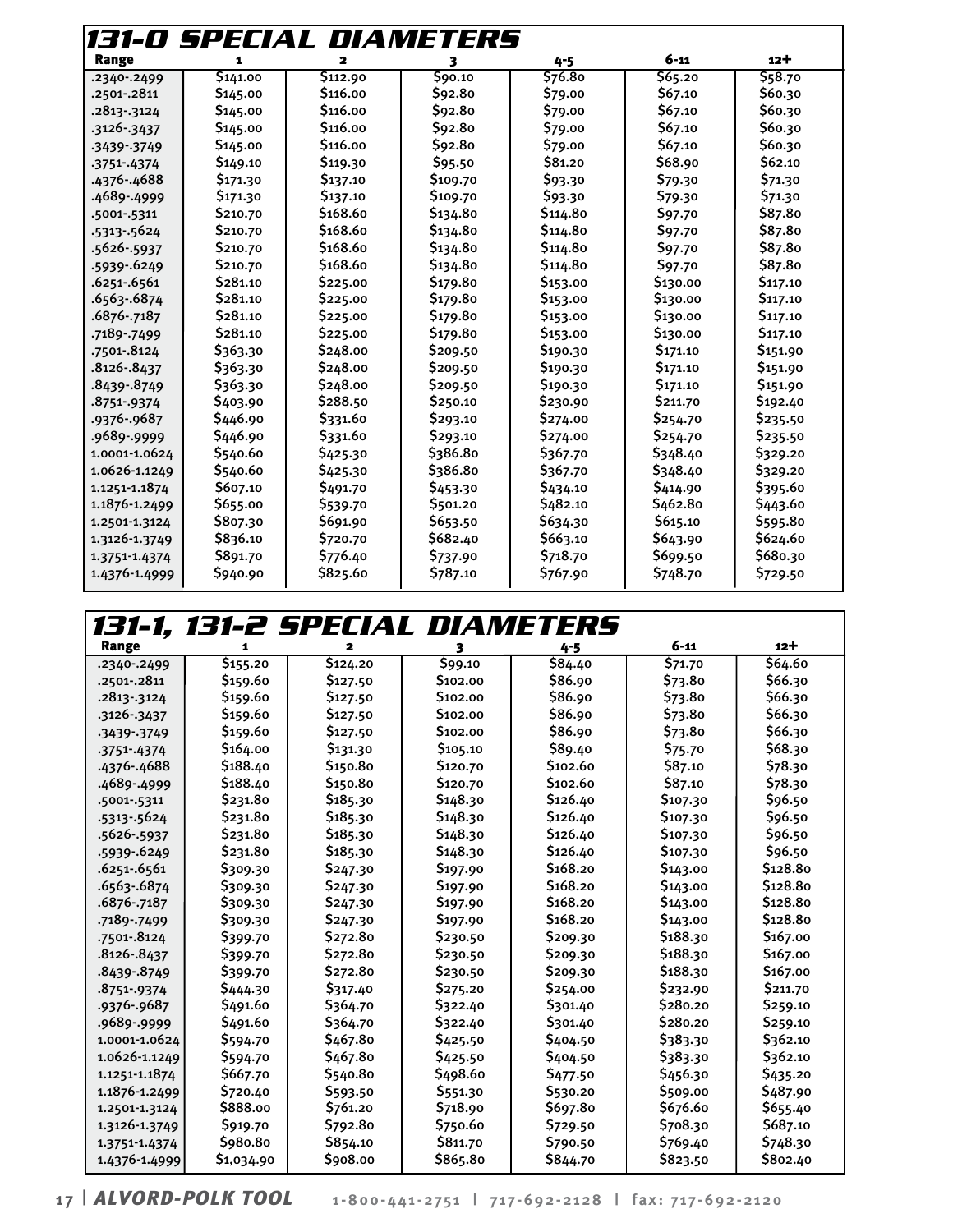## 131-0 SPECIAL DIAMETERS

| Range | 1 | 2 | 3 | 4-5 | 6-11 | 12+ |
|---|---|---|---|---|---|---|
| .2340-.2499 | $141.00 | $112.90 | $90.10 | $76.80 | $65.20 | $58.70 |
| .2501-.2811 | $145.00 | $116.00 | $92.80 | $79.00 | $67.10 | $60.30 |
| .2813-.3124 | $145.00 | $116.00 | $92.80 | $79.00 | $67.10 | $60.30 |
| .3126-.3437 | $145.00 | $116.00 | $92.80 | $79.00 | $67.10 | $60.30 |
| .3439-.3749 | $145.00 | $116.00 | $92.80 | $79.00 | $67.10 | $60.30 |
| .3751-.4374 | $149.10 | $119.30 | $95.50 | $81.20 | $68.90 | $62.10 |
| .4376-.4688 | $171.30 | $137.10 | $109.70 | $93.30 | $79.30 | $71.30 |
| .4689-.4999 | $171.30 | $137.10 | $109.70 | $93.30 | $79.30 | $71.30 |
| .5001-.5311 | $210.70 | $168.60 | $134.80 | $114.80 | $97.70 | $87.80 |
| .5313-.5624 | $210.70 | $168.60 | $134.80 | $114.80 | $97.70 | $87.80 |
| .5626-.5937 | $210.70 | $168.60 | $134.80 | $114.80 | $97.70 | $87.80 |
| .5939-.6249 | $210.70 | $168.60 | $134.80 | $114.80 | $97.70 | $87.80 |
| .6251-.6561 | $281.10 | $225.00 | $179.80 | $153.00 | $130.00 | $117.10 |
| .6563-.6874 | $281.10 | $225.00 | $179.80 | $153.00 | $130.00 | $117.10 |
| .6876-.7187 | $281.10 | $225.00 | $179.80 | $153.00 | $130.00 | $117.10 |
| .7189-.7499 | $281.10 | $225.00 | $179.80 | $153.00 | $130.00 | $117.10 |
| .7501-.8124 | $363.30 | $248.00 | $209.50 | $190.30 | $171.10 | $151.90 |
| .8126-.8437 | $363.30 | $248.00 | $209.50 | $190.30 | $171.10 | $151.90 |
| .8439-.8749 | $363.30 | $248.00 | $209.50 | $190.30 | $171.10 | $151.90 |
| .8751-.9374 | $403.90 | $288.50 | $250.10 | $230.90 | $211.70 | $192.40 |
| .9376-.9687 | $446.90 | $331.60 | $293.10 | $274.00 | $254.70 | $235.50 |
| .9689-.9999 | $446.90 | $331.60 | $293.10 | $274.00 | $254.70 | $235.50 |
| 1.0001-1.0624 | $540.60 | $425.30 | $386.80 | $367.70 | $348.40 | $329.20 |
| 1.0626-1.1249 | $540.60 | $425.30 | $386.80 | $367.70 | $348.40 | $329.20 |
| 1.1251-1.1874 | $607.10 | $491.70 | $453.30 | $434.10 | $414.90 | $395.60 |
| 1.1876-1.2499 | $655.00 | $539.70 | $501.20 | $482.10 | $462.80 | $443.60 |
| 1.2501-1.3124 | $807.30 | $691.90 | $653.50 | $634.30 | $615.10 | $595.80 |
| 1.3126-1.3749 | $836.10 | $720.70 | $682.40 | $663.10 | $643.90 | $624.60 |
| 1.3751-1.4374 | $891.70 | $776.40 | $737.90 | $718.70 | $699.50 | $680.30 |
| 1.4376-1.4999 | $940.90 | $825.60 | $787.10 | $767.90 | $748.70 | $729.50 |

## 131-1, 131-2 SPECIAL DIAMETERS

| Range | 1 | 2 | 3 | 4-5 | 6-11 | 12+ |
|---|---|---|---|---|---|---|
| .2340-.2499 | $155.20 | $124.20 | $99.10 | $84.40 | $71.70 | $64.60 |
| .2501-.2811 | $159.60 | $127.50 | $102.00 | $86.90 | $73.80 | $66.30 |
| .2813-.3124 | $159.60 | $127.50 | $102.00 | $86.90 | $73.80 | $66.30 |
| .3126-.3437 | $159.60 | $127.50 | $102.00 | $86.90 | $73.80 | $66.30 |
| .3439-.3749 | $159.60 | $127.50 | $102.00 | $86.90 | $73.80 | $66.30 |
| .3751-.4374 | $164.00 | $131.30 | $105.10 | $89.40 | $75.70 | $68.30 |
| .4376-.4688 | $188.40 | $150.80 | $120.70 | $102.60 | $87.10 | $78.30 |
| .4689-.4999 | $188.40 | $150.80 | $120.70 | $102.60 | $87.10 | $78.30 |
| .5001-.5311 | $231.80 | $185.30 | $148.30 | $126.40 | $107.30 | $96.50 |
| .5313-.5624 | $231.80 | $185.30 | $148.30 | $126.40 | $107.30 | $96.50 |
| .5626-.5937 | $231.80 | $185.30 | $148.30 | $126.40 | $107.30 | $96.50 |
| .5939-.6249 | $231.80 | $185.30 | $148.30 | $126.40 | $107.30 | $96.50 |
| .6251-.6561 | $309.30 | $247.30 | $197.90 | $168.20 | $143.00 | $128.80 |
| .6563-.6874 | $309.30 | $247.30 | $197.90 | $168.20 | $143.00 | $128.80 |
| .6876-.7187 | $309.30 | $247.30 | $197.90 | $168.20 | $143.00 | $128.80 |
| .7189-.7499 | $309.30 | $247.30 | $197.90 | $168.20 | $143.00 | $128.80 |
| .7501-.8124 | $399.70 | $272.80 | $230.50 | $209.30 | $188.30 | $167.00 |
| .8126-.8437 | $399.70 | $272.80 | $230.50 | $209.30 | $188.30 | $167.00 |
| .8439-.8749 | $399.70 | $272.80 | $230.50 | $209.30 | $188.30 | $167.00 |
| .8751-.9374 | $444.30 | $317.40 | $275.20 | $254.00 | $232.90 | $211.70 |
| .9376-.9687 | $491.60 | $364.70 | $322.40 | $301.40 | $280.20 | $259.10 |
| .9689-.9999 | $491.60 | $364.70 | $322.40 | $301.40 | $280.20 | $259.10 |
| 1.0001-1.0624 | $594.70 | $467.80 | $425.50 | $404.50 | $383.30 | $362.10 |
| 1.0626-1.1249 | $594.70 | $467.80 | $425.50 | $404.50 | $383.30 | $362.10 |
| 1.1251-1.1874 | $667.70 | $540.80 | $498.60 | $477.50 | $456.30 | $435.20 |
| 1.1876-1.2499 | $720.40 | $593.50 | $551.30 | $530.20 | $509.00 | $487.90 |
| 1.2501-1.3124 | $888.00 | $761.20 | $718.90 | $697.80 | $676.60 | $655.40 |
| 1.3126-1.3749 | $919.70 | $792.80 | $750.60 | $729.50 | $708.30 | $687.10 |
| 1.3751-1.4374 | $980.80 | $854.10 | $811.70 | $790.50 | $769.40 | $748.30 |
| 1.4376-1.4999 | $1,034.90 | $908.00 | $865.80 | $844.70 | $823.50 | $802.40 |

**ALVORD-POLK TOOL** 1-800-441-2751 | 717-692-2128 | fax: 717-692-2120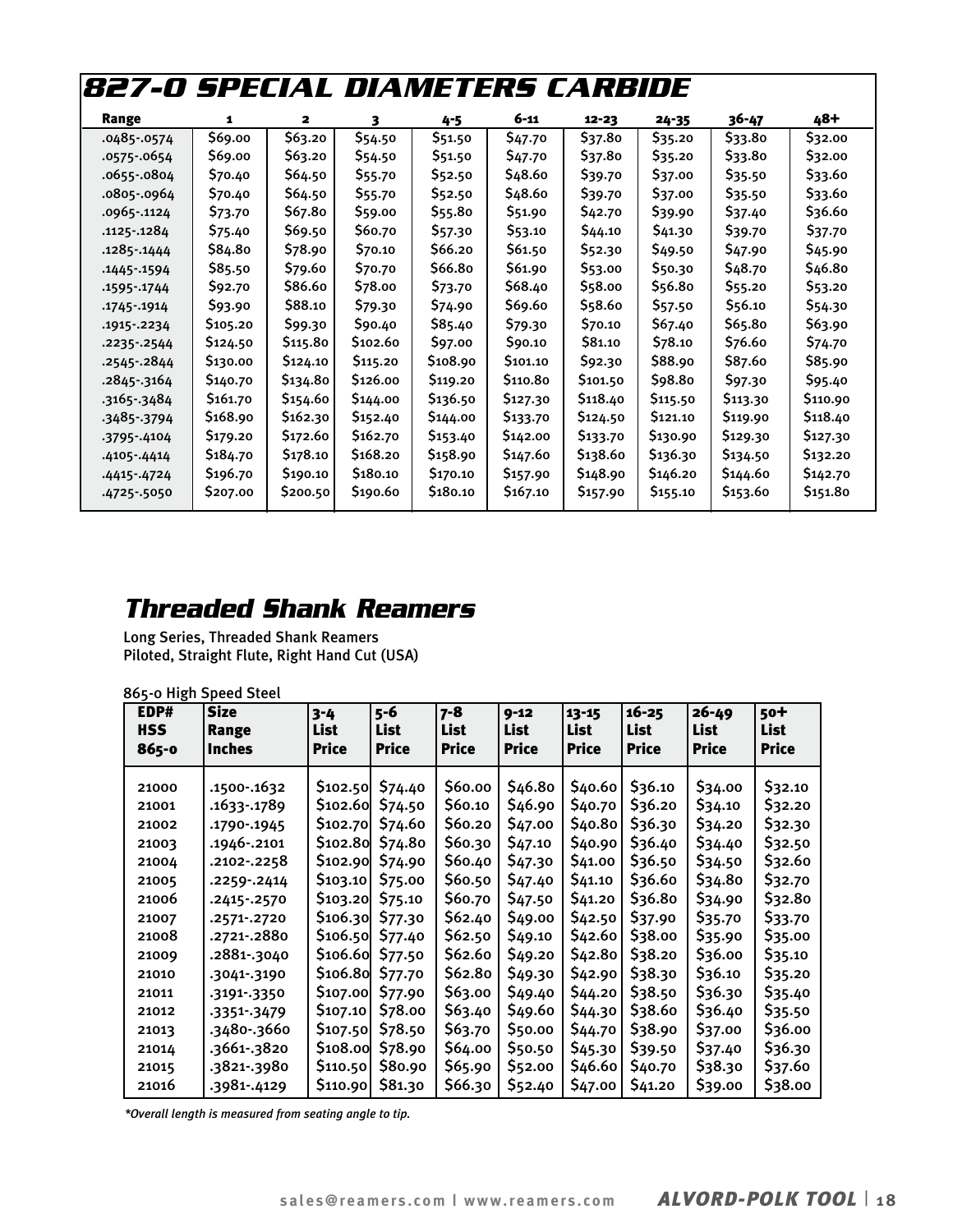# 827-0 SPECIAL DIAMETERS CARBIDE

| Range | 1 | 2 | 3 | 4-5 | 6-11 | 12-23 | 24-35 | 36-47 | 48+ |
|---|---|---|---|---|---|---|---|---|---|
| .0485-.0574 | $69.00 | $63.20 | $54.50 | $51.50 | $47.70 | $37.80 | $35.20 | $33.80 | $32.00 |
| .0575-.0654 | $69.00 | $63.20 | $54.50 | $51.50 | $47.70 | $37.80 | $35.20 | $33.80 | $32.00 |
| .0655-.0804 | $70.40 | $64.50 | $55.70 | $52.50 | $48.60 | $39.70 | $37.00 | $35.50 | $33.60 |
| .0805-.0964 | $70.40 | $64.50 | $55.70 | $52.50 | $48.60 | $39.70 | $37.00 | $35.50 | $33.60 |
| .0965-.1124 | $73.70 | $67.80 | $59.00 | $55.80 | $51.90 | $42.70 | $39.90 | $37.40 | $36.60 |
| .1125-.1284 | $75.40 | $69.50 | $60.70 | $57.30 | $53.10 | $44.10 | $41.30 | $39.70 | $37.70 |
| .1285-.1444 | $84.80 | $78.90 | $70.10 | $66.20 | $61.50 | $52.30 | $49.50 | $47.90 | $45.90 |
| .1445-.1594 | $85.50 | $79.60 | $70.70 | $66.80 | $61.90 | $53.00 | $50.30 | $48.70 | $46.80 |
| .1595-.1744 | $92.70 | $86.60 | $78.00 | $73.70 | $68.40 | $58.00 | $56.80 | $55.20 | $53.20 |
| .1745-.1914 | $93.90 | $88.10 | $79.30 | $74.90 | $69.60 | $58.60 | $57.50 | $56.10 | $54.30 |
| .1915-.2234 | $105.20 | $99.30 | $90.40 | $85.40 | $79.30 | $70.10 | $67.40 | $65.80 | $63.90 |
| .2235-.2544 | $124.50 | $115.80 | $102.60 | $97.00 | $90.10 | $81.10 | $78.10 | $76.60 | $74.70 |
| .2545-.2844 | $130.00 | $124.10 | $115.20 | $108.90 | $101.10 | $92.30 | $88.90 | $87.60 | $85.90 |
| .2845-.3164 | $140.70 | $134.80 | $126.00 | $119.20 | $110.80 | $101.50 | $98.80 | $97.30 | $95.40 |
| .3165-.3484 | $161.70 | $154.60 | $144.00 | $136.50 | $127.30 | $118.40 | $115.50 | $113.30 | $110.90 |
| .3485-.3794 | $168.90 | $162.30 | $152.40 | $144.00 | $133.70 | $124.50 | $121.10 | $119.90 | $118.40 |
| .3795-.4104 | $179.20 | $172.60 | $162.70 | $153.40 | $142.00 | $133.70 | $130.90 | $129.30 | $127.30 |
| .4105-.4414 | $184.70 | $178.10 | $168.20 | $158.90 | $147.60 | $138.60 | $136.30 | $134.50 | $132.20 |
| .4415-.4724 | $196.70 | $190.10 | $180.10 | $170.10 | $157.90 | $148.90 | $146.20 | $144.60 | $142.70 |
| .4725-.5050 | $207.00 | $200.50 | $190.60 | $180.10 | $167.10 | $157.90 | $155.10 | $153.60 | $151.80 |

# Threaded Shank Reamers

Long Series, Threaded Shank Reamers
Piloted, Straight Flute, Right Hand Cut (USA)

865-0 High Speed Steel

| EDP# HSS 865-0 | Size Range Inches | 3-4 List Price | 5-6 List Price | 7-8 List Price | 9-12 List Price | 13-15 List Price | 16-25 List Price | 26-49 List Price | 50+ List Price |
|---|---|---|---|---|---|---|---|---|---|
| 21000 | .1500-.1632 | $102.50 | $74.40 | $60.00 | $46.80 | $40.60 | $36.10 | $34.00 | $32.10 |
| 21001 | .1633-.1789 | $102.60 | $74.50 | $60.10 | $46.90 | $40.70 | $36.20 | $34.10 | $32.20 |
| 21002 | .1790-.1945 | $102.70 | $74.60 | $60.20 | $47.00 | $40.80 | $36.30 | $34.20 | $32.30 |
| 21003 | .1946-.2101 | $102.80 | $74.80 | $60.30 | $47.10 | $40.90 | $36.40 | $34.40 | $32.50 |
| 21004 | .2102-.2258 | $102.90 | $74.90 | $60.40 | $47.30 | $41.00 | $36.50 | $34.50 | $32.60 |
| 21005 | .2259-.2414 | $103.10 | $75.00 | $60.50 | $47.40 | $41.10 | $36.60 | $34.80 | $32.70 |
| 21006 | .2415-.2570 | $103.20 | $75.10 | $60.70 | $47.50 | $41.20 | $36.80 | $34.90 | $32.80 |
| 21007 | .2571-.2720 | $106.30 | $77.30 | $62.40 | $49.00 | $42.50 | $37.90 | $35.70 | $33.70 |
| 21008 | .2721-.2880 | $106.50 | $77.40 | $62.50 | $49.10 | $42.60 | $38.00 | $35.90 | $35.00 |
| 21009 | .2881-.3040 | $106.60 | $77.50 | $62.60 | $49.20 | $42.80 | $38.20 | $36.00 | $35.10 |
| 21010 | .3041-.3190 | $106.80 | $77.70 | $62.80 | $49.30 | $42.90 | $38.30 | $36.10 | $35.20 |
| 21011 | .3191-.3350 | $107.00 | $77.90 | $63.00 | $49.40 | $44.20 | $38.50 | $36.30 | $35.40 |
| 21012 | .3351-.3479 | $107.10 | $78.00 | $63.40 | $49.60 | $44.30 | $38.60 | $36.40 | $35.50 |
| 21013 | .3480-.3660 | $107.50 | $78.50 | $63.70 | $50.00 | $44.70 | $38.90 | $37.00 | $36.00 |
| 21014 | .3661-.3820 | $108.00 | $78.90 | $64.00 | $50.50 | $45.30 | $39.50 | $37.40 | $36.30 |
| 21015 | .3821-.3980 | $110.50 | $80.90 | $65.90 | $52.00 | $46.60 | $40.70 | $38.30 | $37.60 |
| 21016 | .3981-.4129 | $110.90 | $81.30 | $66.30 | $52.40 | $47.00 | $41.20 | $39.00 | $38.00 |

*\*Overall length is measured from seating angle to tip.*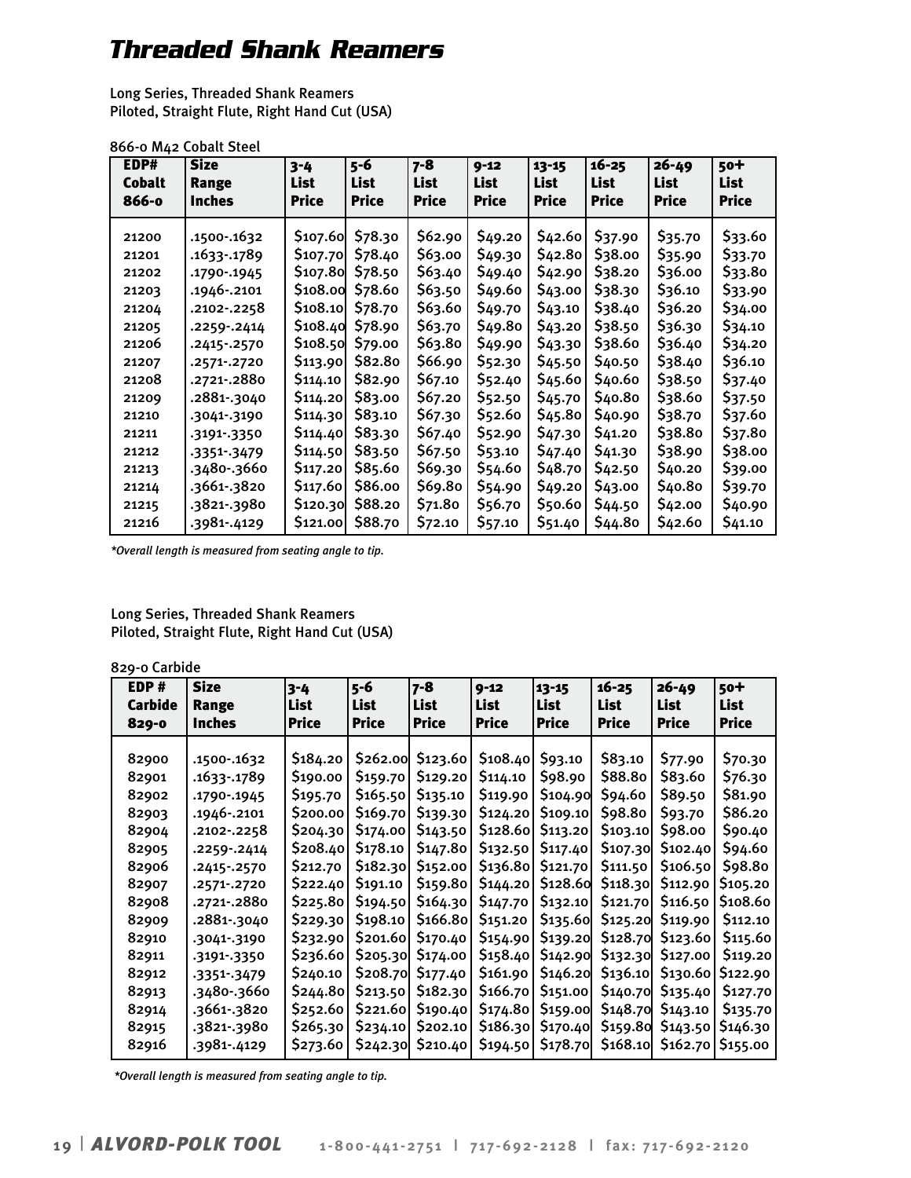# Threaded Shank Reamers

Long Series, Threaded Shank Reamers
Piloted, Straight Flute, Right Hand Cut (USA)

866-0 M42 Cobalt Steel

| EDP# Cobalt 866-0 | Size Range Inches | 3-4 List Price | 5-6 List Price | 7-8 List Price | 9-12 List Price | 13-15 List Price | 16-25 List Price | 26-49 List Price | 50+ List Price |
|---|---|---|---|---|---|---|---|---|---|
| 21200 | .1500-.1632 | $107.60 | $78.30 | $62.90 | $49.20 | $42.60 | $37.90 | $35.70 | $33.60 |
| 21201 | .1633-.1789 | $107.70 | $78.40 | $63.00 | $49.30 | $42.80 | $38.00 | $35.90 | $33.70 |
| 21202 | .1790-.1945 | $107.80 | $78.50 | $63.40 | $49.40 | $42.90 | $38.20 | $36.00 | $33.80 |
| 21203 | .1946-.2101 | $108.00 | $78.60 | $63.50 | $49.60 | $43.00 | $38.30 | $36.10 | $33.90 |
| 21204 | .2102-.2258 | $108.10 | $78.70 | $63.60 | $49.70 | $43.10 | $38.40 | $36.20 | $34.00 |
| 21205 | .2259-.2414 | $108.40 | $78.90 | $63.70 | $49.80 | $43.20 | $38.50 | $36.30 | $34.10 |
| 21206 | .2415-.2570 | $108.50 | $79.00 | $63.80 | $49.90 | $43.30 | $38.60 | $36.40 | $34.20 |
| 21207 | .2571-.2720 | $113.90 | $82.80 | $66.90 | $52.30 | $45.50 | $40.50 | $38.40 | $36.10 |
| 21208 | .2721-.2880 | $114.10 | $82.90 | $67.10 | $52.40 | $45.60 | $40.60 | $38.50 | $37.40 |
| 21209 | .2881-.3040 | $114.20 | $83.00 | $67.20 | $52.50 | $45.70 | $40.80 | $38.60 | $37.50 |
| 21210 | .3041-.3190 | $114.30 | $83.10 | $67.30 | $52.60 | $45.80 | $40.90 | $38.70 | $37.60 |
| 21211 | .3191-.3350 | $114.40 | $83.30 | $67.40 | $52.90 | $47.30 | $41.20 | $38.80 | $37.80 |
| 21212 | .3351-.3479 | $114.50 | $83.50 | $67.50 | $53.10 | $47.40 | $41.30 | $38.90 | $38.00 |
| 21213 | .3480-.3660 | $117.20 | $85.60 | $69.30 | $54.60 | $48.70 | $42.50 | $40.20 | $39.00 |
| 21214 | .3661-.3820 | $117.60 | $86.00 | $69.80 | $54.90 | $49.20 | $43.00 | $40.80 | $39.70 |
| 21215 | .3821-.3980 | $120.30 | $88.20 | $71.80 | $56.70 | $50.60 | $44.50 | $42.00 | $40.90 |
| 21216 | .3981-.4129 | $121.00 | $88.70 | $72.10 | $57.10 | $51.40 | $44.80 | $42.60 | $41.10 |

*\*Overall length is measured from seating angle to tip.*

Long Series, Threaded Shank Reamers
Piloted, Straight Flute, Right Hand Cut (USA)

829-0 Carbide

| EDP # Carbide 829-0 | Size Range Inches | 3-4 List Price | 5-6 List Price | 7-8 List Price | 9-12 List Price | 13-15 List Price | 16-25 List Price | 26-49 List Price | 50+ List Price |
|---|---|---|---|---|---|---|---|---|---|
| 82900 | .1500-.1632 | $184.20 | $262.00 | $123.60 | $108.40 | $93.10 | $83.10 | $77.90 | $70.30 |
| 82901 | .1633-.1789 | $190.00 | $159.70 | $129.20 | $114.10 | $98.90 | $88.80 | $83.60 | $76.30 |
| 82902 | .1790-.1945 | $195.70 | $165.50 | $135.10 | $119.90 | $104.90 | $94.60 | $89.50 | $81.90 |
| 82903 | .1946-.2101 | $200.00 | $169.70 | $139.30 | $124.20 | $109.10 | $98.80 | $93.70 | $86.20 |
| 82904 | .2102-.2258 | $204.30 | $174.00 | $143.50 | $128.60 | $113.20 | $103.10 | $98.00 | $90.40 |
| 82905 | .2259-.2414 | $208.40 | $178.10 | $147.80 | $132.50 | $117.40 | $107.30 | $102.40 | $94.60 |
| 82906 | .2415-.2570 | $212.70 | $182.30 | $152.00 | $136.80 | $121.70 | $111.50 | $106.50 | $98.80 |
| 82907 | .2571-.2720 | $222.40 | $191.10 | $159.80 | $144.20 | $128.60 | $118.30 | $112.90 | $105.20 |
| 82908 | .2721-.2880 | $225.80 | $194.50 | $164.30 | $147.70 | $132.10 | $121.70 | $116.50 | $108.60 |
| 82909 | .2881-.3040 | $229.30 | $198.10 | $166.80 | $151.20 | $135.60 | $125.20 | $119.90 | $112.10 |
| 82910 | .3041-.3190 | $232.90 | $201.60 | $170.40 | $154.90 | $139.20 | $128.70 | $123.60 | $115.60 |
| 82911 | .3191-.3350 | $236.60 | $205.30 | $174.00 | $158.40 | $142.90 | $132.30 | $127.00 | $119.20 |
| 82912 | .3351-.3479 | $240.10 | $208.70 | $177.40 | $161.90 | $146.20 | $136.10 | $130.60 | $122.90 |
| 82913 | .3480-.3660 | $244.80 | $213.50 | $182.30 | $166.70 | $151.00 | $140.70 | $135.40 | $127.70 |
| 82914 | .3661-.3820 | $252.60 | $221.60 | $190.40 | $174.80 | $159.00 | $148.70 | $143.10 | $135.70 |
| 82915 | .3821-.3980 | $265.30 | $234.10 | $202.10 | $186.30 | $170.40 | $159.80 | $143.50 | $146.30 |
| 82916 | .3981-.4129 | $273.60 | $242.30 | $210.40 | $194.50 | $178.70 | $168.10 | $162.70 | $155.00 |

*\*Overall length is measured from seating angle to tip.*

**ALVORD-POLK TOOL** 1-800-441-2751 | 717-692-2128 | fax: 717-692-2120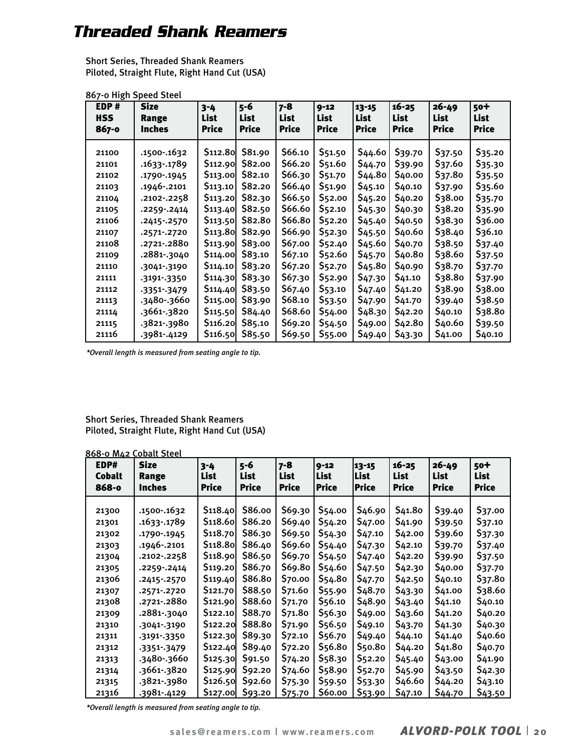# Threaded Shank Reamers

Short Series, Threaded Shank Reamers
Piloted, Straight Flute, Right Hand Cut (USA)

867-0 High Speed Steel

| EDP # HSS 867-0 | Size Range Inches | 3-4 List Price | 5-6 List Price | 7-8 List Price | 9-12 List Price | 13-15 List Price | 16-25 List Price | 26-49 List Price | 50+ List Price |
|---|---|---|---|---|---|---|---|---|---|
| 21100 | .1500-.1632 | $112.80 | $81.90 | $66.10 | $51.50 | $44.60 | $39.70 | $37.50 | $35.20 |
| 21101 | .1633-.1789 | $112.90 | $82.00 | $66.20 | $51.60 | $44.70 | $39.90 | $37.60 | $35.30 |
| 21102 | .1790-.1945 | $113.00 | $82.10 | $66.30 | $51.70 | $44.80 | $40.00 | $37.80 | $35.50 |
| 21103 | .1946-.2101 | $113.10 | $82.20 | $66.40 | $51.90 | $45.10 | $40.10 | $37.90 | $35.60 |
| 21104 | .2102-.2258 | $113.20 | $82.30 | $66.50 | $52.00 | $45.20 | $40.20 | $38.00 | $35.70 |
| 21105 | .2259-.2414 | $113.40 | $82.50 | $66.60 | $52.10 | $45.30 | $40.30 | $38.20 | $35.90 |
| 21106 | .2415-.2570 | $113.50 | $82.80 | $66.80 | $52.20 | $45.40 | $40.50 | $38.30 | $36.00 |
| 21107 | .2571-.2720 | $113.80 | $82.90 | $66.90 | $52.30 | $45.50 | $40.60 | $38.40 | $36.10 |
| 21108 | .2721-.2880 | $113.90 | $83.00 | $67.00 | $52.40 | $45.60 | $40.70 | $38.50 | $37.40 |
| 21109 | .2881-.3040 | $114.00 | $83.10 | $67.10 | $52.60 | $45.70 | $40.80 | $38.60 | $37.50 |
| 21110 | .3041-.3190 | $114.10 | $83.20 | $67.20 | $52.70 | $45.80 | $40.90 | $38.70 | $37.70 |
| 21111 | .3191-.3350 | $114.30 | $83.30 | $67.30 | $52.90 | $47.30 | $41.10 | $38.80 | $37.90 |
| 21112 | .3351-.3479 | $114.40 | $83.50 | $67.40 | $53.10 | $47.40 | $41.20 | $38.90 | $38.00 |
| 21113 | .3480-.3660 | $115.00 | $83.90 | $68.10 | $53.50 | $47.90 | $41.70 | $39.40 | $38.50 |
| 21114 | .3661-.3820 | $115.50 | $84.40 | $68.60 | $54.00 | $48.30 | $42.20 | $40.10 | $38.80 |
| 21115 | .3821-.3980 | $116.20 | $85.10 | $69.20 | $54.50 | $49.00 | $42.80 | $40.60 | $39.50 |
| 21116 | .3981-.4129 | $116.50 | $85.50 | $69.50 | $55.00 | $49.40 | $43.30 | $41.00 | $40.10 |

*\*Overall length is measured from seating angle to tip.*

Short Series, Threaded Shank Reamers
Piloted, Straight Flute, Right Hand Cut (USA)

868-0 M42 Cobalt Steel

| EDP# Cobalt 868-0 | Size Range Inches | 3-4 List Price | 5-6 List Price | 7-8 List Price | 9-12 List Price | 13-15 List Price | 16-25 List Price | 26-49 List Price | 50+ List Price |
|---|---|---|---|---|---|---|---|---|---|
| 21300 | .1500-.1632 | $118.40 | $86.00 | $69.30 | $54.00 | $46.90 | $41.80 | $39.40 | $37.00 |
| 21301 | .1633-.1789 | $118.60 | $86.20 | $69.40 | $54.20 | $47.00 | $41.90 | $39.50 | $37.10 |
| 21302 | .1790-.1945 | $118.70 | $86.30 | $69.50 | $54.30 | $47.10 | $42.00 | $39.60 | $37.30 |
| 21303 | .1946-.2101 | $118.80 | $86.40 | $69.60 | $54.40 | $47.30 | $42.10 | $39.70 | $37.40 |
| 21304 | .2102-.2258 | $118.90 | $86.50 | $69.70 | $54.50 | $47.40 | $42.20 | $39.90 | $37.50 |
| 21305 | .2259-.2414 | $119.20 | $86.70 | $69.80 | $54.60 | $47.50 | $42.30 | $40.00 | $37.70 |
| 21306 | .2415-.2570 | $119.40 | $86.80 | $70.00 | $54.80 | $47.70 | $42.50 | $40.10 | $37.80 |
| 21307 | .2571-.2720 | $121.70 | $88.50 | $71.60 | $55.90 | $48.70 | $43.30 | $41.00 | $38.60 |
| 21308 | .2721-.2880 | $121.90 | $88.60 | $71.70 | $56.10 | $48.90 | $43.40 | $41.10 | $40.10 |
| 21309 | .2881-.3040 | $122.10 | $88.70 | $71.80 | $56.30 | $49.00 | $43.60 | $41.20 | $40.20 |
| 21310 | .3041-.3190 | $122.20 | $88.80 | $71.90 | $56.50 | $49.10 | $43.70 | $41.30 | $40.30 |
| 21311 | .3191-.3350 | $122.30 | $89.30 | $72.10 | $56.70 | $49.40 | $44.10 | $41.40 | $40.60 |
| 21312 | .3351-.3479 | $122.40 | $89.40 | $72.20 | $56.80 | $50.80 | $44.20 | $41.80 | $40.70 |
| 21313 | .3480-.3660 | $125.30 | $91.50 | $74.20 | $58.30 | $52.20 | $45.40 | $43.00 | $41.90 |
| 21314 | .3661-.3820 | $125.90 | $92.20 | $74.60 | $58.90 | $52.70 | $45.90 | $43.50 | $42.30 |
| 21315 | .3821-.3980 | $126.50 | $92.60 | $75.30 | $59.50 | $53.30 | $46.60 | $44.20 | $43.10 |
| 21316 | .3981-.4129 | $127.00 | $93.20 | $75.70 | $60.00 | $53.90 | $47.10 | $44.70 | $43.50 |

*\*Overall length is measured from seating angle to tip.*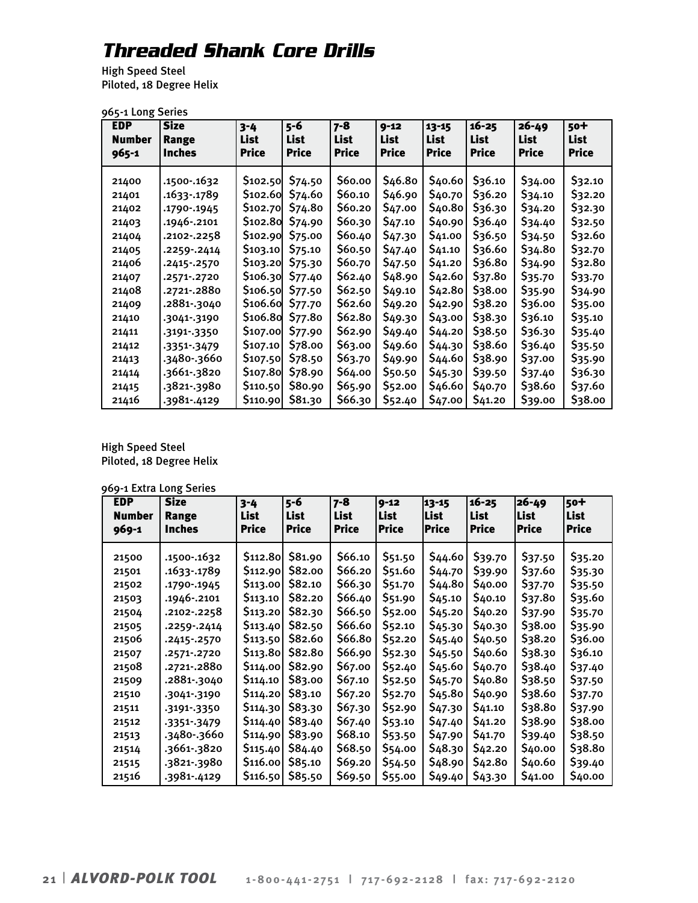# Threaded Shank Core Drills

High Speed Steel
Piloted, 18 Degree Helix

965-1 Long Series

| EDP Number 965-1 | Size Range Inches | 3-4 List Price | 5-6 List Price | 7-8 List Price | 9-12 List Price | 13-15 List Price | 16-25 List Price | 26-49 List Price | 50+ List Price |
|---|---|---|---|---|---|---|---|---|---|
| 21400 | .1500-.1632 | $102.50 | $74.50 | $60.00 | $46.80 | $40.60 | $36.10 | $34.00 | $32.10 |
| 21401 | .1633-.1789 | $102.60 | $74.60 | $60.10 | $46.90 | $40.70 | $36.20 | $34.10 | $32.20 |
| 21402 | .1790-.1945 | $102.70 | $74.80 | $60.20 | $47.00 | $40.80 | $36.30 | $34.20 | $32.30 |
| 21403 | .1946-.2101 | $102.80 | $74.90 | $60.30 | $47.10 | $40.90 | $36.40 | $34.40 | $32.50 |
| 21404 | .2102-.2258 | $102.90 | $75.00 | $60.40 | $47.30 | $41.00 | $36.50 | $34.50 | $32.60 |
| 21405 | .2259-.2414 | $103.10 | $75.10 | $60.50 | $47.40 | $41.10 | $36.60 | $34.80 | $32.70 |
| 21406 | .2415-.2570 | $103.20 | $75.30 | $60.70 | $47.50 | $41.20 | $36.80 | $34.90 | $32.80 |
| 21407 | .2571-.2720 | $106.30 | $77.40 | $62.40 | $48.90 | $42.60 | $37.80 | $35.70 | $33.70 |
| 21408 | .2721-.2880 | $106.50 | $77.50 | $62.50 | $49.10 | $42.80 | $38.00 | $35.90 | $34.90 |
| 21409 | .2881-.3040 | $106.60 | $77.70 | $62.60 | $49.20 | $42.90 | $38.20 | $36.00 | $35.00 |
| 21410 | .3041-.3190 | $106.80 | $77.80 | $62.80 | $49.30 | $43.00 | $38.30 | $36.10 | $35.10 |
| 21411 | .3191-.3350 | $107.00 | $77.90 | $62.90 | $49.40 | $44.20 | $38.50 | $36.30 | $35.40 |
| 21412 | .3351-.3479 | $107.10 | $78.00 | $63.00 | $49.60 | $44.30 | $38.60 | $36.40 | $35.50 |
| 21413 | .3480-.3660 | $107.50 | $78.50 | $63.70 | $49.90 | $44.60 | $38.90 | $37.00 | $35.90 |
| 21414 | .3661-.3820 | $107.80 | $78.90 | $64.00 | $50.50 | $45.30 | $39.50 | $37.40 | $36.30 |
| 21415 | .3821-.3980 | $110.50 | $80.90 | $65.90 | $52.00 | $46.60 | $40.70 | $38.60 | $37.60 |
| 21416 | .3981-.4129 | $110.90 | $81.30 | $66.30 | $52.40 | $47.00 | $41.20 | $39.00 | $38.00 |

High Speed Steel
Piloted, 18 Degree Helix

969-1 Extra Long Series

| EDP Number 969-1 | Size Range Inches | 3-4 List Price | 5-6 List Price | 7-8 List Price | 9-12 List Price | 13-15 List Price | 16-25 List Price | 26-49 List Price | 50+ List Price |
|---|---|---|---|---|---|---|---|---|---|
| 21500 | .1500-.1632 | $112.80 | $81.90 | $66.10 | $51.50 | $44.60 | $39.70 | $37.50 | $35.20 |
| 21501 | .1633-.1789 | $112.90 | $82.00 | $66.20 | $51.60 | $44.70 | $39.90 | $37.60 | $35.30 |
| 21502 | .1790-.1945 | $113.00 | $82.10 | $66.30 | $51.70 | $44.80 | $40.00 | $37.70 | $35.50 |
| 21503 | .1946-.2101 | $113.10 | $82.20 | $66.40 | $51.90 | $45.10 | $40.10 | $37.80 | $35.60 |
| 21504 | .2102-.2258 | $113.20 | $82.30 | $66.50 | $52.00 | $45.20 | $40.20 | $37.90 | $35.70 |
| 21505 | .2259-.2414 | $113.40 | $82.50 | $66.60 | $52.10 | $45.30 | $40.30 | $38.00 | $35.90 |
| 21506 | .2415-.2570 | $113.50 | $82.60 | $66.80 | $52.20 | $45.40 | $40.50 | $38.20 | $36.00 |
| 21507 | .2571-.2720 | $113.80 | $82.80 | $66.90 | $52.30 | $45.50 | $40.60 | $38.30 | $36.10 |
| 21508 | .2721-.2880 | $114.00 | $82.90 | $67.00 | $52.40 | $45.60 | $40.70 | $38.40 | $37.40 |
| 21509 | .2881-.3040 | $114.10 | $83.00 | $67.10 | $52.50 | $45.70 | $40.80 | $38.50 | $37.50 |
| 21510 | .3041-.3190 | $114.20 | $83.10 | $67.20 | $52.70 | $45.80 | $40.90 | $38.60 | $37.70 |
| 21511 | .3191-.3350 | $114.30 | $83.30 | $67.30 | $52.90 | $47.30 | $41.10 | $38.80 | $37.90 |
| 21512 | .3351-.3479 | $114.40 | $83.40 | $67.40 | $53.10 | $47.40 | $41.20 | $38.90 | $38.00 |
| 21513 | .3480-.3660 | $114.90 | $83.90 | $68.10 | $53.50 | $47.90 | $41.70 | $39.40 | $38.50 |
| 21514 | .3661-.3820 | $115.40 | $84.40 | $68.50 | $54.00 | $48.30 | $42.20 | $40.00 | $38.80 |
| 21515 | .3821-.3980 | $116.00 | $85.10 | $69.20 | $54.50 | $48.90 | $42.80 | $40.60 | $39.40 |
| 21516 | .3981-.4129 | $116.50 | $85.50 | $69.50 | $55.00 | $49.40 | $43.30 | $41.00 | $40.00 |

**ALVORD-POLK TOOL** 1-800-441-2751 | 717-692-2128 | fax: 717-692-2120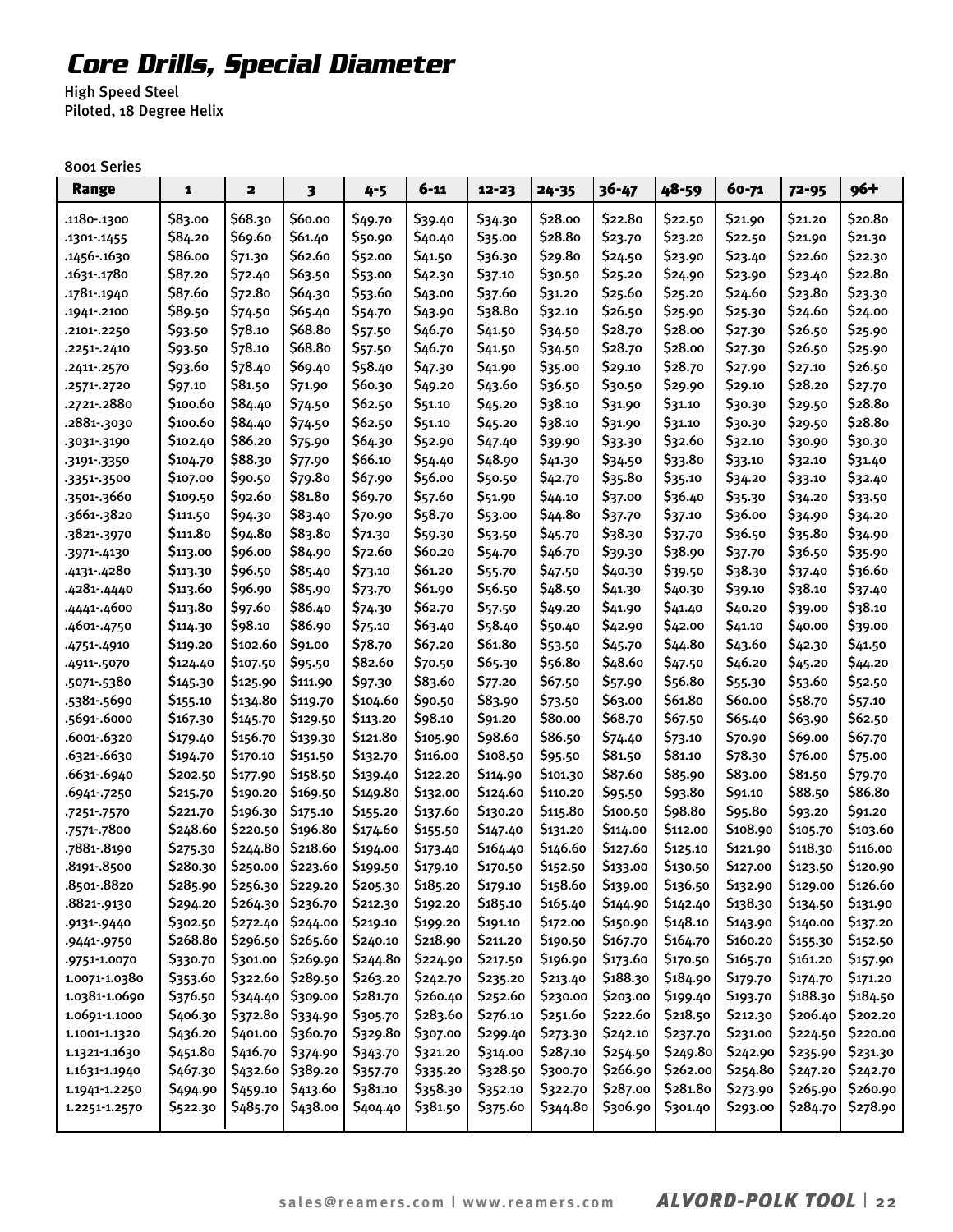# Core Drills, Special Diameter

High Speed Steel
Piloted, 18 Degree Helix

8001 Series

| Range | 1 | 2 | 3 | 4-5 | 6-11 | 12-23 | 24-35 | 36-47 | 48-59 | 60-71 | 72-95 | 96+ |
|---|---|---|---|---|---|---|---|---|---|---|---|---|
| .1180-.1300 | $83.00 | $68.30 | $60.00 | $49.70 | $39.40 | $34.30 | $28.00 | $22.80 | $22.50 | $21.90 | $21.20 | $20.80 |
| .1301-.1455 | $84.20 | $69.60 | $61.40 | $50.90 | $40.40 | $35.00 | $28.80 | $23.70 | $23.20 | $22.50 | $21.90 | $21.30 |
| .1456-.1630 | $86.00 | $71.30 | $62.60 | $52.00 | $41.50 | $36.30 | $29.80 | $24.50 | $23.90 | $23.40 | $22.60 | $22.30 |
| .1631-.1780 | $87.20 | $72.40 | $63.50 | $53.00 | $42.30 | $37.10 | $30.50 | $25.20 | $24.90 | $23.90 | $23.40 | $22.80 |
| .1781-.1940 | $87.60 | $72.80 | $64.30 | $53.60 | $43.00 | $37.60 | $31.20 | $25.60 | $25.20 | $24.60 | $23.80 | $23.30 |
| .1941-.2100 | $89.50 | $74.50 | $65.40 | $54.70 | $43.90 | $38.80 | $32.10 | $26.50 | $25.90 | $25.30 | $24.60 | $24.00 |
| .2101-.2250 | $93.50 | $78.10 | $68.80 | $57.50 | $46.70 | $41.50 | $34.50 | $28.70 | $28.00 | $27.30 | $26.50 | $25.90 |
| .2251-.2410 | $93.50 | $78.10 | $68.80 | $57.50 | $46.70 | $41.50 | $34.50 | $28.70 | $28.00 | $27.30 | $26.50 | $25.90 |
| .2411-.2570 | $93.60 | $78.40 | $69.40 | $58.40 | $47.30 | $41.90 | $35.00 | $29.10 | $28.70 | $27.90 | $27.10 | $26.50 |
| .2571-.2720 | $97.10 | $81.50 | $71.90 | $60.30 | $49.20 | $43.60 | $36.50 | $30.50 | $29.90 | $29.10 | $28.20 | $27.70 |
| .2721-.2880 | $100.60 | $84.40 | $74.50 | $62.50 | $51.10 | $45.20 | $38.10 | $31.90 | $31.10 | $30.30 | $29.50 | $28.80 |
| .2881-.3030 | $100.60 | $84.40 | $74.50 | $62.50 | $51.10 | $45.20 | $38.10 | $31.90 | $31.10 | $30.30 | $29.50 | $28.80 |
| .3031-.3190 | $102.40 | $86.20 | $75.90 | $64.30 | $52.90 | $47.40 | $39.90 | $33.30 | $32.60 | $32.10 | $30.90 | $30.30 |
| .3191-.3350 | $104.70 | $88.30 | $77.90 | $66.10 | $54.40 | $48.90 | $41.30 | $34.50 | $33.80 | $33.10 | $32.10 | $31.40 |
| .3351-.3500 | $107.00 | $90.50 | $79.80 | $67.90 | $56.00 | $50.50 | $42.70 | $35.80 | $35.10 | $34.20 | $33.10 | $32.40 |
| .3501-.3660 | $109.50 | $92.60 | $81.80 | $69.70 | $57.60 | $51.90 | $44.10 | $37.00 | $36.40 | $35.30 | $34.20 | $33.50 |
| .3661-.3820 | $111.50 | $94.30 | $83.40 | $70.90 | $58.70 | $53.00 | $44.80 | $37.70 | $37.10 | $36.00 | $34.90 | $34.20 |
| .3821-.3970 | $111.80 | $94.80 | $83.80 | $71.30 | $59.30 | $53.50 | $45.70 | $38.30 | $37.70 | $36.50 | $35.80 | $34.90 |
| .3971-.4130 | $113.00 | $96.00 | $84.90 | $72.60 | $60.20 | $54.70 | $46.70 | $39.30 | $38.90 | $37.70 | $36.50 | $35.90 |
| .4131-.4280 | $113.30 | $96.50 | $85.40 | $73.10 | $61.20 | $55.70 | $47.50 | $40.30 | $39.50 | $38.30 | $37.40 | $36.60 |
| .4281-.4440 | $113.60 | $96.90 | $85.90 | $73.70 | $61.90 | $56.50 | $48.50 | $41.30 | $40.30 | $39.10 | $38.10 | $37.40 |
| .4441-.4600 | $113.80 | $97.60 | $86.40 | $74.30 | $62.70 | $57.50 | $49.20 | $41.90 | $41.40 | $40.20 | $39.00 | $38.10 |
| .4601-.4750 | $114.30 | $98.10 | $86.90 | $75.10 | $63.40 | $58.40 | $50.40 | $42.90 | $42.00 | $41.10 | $40.00 | $39.00 |
| .4751-.4910 | $119.20 | $102.60 | $91.00 | $78.70 | $67.20 | $61.80 | $53.50 | $45.70 | $44.80 | $43.60 | $42.30 | $41.50 |
| .4911-.5070 | $124.40 | $107.50 | $95.50 | $82.60 | $70.50 | $65.30 | $56.80 | $48.60 | $47.50 | $46.20 | $45.20 | $44.20 |
| .5071-.5380 | $145.30 | $125.90 | $111.90 | $97.30 | $83.60 | $77.20 | $67.50 | $57.90 | $56.80 | $55.30 | $53.60 | $52.50 |
| .5381-.5690 | $155.10 | $134.80 | $119.70 | $104.60 | $90.50 | $83.90 | $73.50 | $63.00 | $61.80 | $60.00 | $58.70 | $57.10 |
| .5691-.6000 | $167.30 | $145.70 | $129.50 | $113.20 | $98.10 | $91.20 | $80.00 | $68.70 | $67.50 | $65.40 | $63.90 | $62.50 |
| .6001-.6320 | $179.40 | $156.70 | $139.30 | $121.80 | $105.90 | $98.60 | $86.50 | $74.40 | $73.10 | $70.90 | $69.00 | $67.70 |
| .6321-.6630 | $194.70 | $170.10 | $151.50 | $132.70 | $116.00 | $108.50 | $95.50 | $81.50 | $81.10 | $78.30 | $76.00 | $75.00 |
| .6631-.6940 | $202.50 | $177.90 | $158.50 | $139.40 | $122.20 | $114.90 | $101.30 | $87.60 | $85.90 | $83.00 | $81.50 | $79.70 |
| .6941-.7250 | $215.70 | $190.20 | $169.50 | $149.80 | $132.00 | $124.60 | $110.20 | $95.50 | $93.80 | $91.10 | $88.50 | $86.80 |
| .7251-.7570 | $221.70 | $196.30 | $175.10 | $155.20 | $137.60 | $130.20 | $115.80 | $100.50 | $98.80 | $95.80 | $93.20 | $91.20 |
| .7571-.7800 | $248.60 | $220.50 | $196.80 | $174.60 | $155.50 | $147.40 | $131.20 | $114.00 | $112.00 | $108.90 | $105.70 | $103.60 |
| .7881-.8190 | $275.30 | $244.80 | $218.60 | $194.00 | $173.40 | $164.40 | $146.60 | $127.60 | $125.10 | $121.90 | $118.30 | $116.00 |
| .8191-.8500 | $280.30 | $250.00 | $223.60 | $199.50 | $179.10 | $170.50 | $152.50 | $133.00 | $130.50 | $127.00 | $123.50 | $120.90 |
| .8501-.8820 | $285.90 | $256.30 | $229.20 | $205.30 | $185.20 | $179.10 | $158.60 | $139.00 | $136.50 | $132.90 | $129.00 | $126.60 |
| .8821-.9130 | $294.20 | $264.30 | $236.70 | $212.30 | $192.20 | $185.10 | $165.40 | $144.90 | $142.40 | $138.30 | $134.50 | $131.90 |
| .9131-.9440 | $302.50 | $272.40 | $244.00 | $219.10 | $199.20 | $191.10 | $172.00 | $150.90 | $148.10 | $143.90 | $140.00 | $137.20 |
| .9441-.9750 | $268.80 | $296.50 | $265.60 | $240.10 | $218.90 | $211.20 | $190.50 | $167.70 | $164.70 | $160.20 | $155.30 | $152.50 |
| .9751-1.0070 | $330.70 | $301.00 | $269.90 | $244.80 | $224.90 | $217.50 | $196.90 | $173.60 | $170.50 | $165.70 | $161.20 | $157.90 |
| 1.0071-1.0380 | $353.60 | $322.60 | $289.50 | $263.20 | $242.70 | $235.20 | $213.40 | $188.30 | $184.90 | $179.70 | $174.70 | $171.20 |
| 1.0381-1.0690 | $376.50 | $344.40 | $309.00 | $281.70 | $260.40 | $252.60 | $230.00 | $203.00 | $199.40 | $193.70 | $188.30 | $184.50 |
| 1.0691-1.1000 | $406.30 | $372.80 | $334.90 | $305.70 | $283.60 | $276.10 | $251.60 | $222.60 | $218.50 | $212.30 | $206.40 | $202.20 |
| 1.1001-1.1320 | $436.20 | $401.00 | $360.70 | $329.80 | $307.00 | $299.40 | $273.30 | $242.10 | $237.70 | $231.00 | $224.50 | $220.00 |
| 1.1321-1.1630 | $451.80 | $416.70 | $374.90 | $343.70 | $321.20 | $314.00 | $287.10 | $254.50 | $249.80 | $242.90 | $235.90 | $231.30 |
| 1.1631-1.1940 | $467.30 | $432.60 | $389.20 | $357.70 | $335.20 | $328.50 | $300.70 | $266.90 | $262.00 | $254.80 | $247.20 | $242.70 |
| 1.1941-1.2250 | $494.90 | $459.10 | $413.60 | $381.10 | $358.30 | $352.10 | $322.70 | $287.00 | $281.80 | $273.90 | $265.90 | $260.90 |
| 1.2251-1.2570 | $522.30 | $485.70 | $438.00 | $404.40 | $381.50 | $375.60 | $344.80 | $306.90 | $301.40 | $293.00 | $284.70 | $278.90 |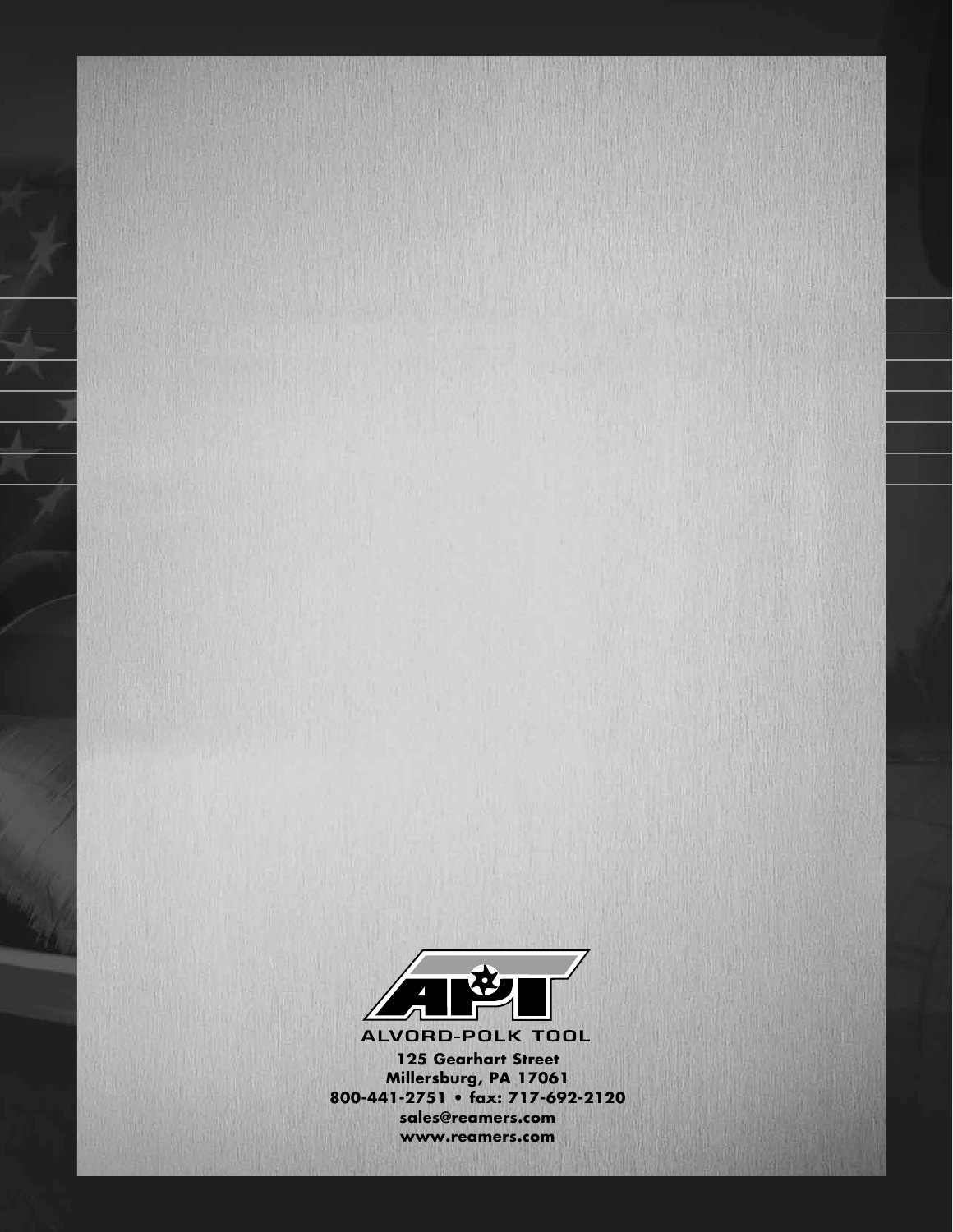APT

ALVORD-POLK TOOL

125 Gearhart Street
Millersburg, PA 17061
800-441-2751 • fax: 717-692-2120
sales@reamers.com
www.reamers.com